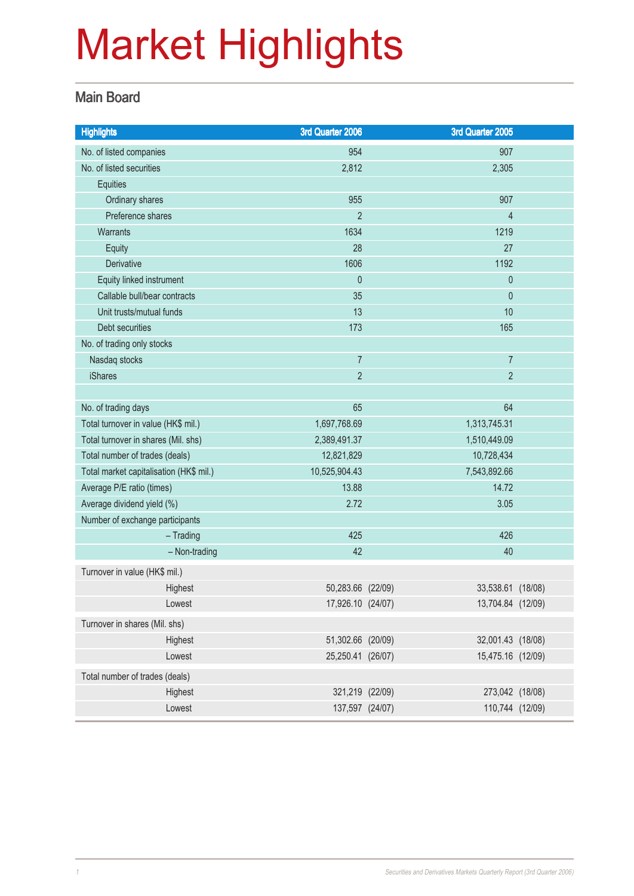# Market Highlights

## Main Board

| Highlights | 3rd Quarter 2006 | 3rd Quarter 2005 |
|---|---|---|
| No. of listed companies | 954 | 907 |
| No. of listed securities | 2,812 | 2,305 |
| Equities | | |
| Ordinary shares | 955 | 907 |
| Preference shares | 2 | 4 |
| Warrants | 1634 | 1219 |
| Equity | 28 | 27 |
| Derivative | 1606 | 1192 |
| Equity linked instrument | 0 | 0 |
| Callable bull/bear contracts | 35 | 0 |
| Unit trusts/mutual funds | 13 | 10 |
| Debt securities | 173 | 165 |
| No. of trading only stocks | | |
| Nasdaq stocks | 7 | 7 |
| iShares | 2 | 2 |
| | | |
| No. of trading days | 65 | 64 |
| Total turnover in value (HK$ mil.) | 1,697,768.69 | 1,313,745.31 |
| Total turnover in shares (Mil. shs) | 2,389,491.37 | 1,510,449.09 |
| Total number of trades (deals) | 12,821,829 | 10,728,434 |
| Total market capitalisation (HK$ mil.) | 10,525,904.43 | 7,543,892.66 |
| Average P/E ratio (times) | 13.88 | 14.72 |
| Average dividend yield (%) | 2.72 | 3.05 |
| Number of exchange participants | | |
| – Trading | 425 | 426 |
| – Non-trading | 42 | 40 |
| Turnover in value (HK$ mil.) | | |
| Highest | 50,283.66 (22/09) | 33,538.61 (18/08) |
| Lowest | 17,926.10 (24/07) | 13,704.84 (12/09) |
| Turnover in shares (Mil. shs) | | |
| Highest | 51,302.66 (20/09) | 32,001.43 (18/08) |
| Lowest | 25,250.41 (26/07) | 15,475.16 (12/09) |
| Total number of trades (deals) | | |
| Highest | 321,219 (22/09) | 273,042 (18/08) |
| Lowest | 137,597 (24/07) | 110,744 (12/09) |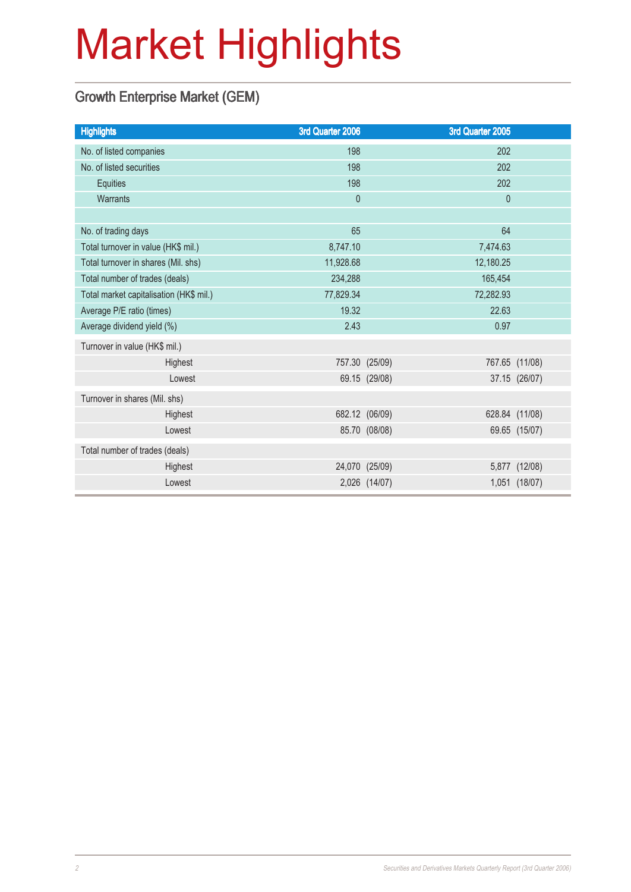# Market Highlights

## Growth Enterprise Market (GEM)

| Highlights | 3rd Quarter 2006 | | 3rd Quarter 2005 | |
|---|---|---|---|---|
| No. of listed companies | 198 | | 202 | |
| No. of listed securities | 198 | | 202 | |
| Equities | 198 | | 202 | |
| Warrants | 0 | | 0 | |
| | | | | |
| No. of trading days | 65 | | 64 | |
| Total turnover in value (HK$ mil.) | 8,747.10 | | 7,474.63 | |
| Total turnover in shares (Mil. shs) | 11,928.68 | | 12,180.25 | |
| Total number of trades (deals) | 234,288 | | 165,454 | |
| Total market capitalisation (HK$ mil.) | 77,829.34 | | 72,282.93 | |
| Average P/E ratio (times) | 19.32 | | 22.63 | |
| Average dividend yield (%) | 2.43 | | 0.97 | |
| Turnover in value (HK$ mil.) | | | | |
| Highest | 757.30 | (25/09) | 767.65 | (11/08) |
| Lowest | 69.15 | (29/08) | 37.15 | (26/07) |
| Turnover in shares (Mil. shs) | | | | |
| Highest | 682.12 | (06/09) | 628.84 | (11/08) |
| Lowest | 85.70 | (08/08) | 69.65 | (15/07) |
| Total number of trades (deals) | | | | |
| Highest | 24,070 | (25/09) | 5,877 | (12/08) |
| Lowest | 2,026 | (14/07) | 1,051 | (18/07) |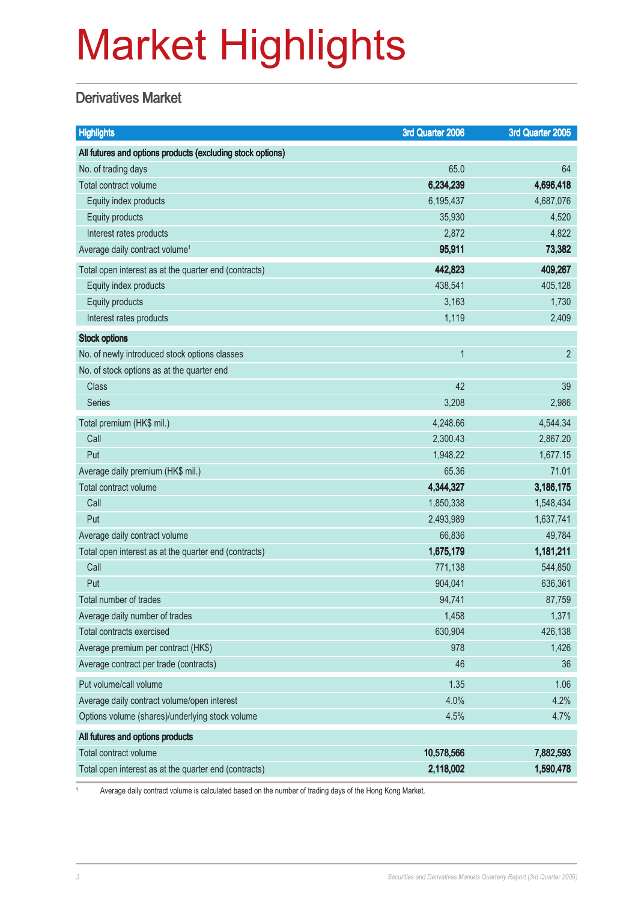# Market Highlights

## Derivatives Market

| Highlights | 3rd Quarter 2006 | 3rd Quarter 2005 |
|---|---|---|
| **All futures and options products (excluding stock options)** | | |
| No. of trading days | 65.0 | 64 |
| Total contract volume | **6,234,239** | **4,696,418** |
| Equity index products | 6,195,437 | 4,687,076 |
| Equity products | 35,930 | 4,520 |
| Interest rates products | 2,872 | 4,822 |
| Average daily contract volume[1] | **95,911** | **73,382** |
| Total open interest as at the quarter end (contracts) | **442,823** | **409,267** |
| Equity index products | 438,541 | 405,128 |
| Equity products | 3,163 | 1,730 |
| Interest rates products | 1,119 | 2,409 |
| **Stock options** | | |
| No. of newly introduced stock options classes | 1 | 2 |
| No. of stock options as at the quarter end | | |
| Class | 42 | 39 |
| Series | 3,208 | 2,986 |
| Total premium (HK$ mil.) | 4,248.66 | 4,544.34 |
| Call | 2,300.43 | 2,867.20 |
| Put | 1,948.22 | 1,677.15 |
| Average daily premium (HK$ mil.) | 65.36 | 71.01 |
| Total contract volume | **4,344,327** | **3,186,175** |
| Call | 1,850,338 | 1,548,434 |
| Put | 2,493,989 | 1,637,741 |
| Average daily contract volume | 66,836 | 49,784 |
| Total open interest as at the quarter end (contracts) | **1,675,179** | **1,181,211** |
| Call | 771,138 | 544,850 |
| Put | 904,041 | 636,361 |
| Total number of trades | 94,741 | 87,759 |
| Average daily number of trades | 1,458 | 1,371 |
| Total contracts exercised | 630,904 | 426,138 |
| Average premium per contract (HK$) | 978 | 1,426 |
| Average contract per trade (contracts) | 46 | 36 |
| Put volume/call volume | 1.35 | 1.06 |
| Average daily contract volume/open interest | 4.0% | 4.2% |
| Options volume (shares)/underlying stock volume | 4.5% | 4.7% |
| **All futures and options products** | | |
| Total contract volume | **10,578,566** | **7,882,593** |
| Total open interest as at the quarter end (contracts) | **2,118,002** | **1,590,478** |

[1] Average daily contract volume is calculated based on the number of trading days of the Hong Kong Market.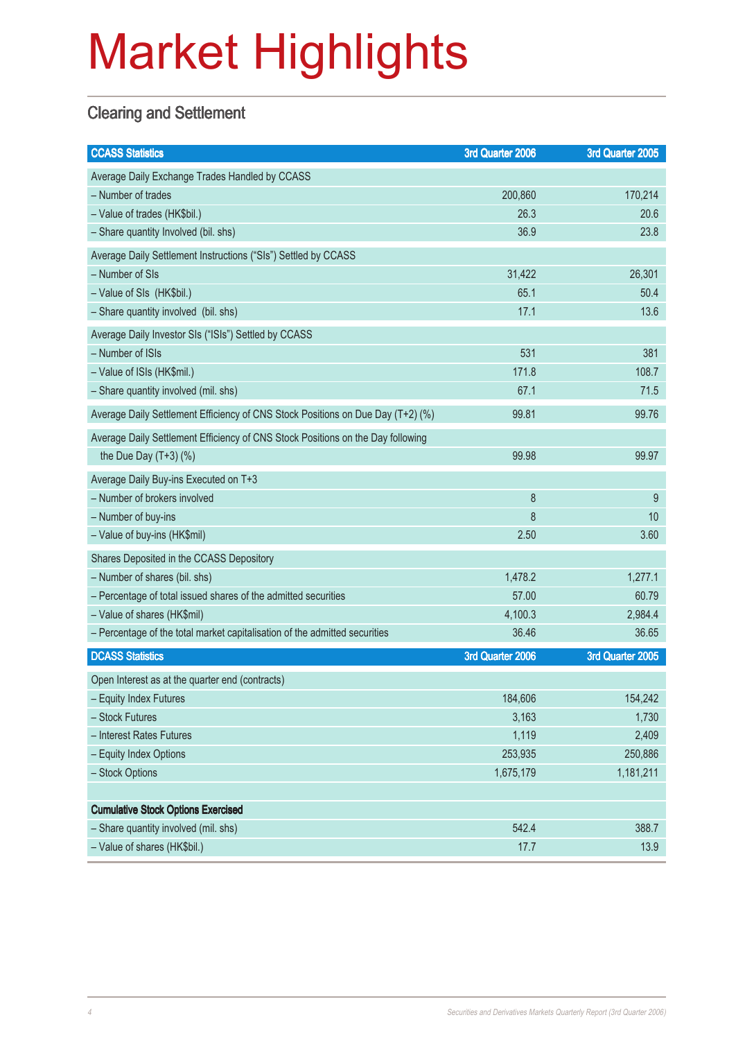# Market Highlights

## Clearing and Settlement

| CCASS Statistics | 3rd Quarter 2006 | 3rd Quarter 2005 |
|---|---|---|
| Average Daily Exchange Trades Handled by CCASS | | |
| – Number of trades | 200,860 | 170,214 |
| – Value of trades (HK$bil.) | 26.3 | 20.6 |
| – Share quantity Involved (bil. shs) | 36.9 | 23.8 |
| Average Daily Settlement Instructions ("SIs") Settled by CCASS | | |
| – Number of SIs | 31,422 | 26,301 |
| – Value of SIs (HK$bil.) | 65.1 | 50.4 |
| – Share quantity involved (bil. shs) | 17.1 | 13.6 |
| Average Daily Investor SIs ("ISIs") Settled by CCASS | | |
| – Number of ISIs | 531 | 381 |
| – Value of ISIs (HK$mil.) | 171.8 | 108.7 |
| – Share quantity involved (mil. shs) | 67.1 | 71.5 |
| Average Daily Settlement Efficiency of CNS Stock Positions on Due Day (T+2) (%) | 99.81 | 99.76 |
| Average Daily Settlement Efficiency of CNS Stock Positions on the Day following the Due Day (T+3) (%) | 99.98 | 99.97 |
| Average Daily Buy-ins Executed on T+3 | | |
| – Number of brokers involved | 8 | 9 |
| – Number of buy-ins | 8 | 10 |
| – Value of buy-ins (HK$mil) | 2.50 | 3.60 |
| Shares Deposited in the CCASS Depository | | |
| – Number of shares (bil. shs) | 1,478.2 | 1,277.1 |
| – Percentage of total issued shares of the admitted securities | 57.00 | 60.79 |
| – Value of shares (HK$mil) | 4,100.3 | 2,984.4 |
| – Percentage of the total market capitalisation of the admitted securities | 36.46 | 36.65 |

| DCASS Statistics | 3rd Quarter 2006 | 3rd Quarter 2005 |
|---|---|---|
| Open Interest as at the quarter end (contracts) | | |
| – Equity Index Futures | 184,606 | 154,242 |
| – Stock Futures | 3,163 | 1,730 |
| – Interest Rates Futures | 1,119 | 2,409 |
| – Equity Index Options | 253,935 | 250,886 |
| – Stock Options | 1,675,179 | 1,181,211 |
| | | |
| **Cumulative Stock Options Exercised** | | |
| – Share quantity involved (mil. shs) | 542.4 | 388.7 |
| – Value of shares (HK$bil.) | 17.7 | 13.9 |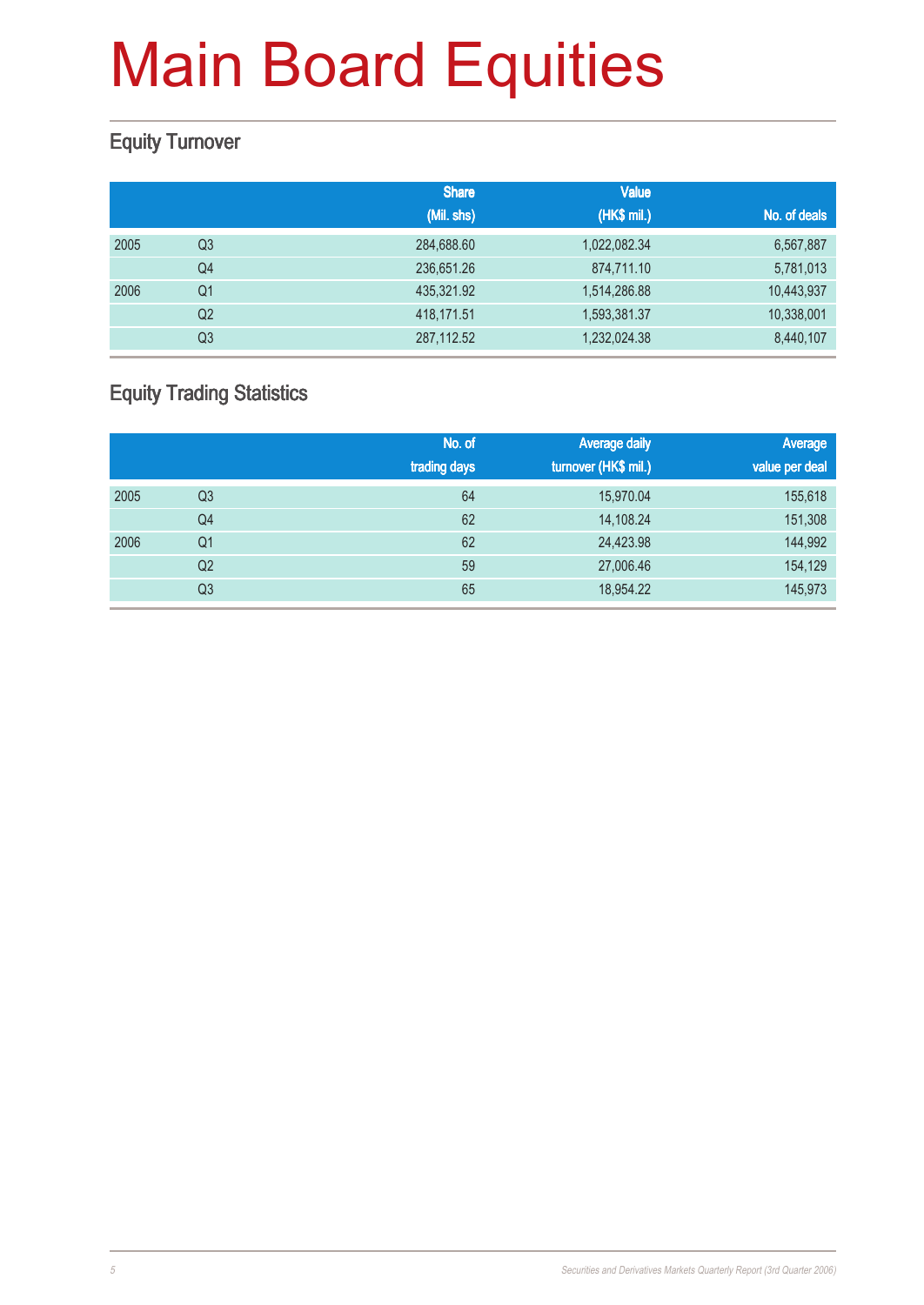# Main Board Equities

## Equity Turnover

| | | Share (Mil. shs) | Value (HK$ mil.) | No. of deals |
|---|---|---|---|---|
| 2005 | Q3 | 284,688.60 | 1,022,082.34 | 6,567,887 |
| | Q4 | 236,651.26 | 874,711.10 | 5,781,013 |
| 2006 | Q1 | 435,321.92 | 1,514,286.88 | 10,443,937 |
| | Q2 | 418,171.51 | 1,593,381.37 | 10,338,001 |
| | Q3 | 287,112.52 | 1,232,024.38 | 8,440,107 |

## Equity Trading Statistics

| | | No. of trading days | Average daily turnover (HK$ mil.) | Average value per deal |
|---|---|---|---|---|
| 2005 | Q3 | 64 | 15,970.04 | 155,618 |
| | Q4 | 62 | 14,108.24 | 151,308 |
| 2006 | Q1 | 62 | 24,423.98 | 144,992 |
| | Q2 | 59 | 27,006.46 | 154,129 |
| | Q3 | 65 | 18,954.22 | 145,973 |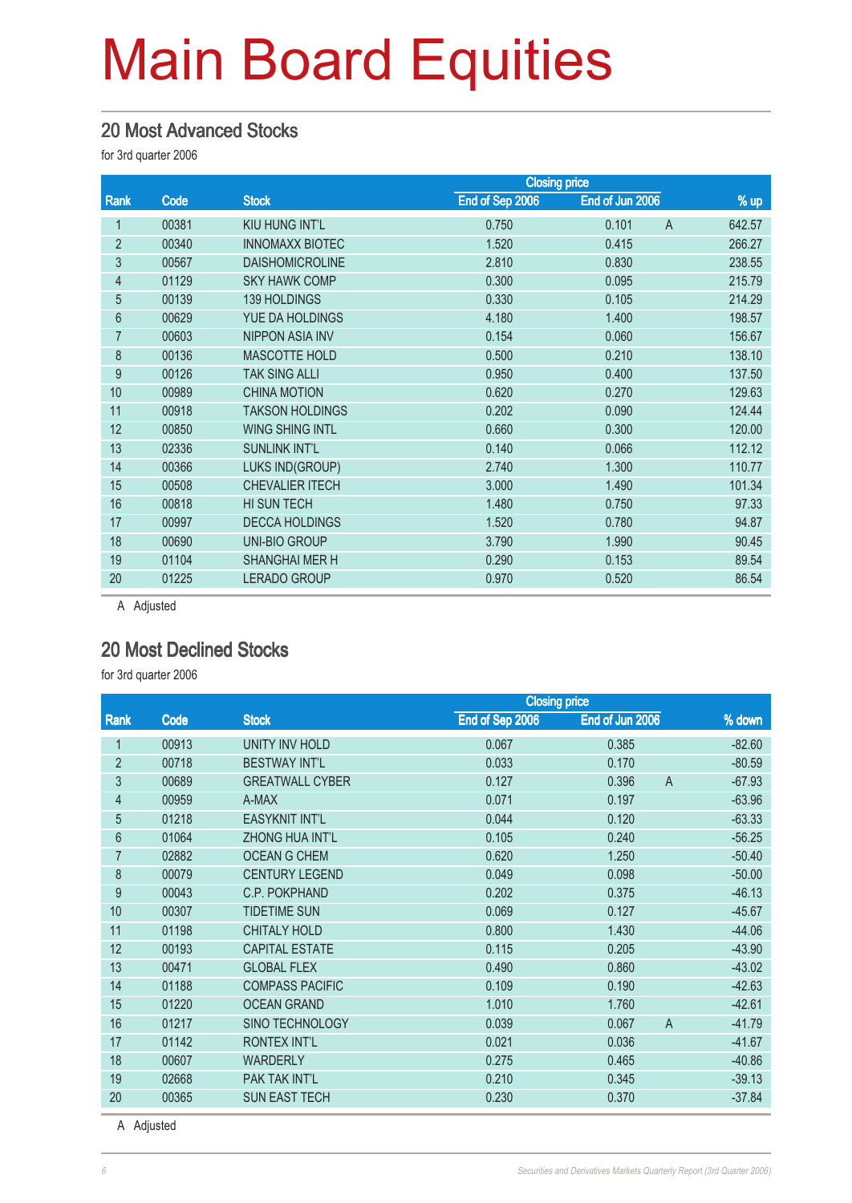# Main Board Equities

## 20 Most Advanced Stocks

for 3rd quarter 2006

| Rank | Code | Stock | Closing price End of Sep 2006 | Closing price End of Jun 2006 | | % up |
|---|---|---|---|---|---|---|
| 1 | 00381 | KIU HUNG INT'L | 0.750 | 0.101 | A | 642.57 |
| 2 | 00340 | INNOMAXX BIOTEC | 1.520 | 0.415 | | 266.27 |
| 3 | 00567 | DAISHOMICROLINE | 2.810 | 0.830 | | 238.55 |
| 4 | 01129 | SKY HAWK COMP | 0.300 | 0.095 | | 215.79 |
| 5 | 00139 | 139 HOLDINGS | 0.330 | 0.105 | | 214.29 |
| 6 | 00629 | YUE DA HOLDINGS | 4.180 | 1.400 | | 198.57 |
| 7 | 00603 | NIPPON ASIA INV | 0.154 | 0.060 | | 156.67 |
| 8 | 00136 | MASCOTTE HOLD | 0.500 | 0.210 | | 138.10 |
| 9 | 00126 | TAK SING ALLI | 0.950 | 0.400 | | 137.50 |
| 10 | 00989 | CHINA MOTION | 0.620 | 0.270 | | 129.63 |
| 11 | 00918 | TAKSON HOLDINGS | 0.202 | 0.090 | | 124.44 |
| 12 | 00850 | WING SHING INTL | 0.660 | 0.300 | | 120.00 |
| 13 | 02336 | SUNLINK INT'L | 0.140 | 0.066 | | 112.12 |
| 14 | 00366 | LUKS IND(GROUP) | 2.740 | 1.300 | | 110.77 |
| 15 | 00508 | CHEVALIER ITECH | 3.000 | 1.490 | | 101.34 |
| 16 | 00818 | HI SUN TECH | 1.480 | 0.750 | | 97.33 |
| 17 | 00997 | DECCA HOLDINGS | 1.520 | 0.780 | | 94.87 |
| 18 | 00690 | UNI-BIO GROUP | 3.790 | 1.990 | | 90.45 |
| 19 | 01104 | SHANGHAI MER H | 0.290 | 0.153 | | 89.54 |
| 20 | 01225 | LERADO GROUP | 0.970 | 0.520 | | 86.54 |

A Adjusted

## 20 Most Declined Stocks

for 3rd quarter 2006

| Rank | Code | Stock | Closing price End of Sep 2006 | Closing price End of Jun 2006 | | % down |
|---|---|---|---|---|---|---|
| 1 | 00913 | UNITY INV HOLD | 0.067 | 0.385 | | -82.60 |
| 2 | 00718 | BESTWAY INT'L | 0.033 | 0.170 | | -80.59 |
| 3 | 00689 | GREATWALL CYBER | 0.127 | 0.396 | A | -67.93 |
| 4 | 00959 | A-MAX | 0.071 | 0.197 | | -63.96 |
| 5 | 01218 | EASYKNIT INT'L | 0.044 | 0.120 | | -63.33 |
| 6 | 01064 | ZHONG HUA INT'L | 0.105 | 0.240 | | -56.25 |
| 7 | 02882 | OCEAN G CHEM | 0.620 | 1.250 | | -50.40 |
| 8 | 00079 | CENTURY LEGEND | 0.049 | 0.098 | | -50.00 |
| 9 | 00043 | C.P. POKPHAND | 0.202 | 0.375 | | -46.13 |
| 10 | 00307 | TIDETIME SUN | 0.069 | 0.127 | | -45.67 |
| 11 | 01198 | CHITALY HOLD | 0.800 | 1.430 | | -44.06 |
| 12 | 00193 | CAPITAL ESTATE | 0.115 | 0.205 | | -43.90 |
| 13 | 00471 | GLOBAL FLEX | 0.490 | 0.860 | | -43.02 |
| 14 | 01188 | COMPASS PACIFIC | 0.109 | 0.190 | | -42.63 |
| 15 | 01220 | OCEAN GRAND | 1.010 | 1.760 | | -42.61 |
| 16 | 01217 | SINO TECHNOLOGY | 0.039 | 0.067 | A | -41.79 |
| 17 | 01142 | RONTEX INT'L | 0.021 | 0.036 | | -41.67 |
| 18 | 00607 | WARDERLY | 0.275 | 0.465 | | -40.86 |
| 19 | 02668 | PAK TAK INT'L | 0.210 | 0.345 | | -39.13 |
| 20 | 00365 | SUN EAST TECH | 0.230 | 0.370 | | -37.84 |

A Adjusted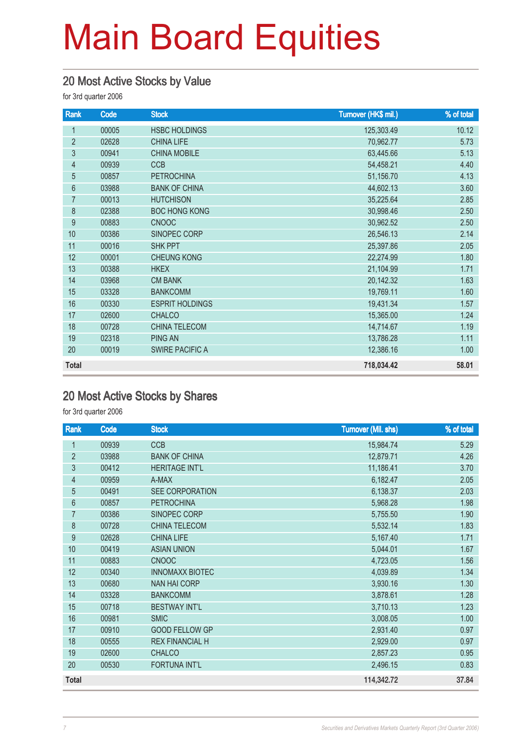# Main Board Equities

## 20 Most Active Stocks by Value

for 3rd quarter 2006

| Rank | Code | Stock | Turnover (HK$ mil.) | % of total |
|---|---|---|---|---|
| 1 | 00005 | HSBC HOLDINGS | 125,303.49 | 10.12 |
| 2 | 02628 | CHINA LIFE | 70,962.77 | 5.73 |
| 3 | 00941 | CHINA MOBILE | 63,445.66 | 5.13 |
| 4 | 00939 | CCB | 54,458.21 | 4.40 |
| 5 | 00857 | PETROCHINA | 51,156.70 | 4.13 |
| 6 | 03988 | BANK OF CHINA | 44,602.13 | 3.60 |
| 7 | 00013 | HUTCHISON | 35,225.64 | 2.85 |
| 8 | 02388 | BOC HONG KONG | 30,998.46 | 2.50 |
| 9 | 00883 | CNOOC | 30,962.52 | 2.50 |
| 10 | 00386 | SINOPEC CORP | 26,546.13 | 2.14 |
| 11 | 00016 | SHK PPT | 25,397.86 | 2.05 |
| 12 | 00001 | CHEUNG KONG | 22,274.99 | 1.80 |
| 13 | 00388 | HKEX | 21,104.99 | 1.71 |
| 14 | 03968 | CM BANK | 20,142.32 | 1.63 |
| 15 | 03328 | BANKCOMM | 19,769.11 | 1.60 |
| 16 | 00330 | ESPRIT HOLDINGS | 19,431.34 | 1.57 |
| 17 | 02600 | CHALCO | 15,365.00 | 1.24 |
| 18 | 00728 | CHINA TELECOM | 14,714.67 | 1.19 |
| 19 | 02318 | PING AN | 13,786.28 | 1.11 |
| 20 | 00019 | SWIRE PACIFIC A | 12,386.16 | 1.00 |
| **Total** | | | **718,034.42** | **58.01** |

## 20 Most Active Stocks by Shares

for 3rd quarter 2006

| Rank | Code | Stock | Turnover (Mil. shs) | % of total |
|---|---|---|---|---|
| 1 | 00939 | CCB | 15,984.74 | 5.29 |
| 2 | 03988 | BANK OF CHINA | 12,879.71 | 4.26 |
| 3 | 00412 | HERITAGE INT'L | 11,186.41 | 3.70 |
| 4 | 00959 | A-MAX | 6,182.47 | 2.05 |
| 5 | 00491 | SEE CORPORATION | 6,138.37 | 2.03 |
| 6 | 00857 | PETROCHINA | 5,968.28 | 1.98 |
| 7 | 00386 | SINOPEC CORP | 5,755.50 | 1.90 |
| 8 | 00728 | CHINA TELECOM | 5,532.14 | 1.83 |
| 9 | 02628 | CHINA LIFE | 5,167.40 | 1.71 |
| 10 | 00419 | ASIAN UNION | 5,044.01 | 1.67 |
| 11 | 00883 | CNOOC | 4,723.05 | 1.56 |
| 12 | 00340 | INNOMAXX BIOTEC | 4,039.89 | 1.34 |
| 13 | 00680 | NAN HAI CORP | 3,930.16 | 1.30 |
| 14 | 03328 | BANKCOMM | 3,878.61 | 1.28 |
| 15 | 00718 | BESTWAY INT'L | 3,710.13 | 1.23 |
| 16 | 00981 | SMIC | 3,008.05 | 1.00 |
| 17 | 00910 | GOOD FELLOW GP | 2,931.40 | 0.97 |
| 18 | 00555 | REX FINANCIAL H | 2,929.00 | 0.97 |
| 19 | 02600 | CHALCO | 2,857.23 | 0.95 |
| 20 | 00530 | FORTUNA INT'L | 2,496.15 | 0.83 |
| **Total** | | | **114,342.72** | **37.84** |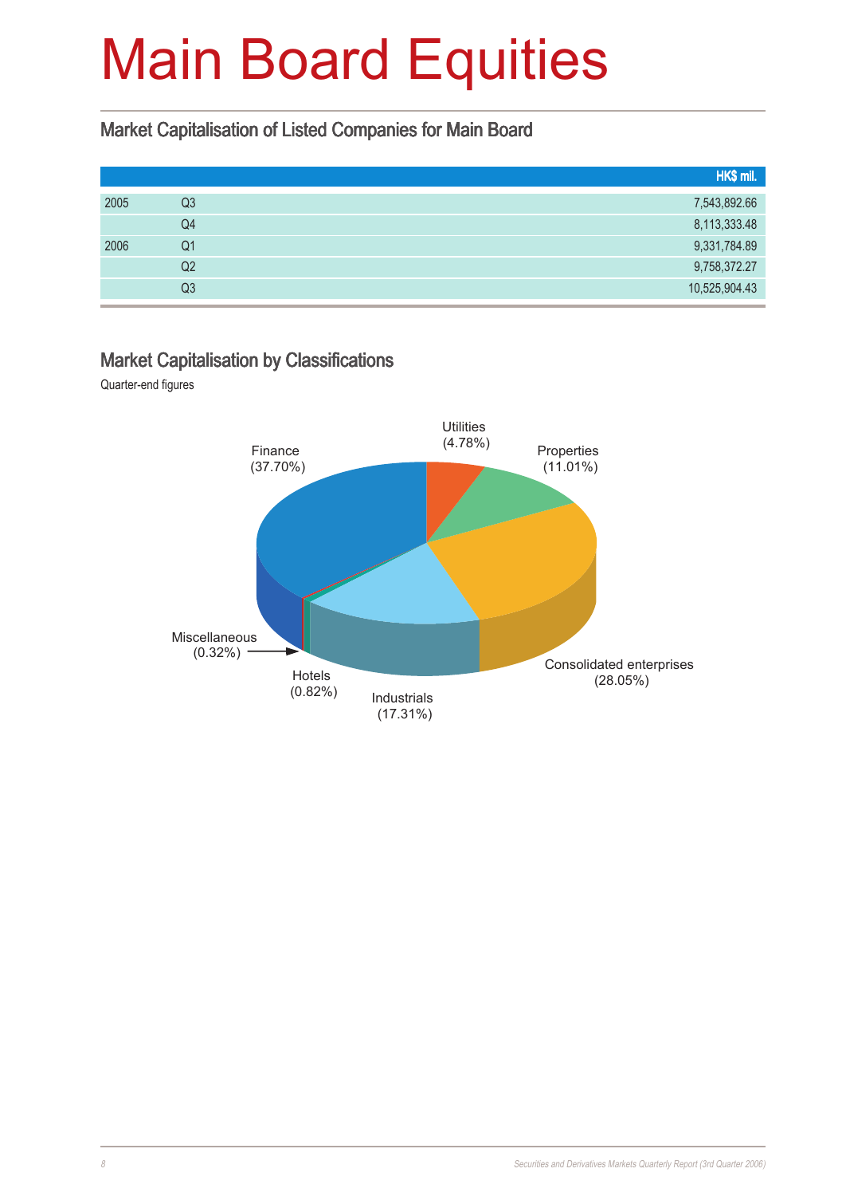# Main Board Equities

## Market Capitalisation of Listed Companies for Main Board

| | | HK$ mil. |
|---|---|---|
| 2005 | Q3 | 7,543,892.66 |
| | Q4 | 8,113,333.48 |
| 2006 | Q1 | 9,331,784.89 |
| | Q2 | 9,758,372.27 |
| | Q3 | 10,525,904.43 |

## Market Capitalisation by Classifications

Quarter-end figures

Finance (37.70%)
Utilities (4.78%)
Properties (11.01%)
Consolidated enterprises (28.05%)
Industrials (17.31%)
Hotels (0.82%)
Miscellaneous (0.32%)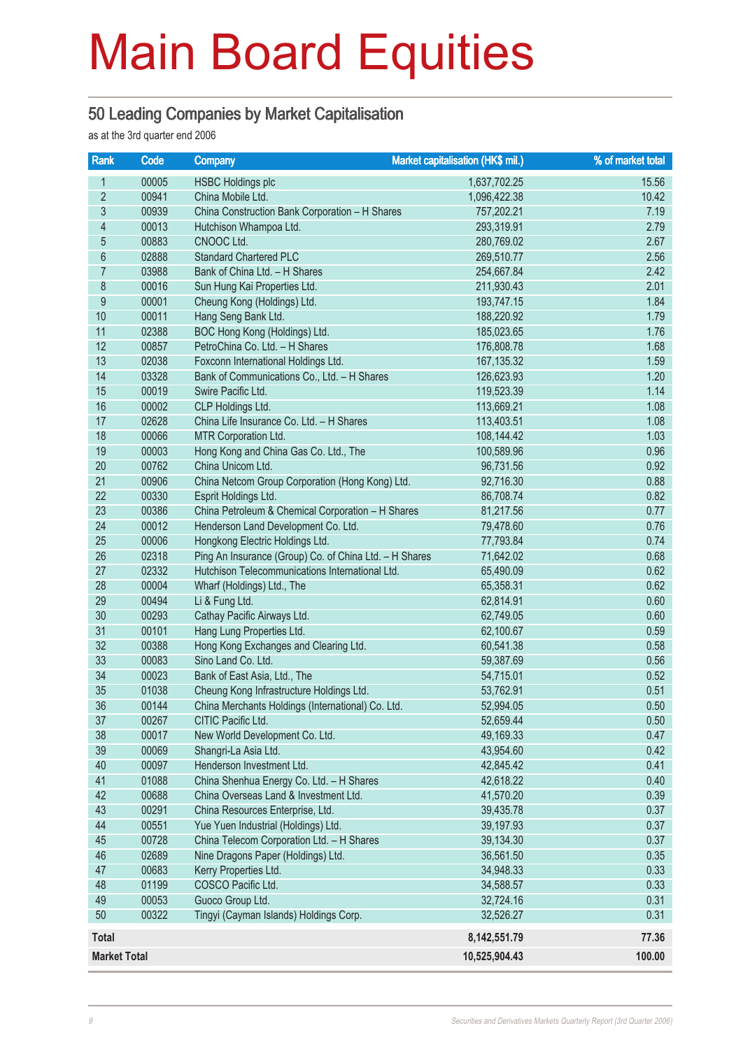# Main Board Equities

## 50 Leading Companies by Market Capitalisation

as at the 3rd quarter end 2006

| Rank | Code | Company | Market capitalisation (HK$ mil.) | % of market total |
|---|---|---|---|---|
| 1 | 00005 | HSBC Holdings plc | 1,637,702.25 | 15.56 |
| 2 | 00941 | China Mobile Ltd. | 1,096,422.38 | 10.42 |
| 3 | 00939 | China Construction Bank Corporation – H Shares | 757,202.21 | 7.19 |
| 4 | 00013 | Hutchison Whampoa Ltd. | 293,319.91 | 2.79 |
| 5 | 00883 | CNOOC Ltd. | 280,769.02 | 2.67 |
| 6 | 02888 | Standard Chartered PLC | 269,510.77 | 2.56 |
| 7 | 03988 | Bank of China Ltd. – H Shares | 254,667.84 | 2.42 |
| 8 | 00016 | Sun Hung Kai Properties Ltd. | 211,930.43 | 2.01 |
| 9 | 00001 | Cheung Kong (Holdings) Ltd. | 193,747.15 | 1.84 |
| 10 | 00011 | Hang Seng Bank Ltd. | 188,220.92 | 1.79 |
| 11 | 02388 | BOC Hong Kong (Holdings) Ltd. | 185,023.65 | 1.76 |
| 12 | 00857 | PetroChina Co. Ltd. – H Shares | 176,808.78 | 1.68 |
| 13 | 02038 | Foxconn International Holdings Ltd. | 167,135.32 | 1.59 |
| 14 | 03328 | Bank of Communications Co., Ltd. – H Shares | 126,623.93 | 1.20 |
| 15 | 00019 | Swire Pacific Ltd. | 119,523.39 | 1.14 |
| 16 | 00002 | CLP Holdings Ltd. | 113,669.21 | 1.08 |
| 17 | 02628 | China Life Insurance Co. Ltd. – H Shares | 113,403.51 | 1.08 |
| 18 | 00066 | MTR Corporation Ltd. | 108,144.42 | 1.03 |
| 19 | 00003 | Hong Kong and China Gas Co. Ltd., The | 100,589.96 | 0.96 |
| 20 | 00762 | China Unicom Ltd. | 96,731.56 | 0.92 |
| 21 | 00906 | China Netcom Group Corporation (Hong Kong) Ltd. | 92,716.30 | 0.88 |
| 22 | 00330 | Esprit Holdings Ltd. | 86,708.74 | 0.82 |
| 23 | 00386 | China Petroleum & Chemical Corporation – H Shares | 81,217.56 | 0.77 |
| 24 | 00012 | Henderson Land Development Co. Ltd. | 79,478.60 | 0.76 |
| 25 | 00006 | Hongkong Electric Holdings Ltd. | 77,793.84 | 0.74 |
| 26 | 02318 | Ping An Insurance (Group) Co. of China Ltd. – H Shares | 71,642.02 | 0.68 |
| 27 | 02332 | Hutchison Telecommunications International Ltd. | 65,490.09 | 0.62 |
| 28 | 00004 | Wharf (Holdings) Ltd., The | 65,358.31 | 0.62 |
| 29 | 00494 | Li & Fung Ltd. | 62,814.91 | 0.60 |
| 30 | 00293 | Cathay Pacific Airways Ltd. | 62,749.05 | 0.60 |
| 31 | 00101 | Hang Lung Properties Ltd. | 62,100.67 | 0.59 |
| 32 | 00388 | Hong Kong Exchanges and Clearing Ltd. | 60,541.38 | 0.58 |
| 33 | 00083 | Sino Land Co. Ltd. | 59,387.69 | 0.56 |
| 34 | 00023 | Bank of East Asia, Ltd., The | 54,715.01 | 0.52 |
| 35 | 01038 | Cheung Kong Infrastructure Holdings Ltd. | 53,762.91 | 0.51 |
| 36 | 00144 | China Merchants Holdings (International) Co. Ltd. | 52,994.05 | 0.50 |
| 37 | 00267 | CITIC Pacific Ltd. | 52,659.44 | 0.50 |
| 38 | 00017 | New World Development Co. Ltd. | 49,169.33 | 0.47 |
| 39 | 00069 | Shangri-La Asia Ltd. | 43,954.60 | 0.42 |
| 40 | 00097 | Henderson Investment Ltd. | 42,845.42 | 0.41 |
| 41 | 01088 | China Shenhua Energy Co. Ltd. – H Shares | 42,618.22 | 0.40 |
| 42 | 00688 | China Overseas Land & Investment Ltd. | 41,570.20 | 0.39 |
| 43 | 00291 | China Resources Enterprise, Ltd. | 39,435.78 | 0.37 |
| 44 | 00551 | Yue Yuen Industrial (Holdings) Ltd. | 39,197.93 | 0.37 |
| 45 | 00728 | China Telecom Corporation Ltd. – H Shares | 39,134.30 | 0.37 |
| 46 | 02689 | Nine Dragons Paper (Holdings) Ltd. | 36,561.50 | 0.35 |
| 47 | 00683 | Kerry Properties Ltd. | 34,948.33 | 0.33 |
| 48 | 01199 | COSCO Pacific Ltd. | 34,588.57 | 0.33 |
| 49 | 00053 | Guoco Group Ltd. | 32,724.16 | 0.31 |
| 50 | 00322 | Tingyi (Cayman Islands) Holdings Corp. | 32,526.27 | 0.31 |
| **Total** | | | **8,142,551.79** | **77.36** |
| **Market Total** | | | **10,525,904.43** | **100.00** |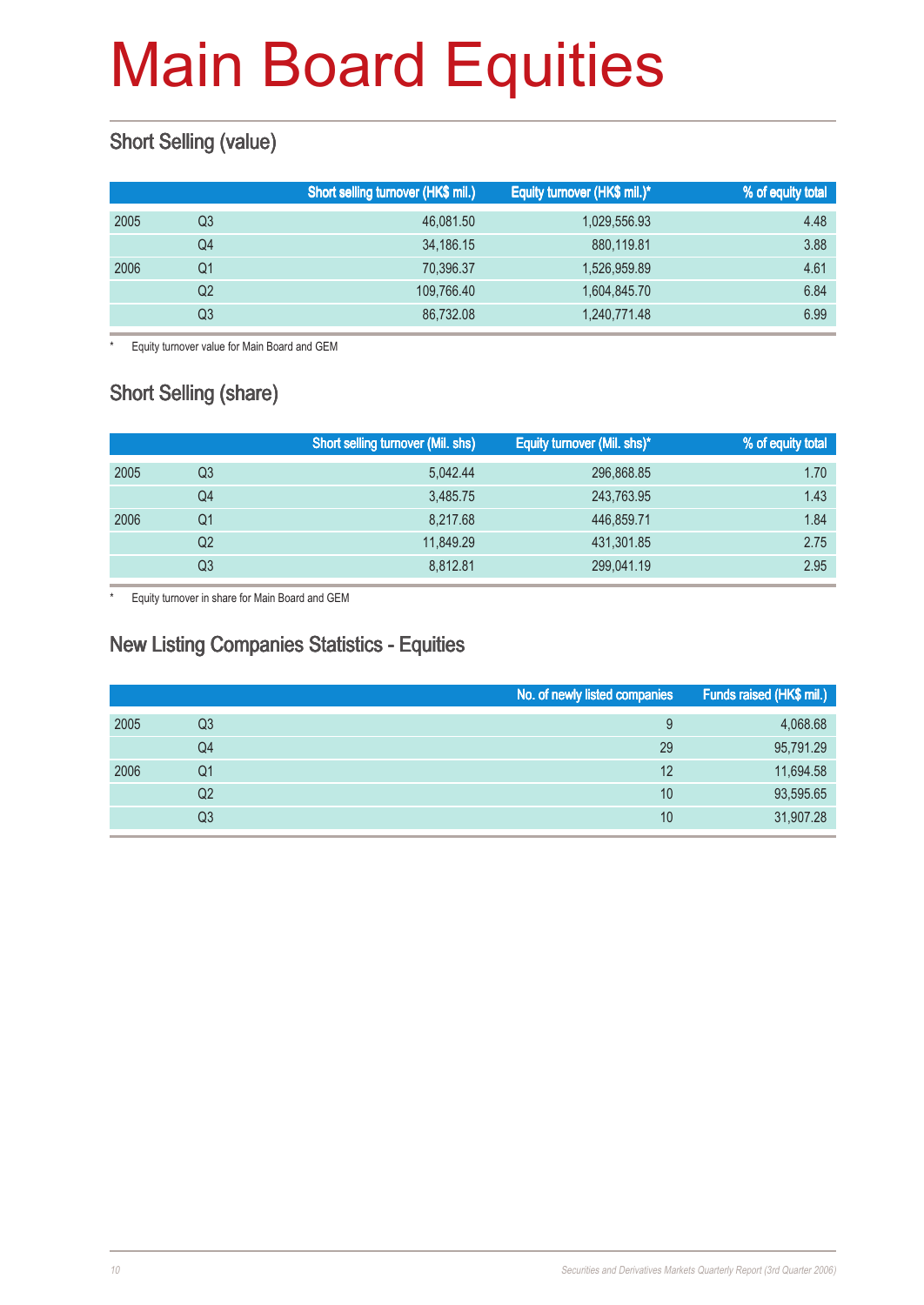# Main Board Equities

## Short Selling (value)

| | | Short selling turnover (HK$ mil.) | Equity turnover (HK$ mil.)* | % of equity total |
|---|---|---|---|---|
| 2005 | Q3 | 46,081.50 | 1,029,556.93 | 4.48 |
| | Q4 | 34,186.15 | 880,119.81 | 3.88 |
| 2006 | Q1 | 70,396.37 | 1,526,959.89 | 4.61 |
| | Q2 | 109,766.40 | 1,604,845.70 | 6.84 |
| | Q3 | 86,732.08 | 1,240,771.48 | 6.99 |

\* Equity turnover value for Main Board and GEM

## Short Selling (share)

| | | Short selling turnover (Mil. shs) | Equity turnover (Mil. shs)* | % of equity total |
|---|---|---|---|---|
| 2005 | Q3 | 5,042.44 | 296,868.85 | 1.70 |
| | Q4 | 3,485.75 | 243,763.95 | 1.43 |
| 2006 | Q1 | 8,217.68 | 446,859.71 | 1.84 |
| | Q2 | 11,849.29 | 431,301.85 | 2.75 |
| | Q3 | 8,812.81 | 299,041.19 | 2.95 |

\* Equity turnover in share for Main Board and GEM

## New Listing Companies Statistics - Equities

| | | No. of newly listed companies | Funds raised (HK$ mil.) |
|---|---|---|---|
| 2005 | Q3 | 9 | 4,068.68 |
| | Q4 | 29 | 95,791.29 |
| 2006 | Q1 | 12 | 11,694.58 |
| | Q2 | 10 | 93,595.65 |
| | Q3 | 10 | 31,907.28 |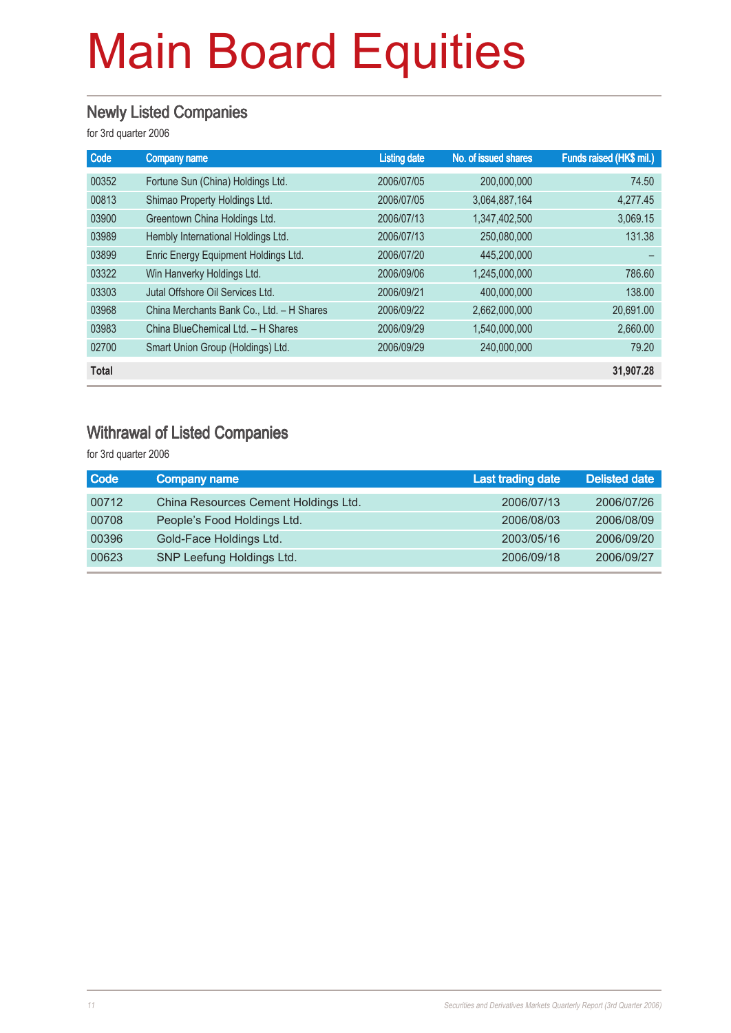# Main Board Equities

## Newly Listed Companies

for 3rd quarter 2006

| Code | Company name | Listing date | No. of issued shares | Funds raised (HK$ mil.) |
|---|---|---|---|---|
| 00352 | Fortune Sun (China) Holdings Ltd. | 2006/07/05 | 200,000,000 | 74.50 |
| 00813 | Shimao Property Holdings Ltd. | 2006/07/05 | 3,064,887,164 | 4,277.45 |
| 03900 | Greentown China Holdings Ltd. | 2006/07/13 | 1,347,402,500 | 3,069.15 |
| 03989 | Hembly International Holdings Ltd. | 2006/07/13 | 250,080,000 | 131.38 |
| 03899 | Enric Energy Equipment Holdings Ltd. | 2006/07/20 | 445,200,000 | – |
| 03322 | Win Hanverky Holdings Ltd. | 2006/09/06 | 1,245,000,000 | 786.60 |
| 03303 | Jutal Offshore Oil Services Ltd. | 2006/09/21 | 400,000,000 | 138.00 |
| 03968 | China Merchants Bank Co., Ltd. – H Shares | 2006/09/22 | 2,662,000,000 | 20,691.00 |
| 03983 | China BlueChemical Ltd. – H Shares | 2006/09/29 | 1,540,000,000 | 2,660.00 |
| 02700 | Smart Union Group (Holdings) Ltd. | 2006/09/29 | 240,000,000 | 79.20 |
| **Total** | | | | **31,907.28** |

## Withdrawal of Listed Companies

for 3rd quarter 2006

| Code | Company name | Last trading date | Delisted date |
|---|---|---|---|
| 00712 | China Resources Cement Holdings Ltd. | 2006/07/13 | 2006/07/26 |
| 00708 | People's Food Holdings Ltd. | 2006/08/03 | 2006/08/09 |
| 00396 | Gold-Face Holdings Ltd. | 2003/05/16 | 2006/09/20 |
| 00623 | SNP Leefung Holdings Ltd. | 2006/09/18 | 2006/09/27 |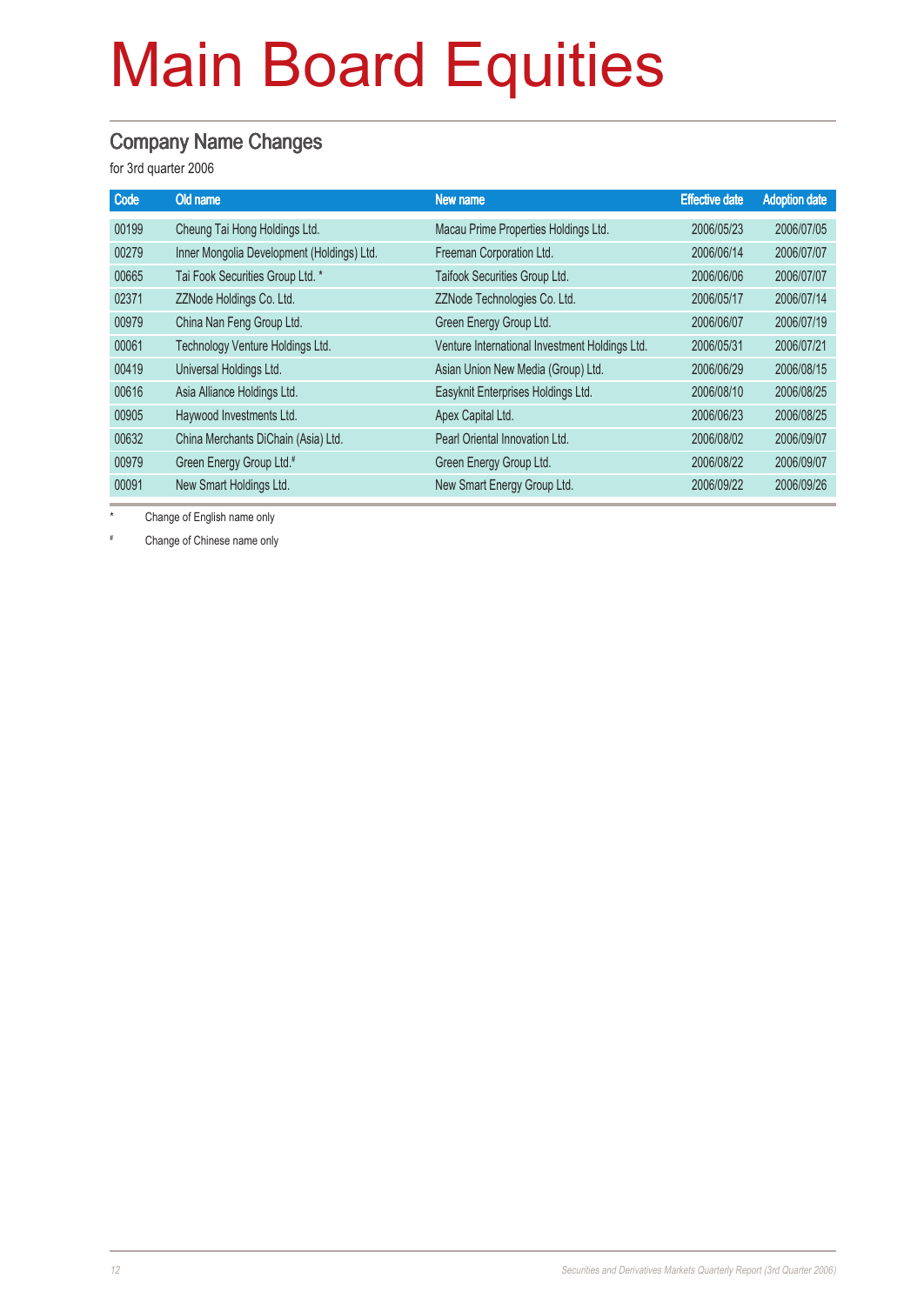# Main Board Equities

## Company Name Changes

for 3rd quarter 2006

| Code | Old name | New name | Effective date | Adoption date |
|---|---|---|---|---|
| 00199 | Cheung Tai Hong Holdings Ltd. | Macau Prime Properties Holdings Ltd. | 2006/05/23 | 2006/07/05 |
| 00279 | Inner Mongolia Development (Holdings) Ltd. | Freeman Corporation Ltd. | 2006/06/14 | 2006/07/07 |
| 00665 | Tai Fook Securities Group Ltd. * | Taifook Securities Group Ltd. | 2006/06/06 | 2006/07/07 |
| 02371 | ZZNode Holdings Co. Ltd. | ZZNode Technologies Co. Ltd. | 2006/05/17 | 2006/07/14 |
| 00979 | China Nan Feng Group Ltd. | Green Energy Group Ltd. | 2006/06/07 | 2006/07/19 |
| 00061 | Technology Venture Holdings Ltd. | Venture International Investment Holdings Ltd. | 2006/05/31 | 2006/07/21 |
| 00419 | Universal Holdings Ltd. | Asian Union New Media (Group) Ltd. | 2006/06/29 | 2006/08/15 |
| 00616 | Asia Alliance Holdings Ltd. | Easyknit Enterprises Holdings Ltd. | 2006/08/10 | 2006/08/25 |
| 00905 | Haywood Investments Ltd. | Apex Capital Ltd. | 2006/06/23 | 2006/08/25 |
| 00632 | China Merchants DiChain (Asia) Ltd. | Pearl Oriental Innovation Ltd. | 2006/08/02 | 2006/09/07 |
| 00979 | Green Energy Group Ltd.# | Green Energy Group Ltd. | 2006/08/22 | 2006/09/07 |
| 00091 | New Smart Holdings Ltd. | New Smart Energy Group Ltd. | 2006/09/22 | 2006/09/26 |

\* Change of English name only

\# Change of Chinese name only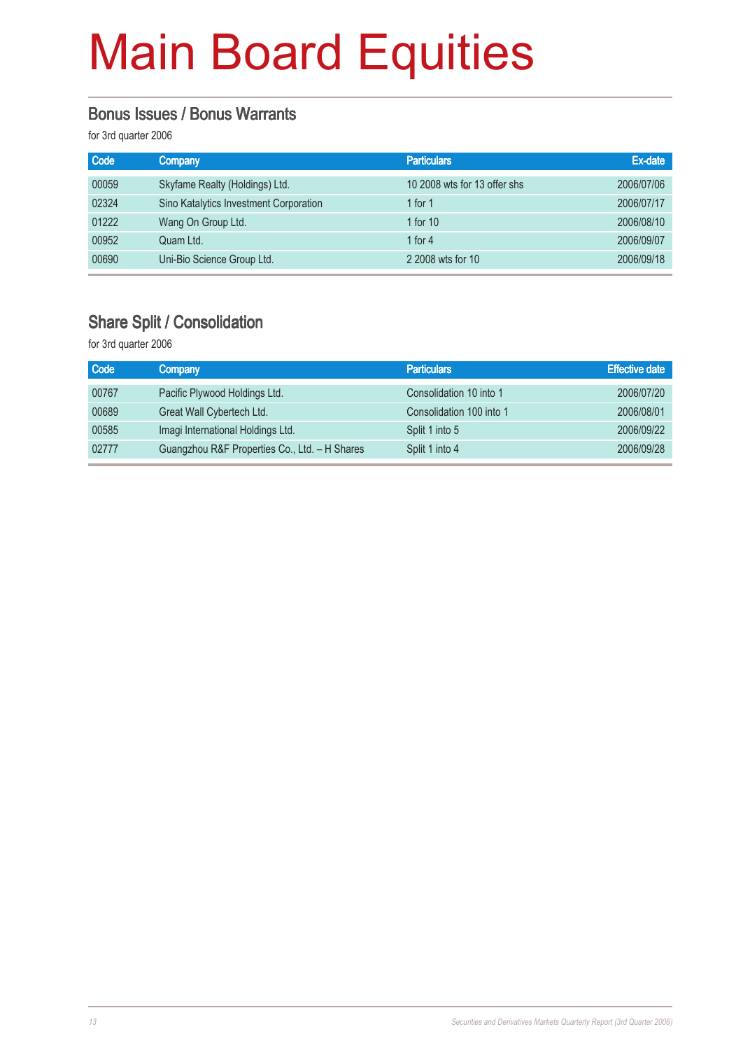# Main Board Equities

## Bonus Issues / Bonus Warrants

for 3rd quarter 2006

| Code | Company | Particulars | Ex-date |
|---|---|---|---|
| 00059 | Skyfame Realty (Holdings) Ltd. | 10 2008 wts for 13 offer shs | 2006/07/06 |
| 02324 | Sino Katalytics Investment Corporation | 1 for 1 | 2006/07/17 |
| 01222 | Wang On Group Ltd. | 1 for 10 | 2006/08/10 |
| 00952 | Quam Ltd. | 1 for 4 | 2006/09/07 |
| 00690 | Uni-Bio Science Group Ltd. | 2 2008 wts for 10 | 2006/09/18 |

## Share Split / Consolidation

for 3rd quarter 2006

| Code | Company | Particulars | Effective date |
|---|---|---|---|
| 00767 | Pacific Plywood Holdings Ltd. | Consolidation 10 into 1 | 2006/07/20 |
| 00689 | Great Wall Cybertech Ltd. | Consolidation 100 into 1 | 2006/08/01 |
| 00585 | Imagi International Holdings Ltd. | Split 1 into 5 | 2006/09/22 |
| 02777 | Guangzhou R&F Properties Co., Ltd. – H Shares | Split 1 into 4 | 2006/09/28 |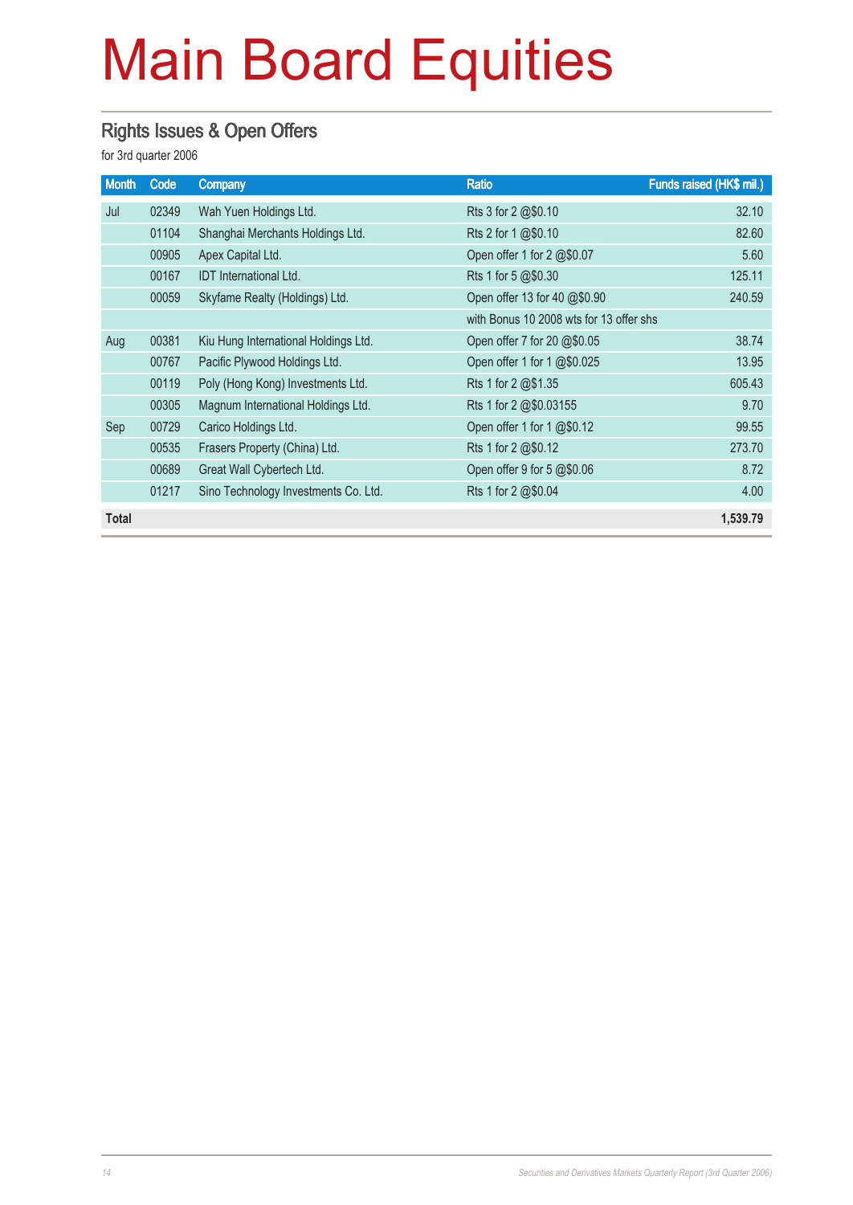# Main Board Equities

## Rights Issues & Open Offers

for 3rd quarter 2006

| Month | Code | Company | Ratio | Funds raised (HK$ mil.) |
|---|---|---|---|---|
| Jul | 02349 | Wah Yuen Holdings Ltd. | Rts 3 for 2 @$0.10 | 32.10 |
| | 01104 | Shanghai Merchants Holdings Ltd. | Rts 2 for 1 @$0.10 | 82.60 |
| | 00905 | Apex Capital Ltd. | Open offer 1 for 2 @$0.07 | 5.60 |
| | 00167 | IDT International Ltd. | Rts 1 for 5 @$0.30 | 125.11 |
| | 00059 | Skyfame Realty (Holdings) Ltd. | Open offer 13 for 40 @$0.90 | 240.59 |
| | | | with Bonus 10 2008 wts for 13 offer shs | |
| Aug | 00381 | Kiu Hung International Holdings Ltd. | Open offer 7 for 20 @$0.05 | 38.74 |
| | 00767 | Pacific Plywood Holdings Ltd. | Open offer 1 for 1 @$0.025 | 13.95 |
| | 00119 | Poly (Hong Kong) Investments Ltd. | Rts 1 for 2 @$1.35 | 605.43 |
| | 00305 | Magnum International Holdings Ltd. | Rts 1 for 2 @$0.03155 | 9.70 |
| Sep | 00729 | Carico Holdings Ltd. | Open offer 1 for 1 @$0.12 | 99.55 |
| | 00535 | Frasers Property (China) Ltd. | Rts 1 for 2 @$0.12 | 273.70 |
| | 00689 | Great Wall Cybertech Ltd. | Open offer 9 for 5 @$0.06 | 8.72 |
| | 01217 | Sino Technology Investments Co. Ltd. | Rts 1 for 2 @$0.04 | 4.00 |
| **Total** | | | | **1,539.79** |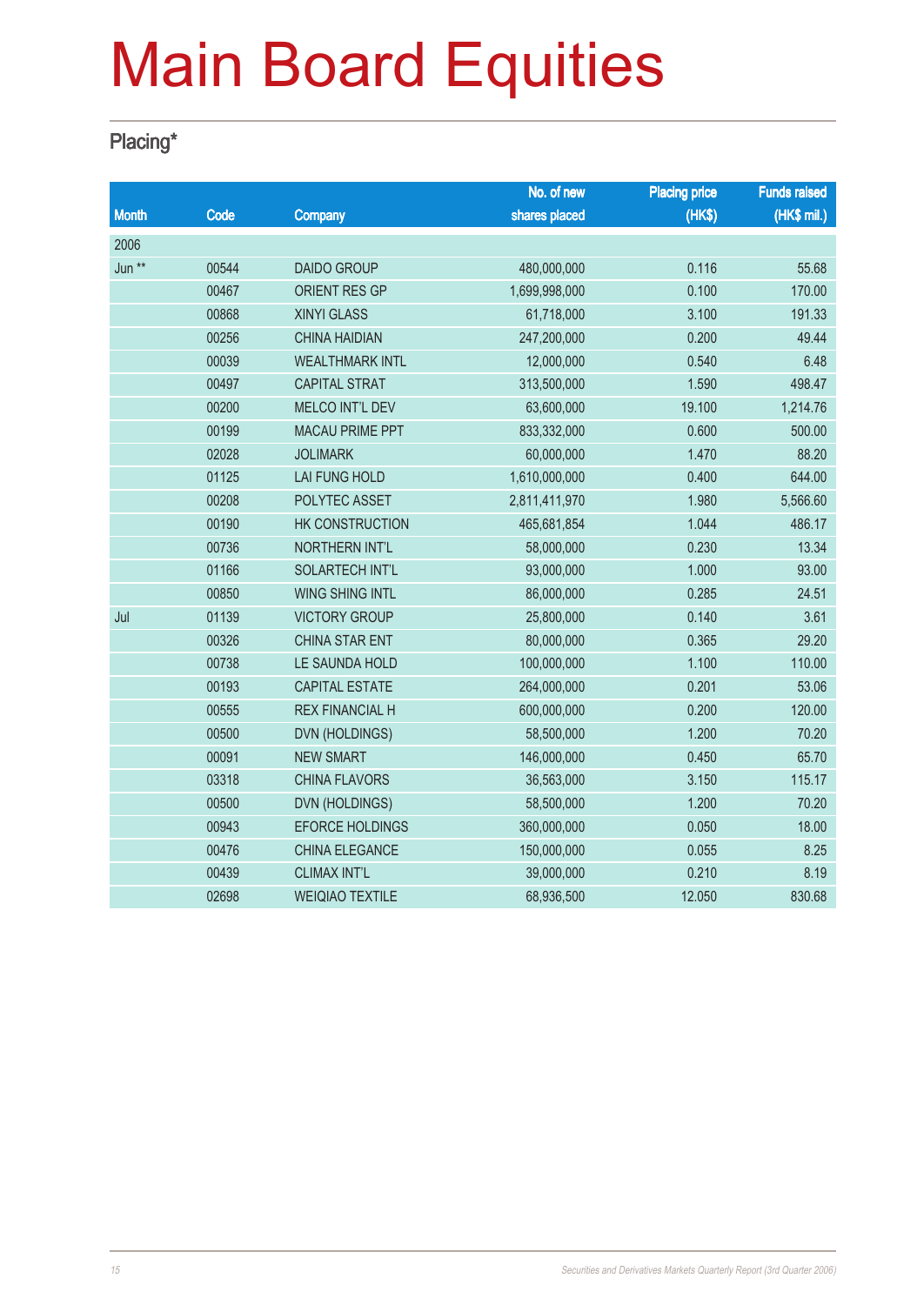# Main Board Equities

## Placing*

| Month | Code | Company | No. of new shares placed | Placing price (HK$) | Funds raised (HK$ mil.) |
|---|---|---|---|---|---|
| 2006 | | | | | |
| Jun ** | 00544 | DAIDO GROUP | 480,000,000 | 0.116 | 55.68 |
| | 00467 | ORIENT RES GP | 1,699,998,000 | 0.100 | 170.00 |
| | 00868 | XINYI GLASS | 61,718,000 | 3.100 | 191.33 |
| | 00256 | CHINA HAIDIAN | 247,200,000 | 0.200 | 49.44 |
| | 00039 | WEALTHMARK INTL | 12,000,000 | 0.540 | 6.48 |
| | 00497 | CAPITAL STRAT | 313,500,000 | 1.590 | 498.47 |
| | 00200 | MELCO INT'L DEV | 63,600,000 | 19.100 | 1,214.76 |
| | 00199 | MACAU PRIME PPT | 833,332,000 | 0.600 | 500.00 |
| | 02028 | JOLIMARK | 60,000,000 | 1.470 | 88.20 |
| | 01125 | LAI FUNG HOLD | 1,610,000,000 | 0.400 | 644.00 |
| | 00208 | POLYTEC ASSET | 2,811,411,970 | 1.980 | 5,566.60 |
| | 00190 | HK CONSTRUCTION | 465,681,854 | 1.044 | 486.17 |
| | 00736 | NORTHERN INT'L | 58,000,000 | 0.230 | 13.34 |
| | 01166 | SOLARTECH INT'L | 93,000,000 | 1.000 | 93.00 |
| | 00850 | WING SHING INTL | 86,000,000 | 0.285 | 24.51 |
| Jul | 01139 | VICTORY GROUP | 25,800,000 | 0.140 | 3.61 |
| | 00326 | CHINA STAR ENT | 80,000,000 | 0.365 | 29.20 |
| | 00738 | LE SAUNDA HOLD | 100,000,000 | 1.100 | 110.00 |
| | 00193 | CAPITAL ESTATE | 264,000,000 | 0.201 | 53.06 |
| | 00555 | REX FINANCIAL H | 600,000,000 | 0.200 | 120.00 |
| | 00500 | DVN (HOLDINGS) | 58,500,000 | 1.200 | 70.20 |
| | 00091 | NEW SMART | 146,000,000 | 0.450 | 65.70 |
| | 03318 | CHINA FLAVORS | 36,563,000 | 3.150 | 115.17 |
| | 00500 | DVN (HOLDINGS) | 58,500,000 | 1.200 | 70.20 |
| | 00943 | EFORCE HOLDINGS | 360,000,000 | 0.050 | 18.00 |
| | 00476 | CHINA ELEGANCE | 150,000,000 | 0.055 | 8.25 |
| | 00439 | CLIMAX INT'L | 39,000,000 | 0.210 | 8.19 |
| | 02698 | WEIQIAO TEXTILE | 68,936,500 | 12.050 | 830.68 |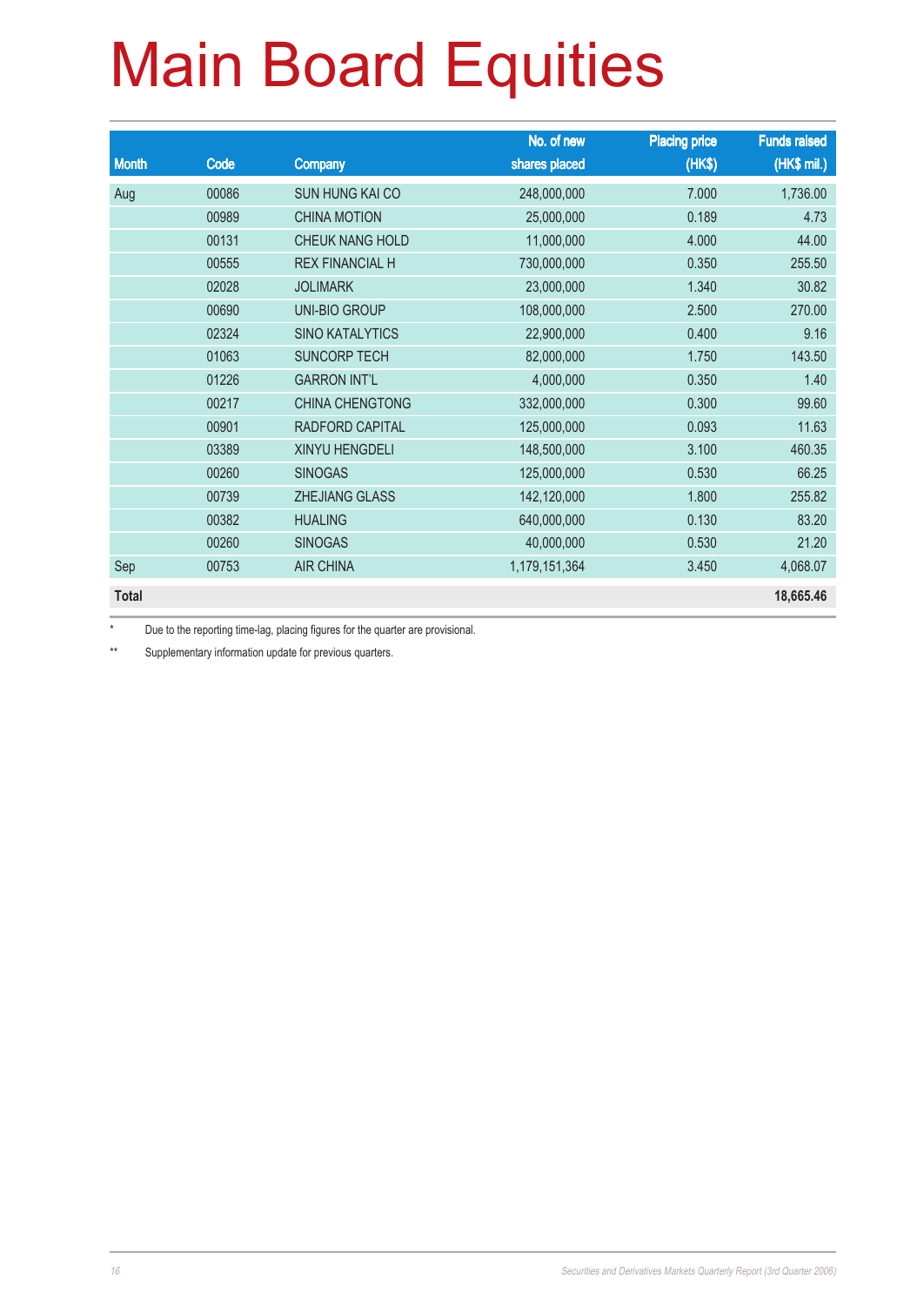# Main Board Equities

| Month | Code | Company | No. of new shares placed | Placing price (HK$) | Funds raised (HK$ mil.) |
|---|---|---|---|---|---|
| Aug | 00086 | SUN HUNG KAI CO | 248,000,000 | 7.000 | 1,736.00 |
| | 00989 | CHINA MOTION | 25,000,000 | 0.189 | 4.73 |
| | 00131 | CHEUK NANG HOLD | 11,000,000 | 4.000 | 44.00 |
| | 00555 | REX FINANCIAL H | 730,000,000 | 0.350 | 255.50 |
| | 02028 | JOLIMARK | 23,000,000 | 1.340 | 30.82 |
| | 00690 | UNI-BIO GROUP | 108,000,000 | 2.500 | 270.00 |
| | 02324 | SINO KATALYTICS | 22,900,000 | 0.400 | 9.16 |
| | 01063 | SUNCORP TECH | 82,000,000 | 1.750 | 143.50 |
| | 01226 | GARRON INT'L | 4,000,000 | 0.350 | 1.40 |
| | 00217 | CHINA CHENGTONG | 332,000,000 | 0.300 | 99.60 |
| | 00901 | RADFORD CAPITAL | 125,000,000 | 0.093 | 11.63 |
| | 03389 | XINYU HENGDELI | 148,500,000 | 3.100 | 460.35 |
| | 00260 | SINOGAS | 125,000,000 | 0.530 | 66.25 |
| | 00739 | ZHEJIANG GLASS | 142,120,000 | 1.800 | 255.82 |
| | 00382 | HUALING | 640,000,000 | 0.130 | 83.20 |
| | 00260 | SINOGAS | 40,000,000 | 0.530 | 21.20 |
| Sep | 00753 | AIR CHINA | 1,179,151,364 | 3.450 | 4,068.07 |
| **Total** | | | | | **18,665.46** |

\* Due to the reporting time-lag, placing figures for the quarter are provisional.

\*\* Supplementary information update for previous quarters.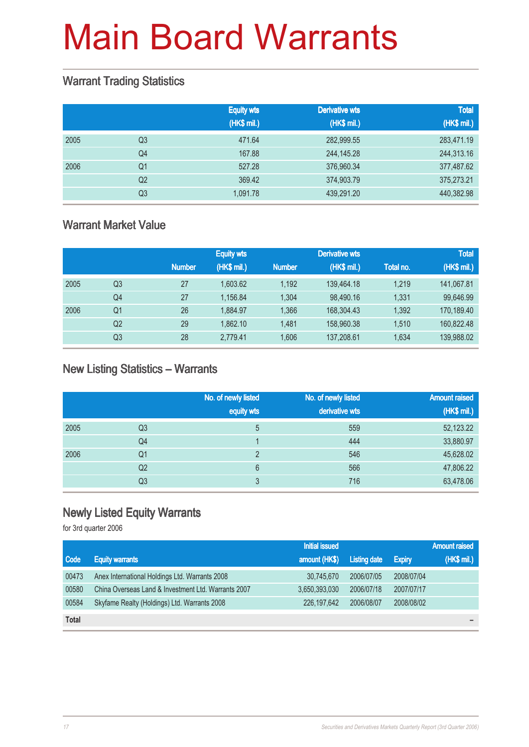# Main Board Warrants

## Warrant Trading Statistics

| | | Equity wts (HK$ mil.) | Derivative wts (HK$ mil.) | Total (HK$ mil.) |
|---|---|---|---|---|
| 2005 | Q3 | 471.64 | 282,999.55 | 283,471.19 |
| | Q4 | 167.88 | 244,145.28 | 244,313.16 |
| 2006 | Q1 | 527.28 | 376,960.34 | 377,487.62 |
| | Q2 | 369.42 | 374,903.79 | 375,273.21 |
| | Q3 | 1,091.78 | 439,291.20 | 440,382.98 |

## Warrant Market Value

| | | Equity wts | | Derivative wts | | Total | |
|---|---|---|---|---|---|---|---|
| | | Number | (HK$ mil.) | Number | (HK$ mil.) | Total no. | (HK$ mil.) |
| 2005 | Q3 | 27 | 1,603.62 | 1,192 | 139,464.18 | 1,219 | 141,067.81 |
| | Q4 | 27 | 1,156.84 | 1,304 | 98,490.16 | 1,331 | 99,646.99 |
| 2006 | Q1 | 26 | 1,884.97 | 1,366 | 168,304.43 | 1,392 | 170,189.40 |
| | Q2 | 29 | 1,862.10 | 1,481 | 158,960.38 | 1,510 | 160,822.48 |
| | Q3 | 28 | 2,779.41 | 1,606 | 137,208.61 | 1,634 | 139,988.02 |

## New Listing Statistics – Warrants

| | | No. of newly listed equity wts | No. of newly listed derivative wts | Amount raised (HK$ mil.) |
|---|---|---|---|---|
| 2005 | Q3 | 5 | 559 | 52,123.22 |
| | Q4 | 1 | 444 | 33,880.97 |
| 2006 | Q1 | 2 | 546 | 45,628.02 |
| | Q2 | 6 | 566 | 47,806.22 |
| | Q3 | 3 | 716 | 63,478.06 |

## Newly Listed Equity Warrants

for 3rd quarter 2006

| Code | Equity warrants | Initial issued amount (HK$) | Listing date | Expiry | Amount raised (HK$ mil.) |
|---|---|---|---|---|---|
| 00473 | Anex International Holdings Ltd. Warrants 2008 | 30,745,670 | 2006/07/05 | 2008/07/04 | |
| 00580 | China Overseas Land & Investment Ltd. Warrants 2007 | 3,650,393,030 | 2006/07/18 | 2007/07/17 | |
| 00584 | Skyfame Realty (Holdings) Ltd. Warrants 2008 | 226,197,642 | 2006/08/07 | 2008/08/02 | |
| **Total** | | | | | – |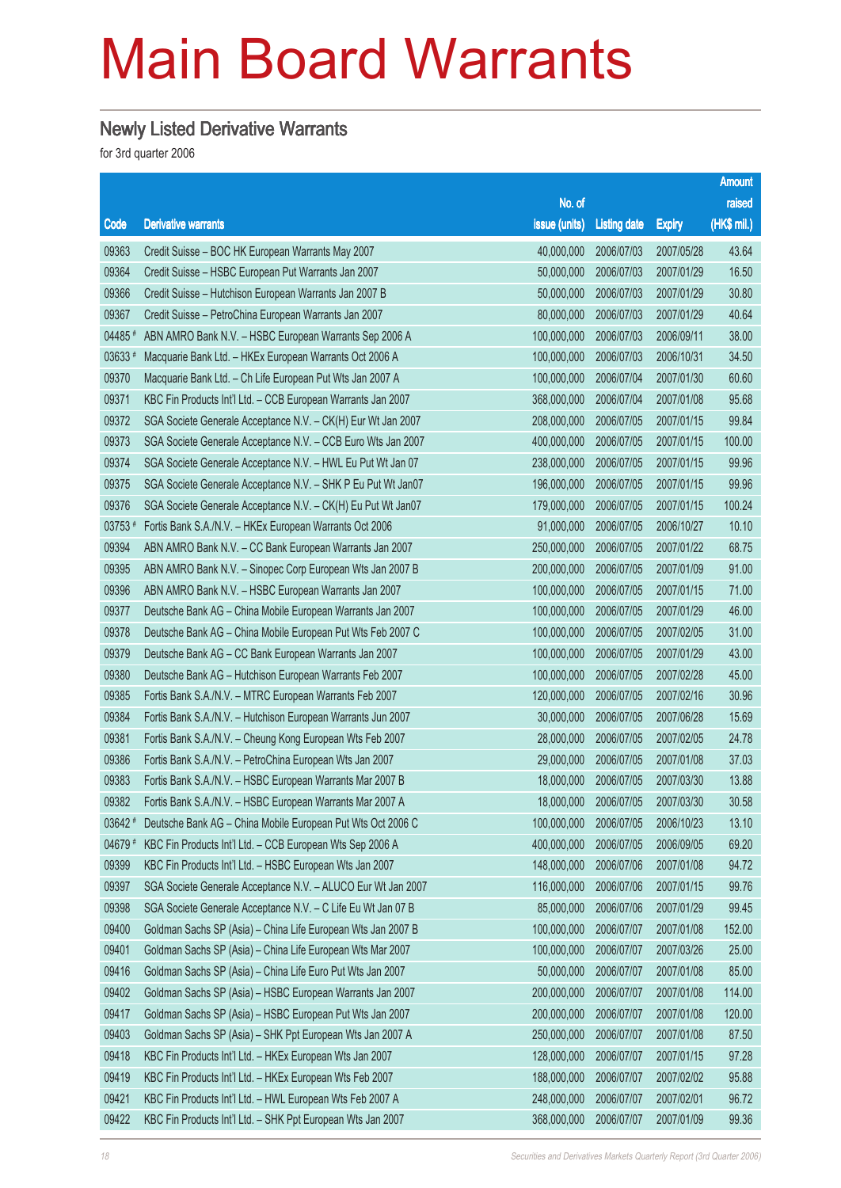# Main Board Warrants

## Newly Listed Derivative Warrants

for 3rd quarter 2006

| Code | Derivative warrants | No. of issue (units) | Listing date | Expiry | Amount raised (HK$ mil.) |
|---|---|---|---|---|---|
| 09363 | Credit Suisse – BOC HK European Warrants May 2007 | 40,000,000 | 2006/07/03 | 2007/05/28 | 43.64 |
| 09364 | Credit Suisse – HSBC European Put Warrants Jan 2007 | 50,000,000 | 2006/07/03 | 2007/01/29 | 16.50 |
| 09366 | Credit Suisse – Hutchison European Warrants Jan 2007 B | 50,000,000 | 2006/07/03 | 2007/01/29 | 30.80 |
| 09367 | Credit Suisse – PetroChina European Warrants Jan 2007 | 80,000,000 | 2006/07/03 | 2007/01/29 | 40.64 |
| 04485 # | ABN AMRO Bank N.V. – HSBC European Warrants Sep 2006 A | 100,000,000 | 2006/07/03 | 2006/09/11 | 38.00 |
| 03633 # | Macquarie Bank Ltd. – HKEx European Warrants Oct 2006 A | 100,000,000 | 2006/07/03 | 2006/10/31 | 34.50 |
| 09370 | Macquarie Bank Ltd. – Ch Life European Put Wts Jan 2007 A | 100,000,000 | 2006/07/04 | 2007/01/30 | 60.60 |
| 09371 | KBC Fin Products Int'l Ltd. – CCB European Warrants Jan 2007 | 368,000,000 | 2006/07/04 | 2007/01/08 | 95.68 |
| 09372 | SGA Societe Generale Acceptance N.V. – CK(H) Eur Wt Jan 2007 | 208,000,000 | 2006/07/05 | 2007/01/15 | 99.84 |
| 09373 | SGA Societe Generale Acceptance N.V. – CCB Euro Wts Jan 2007 | 400,000,000 | 2006/07/05 | 2007/01/15 | 100.00 |
| 09374 | SGA Societe Generale Acceptance N.V. – HWL Eu Put Wt Jan 07 | 238,000,000 | 2006/07/05 | 2007/01/15 | 99.96 |
| 09375 | SGA Societe Generale Acceptance N.V. – SHK P Eu Put Wt Jan07 | 196,000,000 | 2006/07/05 | 2007/01/15 | 99.96 |
| 09376 | SGA Societe Generale Acceptance N.V. – CK(H) Eu Put Wt Jan07 | 179,000,000 | 2006/07/05 | 2007/01/15 | 100.24 |
| 03753 # | Fortis Bank S.A./N.V. – HKEx European Warrants Oct 2006 | 91,000,000 | 2006/07/05 | 2006/10/27 | 10.10 |
| 09394 | ABN AMRO Bank N.V. – CC Bank European Warrants Jan 2007 | 250,000,000 | 2006/07/05 | 2007/01/22 | 68.75 |
| 09395 | ABN AMRO Bank N.V. – Sinopec Corp European Wts Jan 2007 B | 200,000,000 | 2006/07/05 | 2007/01/09 | 91.00 |
| 09396 | ABN AMRO Bank N.V. – HSBC European Warrants Jan 2007 | 100,000,000 | 2006/07/05 | 2007/01/15 | 71.00 |
| 09377 | Deutsche Bank AG – China Mobile European Warrants Jan 2007 | 100,000,000 | 2006/07/05 | 2007/01/29 | 46.00 |
| 09378 | Deutsche Bank AG – China Mobile European Put Wts Feb 2007 C | 100,000,000 | 2006/07/05 | 2007/02/05 | 31.00 |
| 09379 | Deutsche Bank AG – CC Bank European Warrants Jan 2007 | 100,000,000 | 2006/07/05 | 2007/01/29 | 43.00 |
| 09380 | Deutsche Bank AG – Hutchison European Warrants Feb 2007 | 100,000,000 | 2006/07/05 | 2007/02/28 | 45.00 |
| 09385 | Fortis Bank S.A./N.V. – MTRC European Warrants Feb 2007 | 120,000,000 | 2006/07/05 | 2007/02/16 | 30.96 |
| 09384 | Fortis Bank S.A./N.V. – Hutchison European Warrants Jun 2007 | 30,000,000 | 2006/07/05 | 2007/06/28 | 15.69 |
| 09381 | Fortis Bank S.A./N.V. – Cheung Kong European Wts Feb 2007 | 28,000,000 | 2006/07/05 | 2007/02/05 | 24.78 |
| 09386 | Fortis Bank S.A./N.V. – PetroChina European Wts Jan 2007 | 29,000,000 | 2006/07/05 | 2007/01/08 | 37.03 |
| 09383 | Fortis Bank S.A./N.V. – HSBC European Warrants Mar 2007 B | 18,000,000 | 2006/07/05 | 2007/03/30 | 13.88 |
| 09382 | Fortis Bank S.A./N.V. – HSBC European Warrants Mar 2007 A | 18,000,000 | 2006/07/05 | 2007/03/30 | 30.58 |
| 03642 # | Deutsche Bank AG – China Mobile European Put Wts Oct 2006 C | 100,000,000 | 2006/07/05 | 2006/10/23 | 13.10 |
| 04679 # | KBC Fin Products Int'l Ltd. – CCB European Wts Sep 2006 A | 400,000,000 | 2006/07/05 | 2006/09/05 | 69.20 |
| 09399 | KBC Fin Products Int'l Ltd. – HSBC European Wts Jan 2007 | 148,000,000 | 2006/07/06 | 2007/01/08 | 94.72 |
| 09397 | SGA Societe Generale Acceptance N.V. – ALUCO Eur Wt Jan 2007 | 116,000,000 | 2006/07/06 | 2007/01/15 | 99.76 |
| 09398 | SGA Societe Generale Acceptance N.V. – C Life Eu Wt Jan 07 B | 85,000,000 | 2006/07/06 | 2007/01/29 | 99.45 |
| 09400 | Goldman Sachs SP (Asia) – China Life European Wts Jan 2007 B | 100,000,000 | 2006/07/07 | 2007/01/08 | 152.00 |
| 09401 | Goldman Sachs SP (Asia) – China Life European Wts Mar 2007 | 100,000,000 | 2006/07/07 | 2007/03/26 | 25.00 |
| 09416 | Goldman Sachs SP (Asia) – China Life Euro Put Wts Jan 2007 | 50,000,000 | 2006/07/07 | 2007/01/08 | 85.00 |
| 09402 | Goldman Sachs SP (Asia) – HSBC European Warrants Jan 2007 | 200,000,000 | 2006/07/07 | 2007/01/08 | 114.00 |
| 09417 | Goldman Sachs SP (Asia) – HSBC European Put Wts Jan 2007 | 200,000,000 | 2006/07/07 | 2007/01/08 | 120.00 |
| 09403 | Goldman Sachs SP (Asia) – SHK Ppt European Wts Jan 2007 A | 250,000,000 | 2006/07/07 | 2007/01/08 | 87.50 |
| 09418 | KBC Fin Products Int'l Ltd. – HKEx European Wts Jan 2007 | 128,000,000 | 2006/07/07 | 2007/01/15 | 97.28 |
| 09419 | KBC Fin Products Int'l Ltd. – HKEx European Wts Feb 2007 | 188,000,000 | 2006/07/07 | 2007/02/02 | 95.88 |
| 09421 | KBC Fin Products Int'l Ltd. – HWL European Wts Feb 2007 A | 248,000,000 | 2006/07/07 | 2007/02/01 | 96.72 |
| 09422 | KBC Fin Products Int'l Ltd. – SHK Ppt European Wts Jan 2007 | 368,000,000 | 2006/07/07 | 2007/01/09 | 99.36 |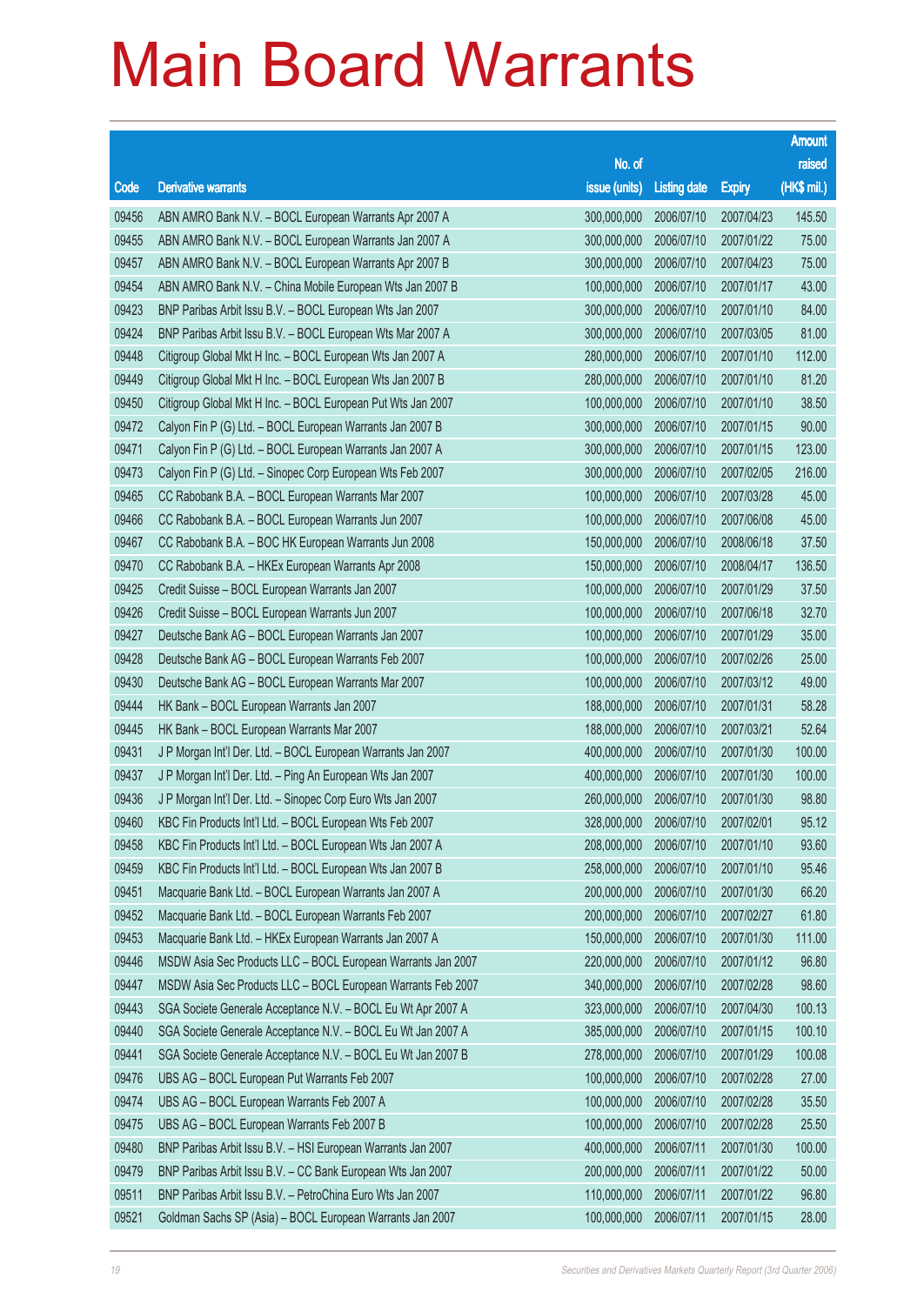# Main Board Warrants

| Code | Derivative warrants | No. of issue (units) | Listing date | Expiry | Amount raised (HK$ mil.) |
|---|---|---|---|---|---|
| 09456 | ABN AMRO Bank N.V. – BOCL European Warrants Apr 2007 A | 300,000,000 | 2006/07/10 | 2007/04/23 | 145.50 |
| 09455 | ABN AMRO Bank N.V. – BOCL European Warrants Jan 2007 A | 300,000,000 | 2006/07/10 | 2007/01/22 | 75.00 |
| 09457 | ABN AMRO Bank N.V. – BOCL European Warrants Apr 2007 B | 300,000,000 | 2006/07/10 | 2007/04/23 | 75.00 |
| 09454 | ABN AMRO Bank N.V. – China Mobile European Wts Jan 2007 B | 100,000,000 | 2006/07/10 | 2007/01/17 | 43.00 |
| 09423 | BNP Paribas Arbit Issu B.V. – BOCL European Wts Jan 2007 | 300,000,000 | 2006/07/10 | 2007/01/10 | 84.00 |
| 09424 | BNP Paribas Arbit Issu B.V. – BOCL European Wts Mar 2007 A | 300,000,000 | 2006/07/10 | 2007/03/05 | 81.00 |
| 09448 | Citigroup Global Mkt H Inc. – BOCL European Wts Jan 2007 A | 280,000,000 | 2006/07/10 | 2007/01/10 | 112.00 |
| 09449 | Citigroup Global Mkt H Inc. – BOCL European Wts Jan 2007 B | 280,000,000 | 2006/07/10 | 2007/01/10 | 81.20 |
| 09450 | Citigroup Global Mkt H Inc. – BOCL European Put Wts Jan 2007 | 100,000,000 | 2006/07/10 | 2007/01/10 | 38.50 |
| 09472 | Calyon Fin P (G) Ltd. – BOCL European Warrants Jan 2007 B | 300,000,000 | 2006/07/10 | 2007/01/15 | 90.00 |
| 09471 | Calyon Fin P (G) Ltd. – BOCL European Warrants Jan 2007 A | 300,000,000 | 2006/07/10 | 2007/01/15 | 123.00 |
| 09473 | Calyon Fin P (G) Ltd. – Sinopec Corp European Wts Feb 2007 | 300,000,000 | 2006/07/10 | 2007/02/05 | 216.00 |
| 09465 | CC Rabobank B.A. – BOCL European Warrants Mar 2007 | 100,000,000 | 2006/07/10 | 2007/03/28 | 45.00 |
| 09466 | CC Rabobank B.A. – BOCL European Warrants Jun 2007 | 100,000,000 | 2006/07/10 | 2007/06/08 | 45.00 |
| 09467 | CC Rabobank B.A. – BOC HK European Warrants Jun 2008 | 150,000,000 | 2006/07/10 | 2008/06/18 | 37.50 |
| 09470 | CC Rabobank B.A. – HKEx European Warrants Apr 2008 | 150,000,000 | 2006/07/10 | 2008/04/17 | 136.50 |
| 09425 | Credit Suisse – BOCL European Warrants Jan 2007 | 100,000,000 | 2006/07/10 | 2007/01/29 | 37.50 |
| 09426 | Credit Suisse – BOCL European Warrants Jun 2007 | 100,000,000 | 2006/07/10 | 2007/06/18 | 32.70 |
| 09427 | Deutsche Bank AG – BOCL European Warrants Jan 2007 | 100,000,000 | 2006/07/10 | 2007/01/29 | 35.00 |
| 09428 | Deutsche Bank AG – BOCL European Warrants Feb 2007 | 100,000,000 | 2006/07/10 | 2007/02/26 | 25.00 |
| 09430 | Deutsche Bank AG – BOCL European Warrants Mar 2007 | 100,000,000 | 2006/07/10 | 2007/03/12 | 49.00 |
| 09444 | HK Bank – BOCL European Warrants Jan 2007 | 188,000,000 | 2006/07/10 | 2007/01/31 | 58.28 |
| 09445 | HK Bank – BOCL European Warrants Mar 2007 | 188,000,000 | 2006/07/10 | 2007/03/21 | 52.64 |
| 09431 | J P Morgan Int'l Der. Ltd. – BOCL European Warrants Jan 2007 | 400,000,000 | 2006/07/10 | 2007/01/30 | 100.00 |
| 09437 | J P Morgan Int'l Der. Ltd. – Ping An European Wts Jan 2007 | 400,000,000 | 2006/07/10 | 2007/01/30 | 100.00 |
| 09436 | J P Morgan Int'l Der. Ltd. – Sinopec Corp Euro Wts Jan 2007 | 260,000,000 | 2006/07/10 | 2007/01/30 | 98.80 |
| 09460 | KBC Fin Products Int'l Ltd. – BOCL European Wts Feb 2007 | 328,000,000 | 2006/07/10 | 2007/02/01 | 95.12 |
| 09458 | KBC Fin Products Int'l Ltd. – BOCL European Wts Jan 2007 A | 208,000,000 | 2006/07/10 | 2007/01/10 | 93.60 |
| 09459 | KBC Fin Products Int'l Ltd. – BOCL European Wts Jan 2007 B | 258,000,000 | 2006/07/10 | 2007/01/10 | 95.46 |
| 09451 | Macquarie Bank Ltd. – BOCL European Warrants Jan 2007 A | 200,000,000 | 2006/07/10 | 2007/01/30 | 66.20 |
| 09452 | Macquarie Bank Ltd. – BOCL European Warrants Feb 2007 | 200,000,000 | 2006/07/10 | 2007/02/27 | 61.80 |
| 09453 | Macquarie Bank Ltd. – HKEx European Warrants Jan 2007 A | 150,000,000 | 2006/07/10 | 2007/01/30 | 111.00 |
| 09446 | MSDW Asia Sec Products LLC – BOCL European Warrants Jan 2007 | 220,000,000 | 2006/07/10 | 2007/01/12 | 96.80 |
| 09447 | MSDW Asia Sec Products LLC – BOCL European Warrants Feb 2007 | 340,000,000 | 2006/07/10 | 2007/02/28 | 98.60 |
| 09443 | SGA Societe Generale Acceptance N.V. – BOCL Eu Wt Apr 2007 A | 323,000,000 | 2006/07/10 | 2007/04/30 | 100.13 |
| 09440 | SGA Societe Generale Acceptance N.V. – BOCL Eu Wt Jan 2007 A | 385,000,000 | 2006/07/10 | 2007/01/15 | 100.10 |
| 09441 | SGA Societe Generale Acceptance N.V. – BOCL Eu Wt Jan 2007 B | 278,000,000 | 2006/07/10 | 2007/01/29 | 100.08 |
| 09476 | UBS AG – BOCL European Put Warrants Feb 2007 | 100,000,000 | 2006/07/10 | 2007/02/28 | 27.00 |
| 09474 | UBS AG – BOCL European Warrants Feb 2007 A | 100,000,000 | 2006/07/10 | 2007/02/28 | 35.50 |
| 09475 | UBS AG – BOCL European Warrants Feb 2007 B | 100,000,000 | 2006/07/10 | 2007/02/28 | 25.50 |
| 09480 | BNP Paribas Arbit Issu B.V. – HSI European Warrants Jan 2007 | 400,000,000 | 2006/07/11 | 2007/01/30 | 100.00 |
| 09479 | BNP Paribas Arbit Issu B.V. – CC Bank European Wts Jan 2007 | 200,000,000 | 2006/07/11 | 2007/01/22 | 50.00 |
| 09511 | BNP Paribas Arbit Issu B.V. – PetroChina Euro Wts Jan 2007 | 110,000,000 | 2006/07/11 | 2007/01/22 | 96.80 |
| 09521 | Goldman Sachs SP (Asia) – BOCL European Warrants Jan 2007 | 100,000,000 | 2006/07/11 | 2007/01/15 | 28.00 |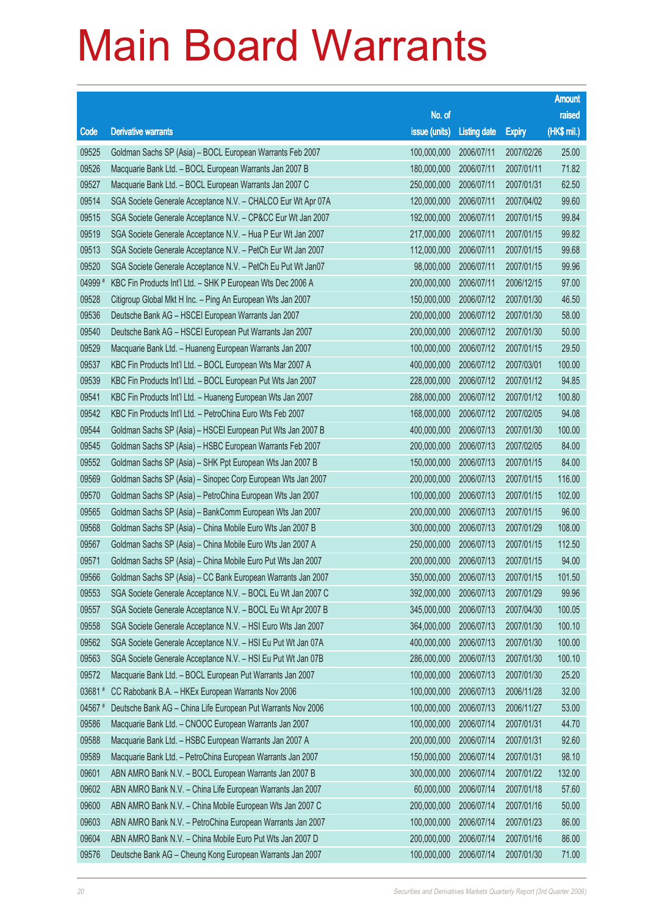# Main Board Warrants

| Code | Derivative warrants | No. of issue (units) | Listing date | Expiry | Amount raised (HK$ mil.) |
|---|---|---|---|---|---|
| 09525 | Goldman Sachs SP (Asia) – BOCL European Warrants Feb 2007 | 100,000,000 | 2006/07/11 | 2007/02/26 | 25.00 |
| 09526 | Macquarie Bank Ltd. – BOCL European Warrants Jan 2007 B | 180,000,000 | 2006/07/11 | 2007/01/11 | 71.82 |
| 09527 | Macquarie Bank Ltd. – BOCL European Warrants Jan 2007 C | 250,000,000 | 2006/07/11 | 2007/01/31 | 62.50 |
| 09514 | SGA Societe Generale Acceptance N.V. – CHALCO Eur Wt Apr 07A | 120,000,000 | 2006/07/11 | 2007/04/02 | 99.60 |
| 09515 | SGA Societe Generale Acceptance N.V. – CP&CC Eur Wt Jan 2007 | 192,000,000 | 2006/07/11 | 2007/01/15 | 99.84 |
| 09519 | SGA Societe Generale Acceptance N.V. – Hua P Eur Wt Jan 2007 | 217,000,000 | 2006/07/11 | 2007/01/15 | 99.82 |
| 09513 | SGA Societe Generale Acceptance N.V. – PetCh Eur Wt Jan 2007 | 112,000,000 | 2006/07/11 | 2007/01/15 | 99.68 |
| 09520 | SGA Societe Generale Acceptance N.V. – PetCh Eu Put Wt Jan07 | 98,000,000 | 2006/07/11 | 2007/01/15 | 99.96 |
| 04999 # | KBC Fin Products Int'l Ltd. – SHK P European Wts Dec 2006 A | 200,000,000 | 2006/07/11 | 2006/12/15 | 97.00 |
| 09528 | Citigroup Global Mkt H Inc. – Ping An European Wts Jan 2007 | 150,000,000 | 2006/07/12 | 2007/01/30 | 46.50 |
| 09536 | Deutsche Bank AG – HSCEI European Warrants Jan 2007 | 200,000,000 | 2006/07/12 | 2007/01/30 | 58.00 |
| 09540 | Deutsche Bank AG – HSCEI European Put Warrants Jan 2007 | 200,000,000 | 2006/07/12 | 2007/01/30 | 50.00 |
| 09529 | Macquarie Bank Ltd. – Huaneng European Warrants Jan 2007 | 100,000,000 | 2006/07/12 | 2007/01/15 | 29.50 |
| 09537 | KBC Fin Products Int'l Ltd. – BOCL European Wts Mar 2007 A | 400,000,000 | 2006/07/12 | 2007/03/01 | 100.00 |
| 09539 | KBC Fin Products Int'l Ltd. – BOCL European Put Wts Jan 2007 | 228,000,000 | 2006/07/12 | 2007/01/12 | 94.85 |
| 09541 | KBC Fin Products Int'l Ltd. – Huaneng European Wts Jan 2007 | 288,000,000 | 2006/07/12 | 2007/01/12 | 100.80 |
| 09542 | KBC Fin Products Int'l Ltd. – PetroChina Euro Wts Feb 2007 | 168,000,000 | 2006/07/12 | 2007/02/05 | 94.08 |
| 09544 | Goldman Sachs SP (Asia) – HSCEI European Put Wts Jan 2007 B | 400,000,000 | 2006/07/13 | 2007/01/30 | 100.00 |
| 09545 | Goldman Sachs SP (Asia) – HSBC European Warrants Feb 2007 | 200,000,000 | 2006/07/13 | 2007/02/05 | 84.00 |
| 09552 | Goldman Sachs SP (Asia) – SHK Ppt European Wts Jan 2007 B | 150,000,000 | 2006/07/13 | 2007/01/15 | 84.00 |
| 09569 | Goldman Sachs SP (Asia) – Sinopec Corp European Wts Jan 2007 | 200,000,000 | 2006/07/13 | 2007/01/15 | 116.00 |
| 09570 | Goldman Sachs SP (Asia) – PetroChina European Wts Jan 2007 | 100,000,000 | 2006/07/13 | 2007/01/15 | 102.00 |
| 09565 | Goldman Sachs SP (Asia) – BankComm European Wts Jan 2007 | 200,000,000 | 2006/07/13 | 2007/01/15 | 96.00 |
| 09568 | Goldman Sachs SP (Asia) – China Mobile Euro Wts Jan 2007 B | 300,000,000 | 2006/07/13 | 2007/01/29 | 108.00 |
| 09567 | Goldman Sachs SP (Asia) – China Mobile Euro Wts Jan 2007 A | 250,000,000 | 2006/07/13 | 2007/01/15 | 112.50 |
| 09571 | Goldman Sachs SP (Asia) – China Mobile Euro Put Wts Jan 2007 | 200,000,000 | 2006/07/13 | 2007/01/15 | 94.00 |
| 09566 | Goldman Sachs SP (Asia) – CC Bank European Warrants Jan 2007 | 350,000,000 | 2006/07/13 | 2007/01/15 | 101.50 |
| 09553 | SGA Societe Generale Acceptance N.V. – BOCL Eu Wt Jan 2007 C | 392,000,000 | 2006/07/13 | 2007/01/29 | 99.96 |
| 09557 | SGA Societe Generale Acceptance N.V. – BOCL Eu Wt Apr 2007 B | 345,000,000 | 2006/07/13 | 2007/04/30 | 100.05 |
| 09558 | SGA Societe Generale Acceptance N.V. – HSI Euro Wts Jan 2007 | 364,000,000 | 2006/07/13 | 2007/01/30 | 100.10 |
| 09562 | SGA Societe Generale Acceptance N.V. – HSI Eu Put Wt Jan 07A | 400,000,000 | 2006/07/13 | 2007/01/30 | 100.00 |
| 09563 | SGA Societe Generale Acceptance N.V. – HSI Eu Put Wt Jan 07B | 286,000,000 | 2006/07/13 | 2007/01/30 | 100.10 |
| 09572 | Macquarie Bank Ltd. – BOCL European Put Warrants Jan 2007 | 100,000,000 | 2006/07/13 | 2007/01/30 | 25.20 |
| 03681 # | CC Rabobank B.A. – HKEx European Warrants Nov 2006 | 100,000,000 | 2006/07/13 | 2006/11/28 | 32.00 |
| 04567 # | Deutsche Bank AG – China Life European Put Warrants Nov 2006 | 100,000,000 | 2006/07/13 | 2006/11/27 | 53.00 |
| 09586 | Macquarie Bank Ltd. – CNOOC European Warrants Jan 2007 | 100,000,000 | 2006/07/14 | 2007/01/31 | 44.70 |
| 09588 | Macquarie Bank Ltd. – HSBC European Warrants Jan 2007 A | 200,000,000 | 2006/07/14 | 2007/01/31 | 92.60 |
| 09589 | Macquarie Bank Ltd. – PetroChina European Warrants Jan 2007 | 150,000,000 | 2006/07/14 | 2007/01/31 | 98.10 |
| 09601 | ABN AMRO Bank N.V. – BOCL European Warrants Jan 2007 B | 300,000,000 | 2006/07/14 | 2007/01/22 | 132.00 |
| 09602 | ABN AMRO Bank N.V. – China Life European Warrants Jan 2007 | 60,000,000 | 2006/07/14 | 2007/01/18 | 57.60 |
| 09600 | ABN AMRO Bank N.V. – China Mobile European Wts Jan 2007 C | 200,000,000 | 2006/07/14 | 2007/01/16 | 50.00 |
| 09603 | ABN AMRO Bank N.V. – PetroChina European Warrants Jan 2007 | 100,000,000 | 2006/07/14 | 2007/01/23 | 86.00 |
| 09604 | ABN AMRO Bank N.V. – China Mobile Euro Put Wts Jan 2007 D | 200,000,000 | 2006/07/14 | 2007/01/16 | 86.00 |
| 09576 | Deutsche Bank AG – Cheung Kong European Warrants Jan 2007 | 100,000,000 | 2006/07/14 | 2007/01/30 | 71.00 |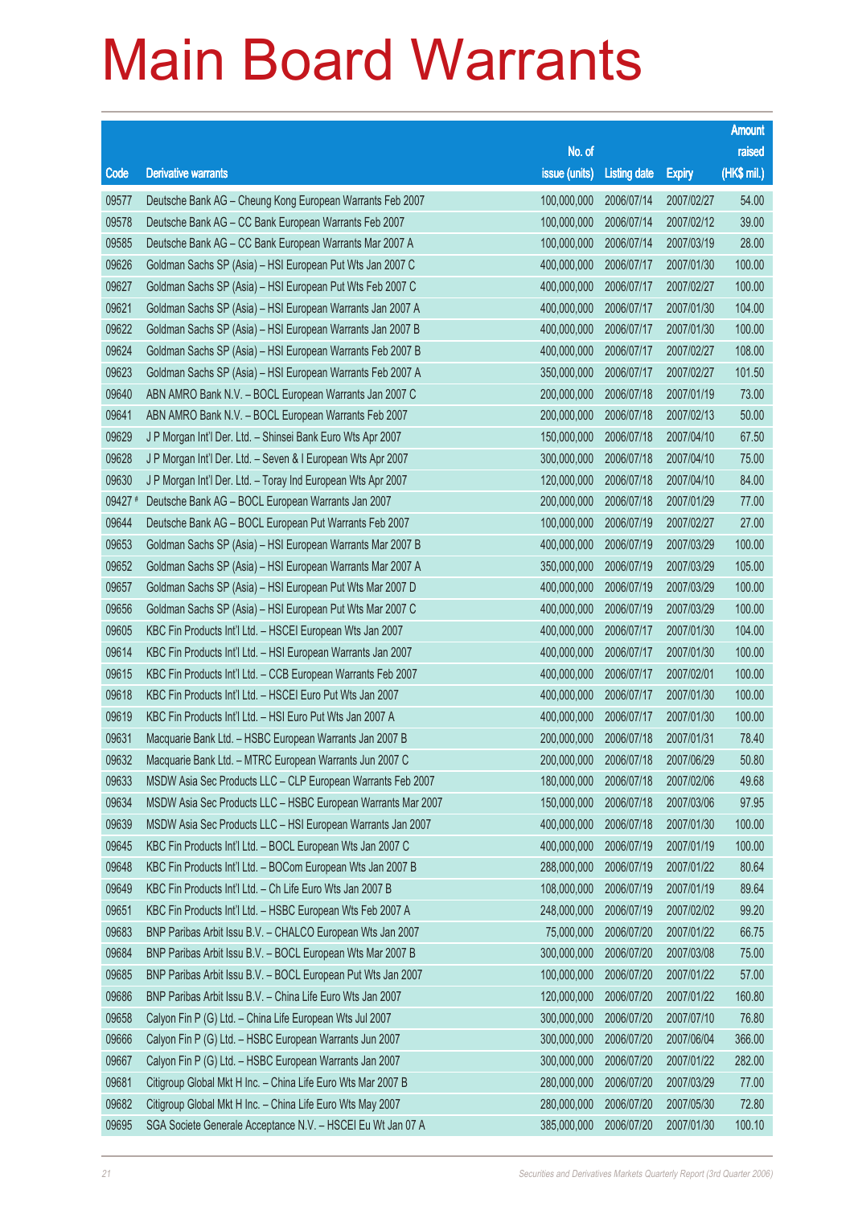# Main Board Warrants

| Code | Derivative warrants | No. of issue (units) | Listing date | Expiry | Amount raised (HK$ mil.) |
|---|---|---|---|---|---|
| 09577 | Deutsche Bank AG – Cheung Kong European Warrants Feb 2007 | 100,000,000 | 2006/07/14 | 2007/02/27 | 54.00 |
| 09578 | Deutsche Bank AG – CC Bank European Warrants Feb 2007 | 100,000,000 | 2006/07/14 | 2007/02/12 | 39.00 |
| 09585 | Deutsche Bank AG – CC Bank European Warrants Mar 2007 A | 100,000,000 | 2006/07/14 | 2007/03/19 | 28.00 |
| 09626 | Goldman Sachs SP (Asia) – HSI European Put Wts Jan 2007 C | 400,000,000 | 2006/07/17 | 2007/01/30 | 100.00 |
| 09627 | Goldman Sachs SP (Asia) – HSI European Put Wts Feb 2007 C | 400,000,000 | 2006/07/17 | 2007/02/27 | 100.00 |
| 09621 | Goldman Sachs SP (Asia) – HSI European Warrants Jan 2007 A | 400,000,000 | 2006/07/17 | 2007/01/30 | 104.00 |
| 09622 | Goldman Sachs SP (Asia) – HSI European Warrants Jan 2007 B | 400,000,000 | 2006/07/17 | 2007/01/30 | 100.00 |
| 09624 | Goldman Sachs SP (Asia) – HSI European Warrants Feb 2007 B | 400,000,000 | 2006/07/17 | 2007/02/27 | 108.00 |
| 09623 | Goldman Sachs SP (Asia) – HSI European Warrants Feb 2007 A | 350,000,000 | 2006/07/17 | 2007/02/27 | 101.50 |
| 09640 | ABN AMRO Bank N.V. – BOCL European Warrants Jan 2007 C | 200,000,000 | 2006/07/18 | 2007/01/19 | 73.00 |
| 09641 | ABN AMRO Bank N.V. – BOCL European Warrants Feb 2007 | 200,000,000 | 2006/07/18 | 2007/02/13 | 50.00 |
| 09629 | J P Morgan Int'l Der. Ltd. – Shinsei Bank Euro Wts Apr 2007 | 150,000,000 | 2006/07/18 | 2007/04/10 | 67.50 |
| 09628 | J P Morgan Int'l Der. Ltd. – Seven & I European Wts Apr 2007 | 300,000,000 | 2006/07/18 | 2007/04/10 | 75.00 |
| 09630 | J P Morgan Int'l Der. Ltd. – Toray Ind European Wts Apr 2007 | 120,000,000 | 2006/07/18 | 2007/04/10 | 84.00 |
| 09427 # | Deutsche Bank AG – BOCL European Warrants Jan 2007 | 200,000,000 | 2006/07/18 | 2007/01/29 | 77.00 |
| 09644 | Deutsche Bank AG – BOCL European Put Warrants Feb 2007 | 100,000,000 | 2006/07/19 | 2007/02/27 | 27.00 |
| 09653 | Goldman Sachs SP (Asia) – HSI European Warrants Mar 2007 B | 400,000,000 | 2006/07/19 | 2007/03/29 | 100.00 |
| 09652 | Goldman Sachs SP (Asia) – HSI European Warrants Mar 2007 A | 350,000,000 | 2006/07/19 | 2007/03/29 | 105.00 |
| 09657 | Goldman Sachs SP (Asia) – HSI European Put Wts Mar 2007 D | 400,000,000 | 2006/07/19 | 2007/03/29 | 100.00 |
| 09656 | Goldman Sachs SP (Asia) – HSI European Put Wts Mar 2007 C | 400,000,000 | 2006/07/19 | 2007/03/29 | 100.00 |
| 09605 | KBC Fin Products Int'l Ltd. – HSCEI European Wts Jan 2007 | 400,000,000 | 2006/07/17 | 2007/01/30 | 104.00 |
| 09614 | KBC Fin Products Int'l Ltd. – HSI European Warrants Jan 2007 | 400,000,000 | 2006/07/17 | 2007/01/30 | 100.00 |
| 09615 | KBC Fin Products Int'l Ltd. – CCB European Warrants Feb 2007 | 400,000,000 | 2006/07/17 | 2007/02/01 | 100.00 |
| 09618 | KBC Fin Products Int'l Ltd. – HSCEI Euro Put Wts Jan 2007 | 400,000,000 | 2006/07/17 | 2007/01/30 | 100.00 |
| 09619 | KBC Fin Products Int'l Ltd. – HSI Euro Put Wts Jan 2007 A | 400,000,000 | 2006/07/17 | 2007/01/30 | 100.00 |
| 09631 | Macquarie Bank Ltd. – HSBC European Warrants Jan 2007 B | 200,000,000 | 2006/07/18 | 2007/01/31 | 78.40 |
| 09632 | Macquarie Bank Ltd. – MTRC European Warrants Jun 2007 C | 200,000,000 | 2006/07/18 | 2007/06/29 | 50.80 |
| 09633 | MSDW Asia Sec Products LLC – CLP European Warrants Feb 2007 | 180,000,000 | 2006/07/18 | 2007/02/06 | 49.68 |
| 09634 | MSDW Asia Sec Products LLC – HSBC European Warrants Mar 2007 | 150,000,000 | 2006/07/18 | 2007/03/06 | 97.95 |
| 09639 | MSDW Asia Sec Products LLC – HSI European Warrants Jan 2007 | 400,000,000 | 2006/07/18 | 2007/01/30 | 100.00 |
| 09645 | KBC Fin Products Int'l Ltd. – BOCL European Wts Jan 2007 C | 400,000,000 | 2006/07/19 | 2007/01/19 | 100.00 |
| 09648 | KBC Fin Products Int'l Ltd. – BOCom European Wts Jan 2007 B | 288,000,000 | 2006/07/19 | 2007/01/22 | 80.64 |
| 09649 | KBC Fin Products Int'l Ltd. – Ch Life Euro Wts Jan 2007 B | 108,000,000 | 2006/07/19 | 2007/01/19 | 89.64 |
| 09651 | KBC Fin Products Int'l Ltd. – HSBC European Wts Feb 2007 A | 248,000,000 | 2006/07/19 | 2007/02/02 | 99.20 |
| 09683 | BNP Paribas Arbit Issu B.V. – CHALCO European Wts Jan 2007 | 75,000,000 | 2006/07/20 | 2007/01/22 | 66.75 |
| 09684 | BNP Paribas Arbit Issu B.V. – BOCL European Wts Mar 2007 B | 300,000,000 | 2006/07/20 | 2007/03/08 | 75.00 |
| 09685 | BNP Paribas Arbit Issu B.V. – BOCL European Put Wts Jan 2007 | 100,000,000 | 2006/07/20 | 2007/01/22 | 57.00 |
| 09686 | BNP Paribas Arbit Issu B.V. – China Life Euro Wts Jan 2007 | 120,000,000 | 2006/07/20 | 2007/01/22 | 160.80 |
| 09658 | Calyon Fin P (G) Ltd. – China Life European Wts Jul 2007 | 300,000,000 | 2006/07/20 | 2007/07/10 | 76.80 |
| 09666 | Calyon Fin P (G) Ltd. – HSBC European Warrants Jun 2007 | 300,000,000 | 2006/07/20 | 2007/06/04 | 366.00 |
| 09667 | Calyon Fin P (G) Ltd. – HSBC European Warrants Jan 2007 | 300,000,000 | 2006/07/20 | 2007/01/22 | 282.00 |
| 09681 | Citigroup Global Mkt H Inc. – China Life Euro Wts Mar 2007 B | 280,000,000 | 2006/07/20 | 2007/03/29 | 77.00 |
| 09682 | Citigroup Global Mkt H Inc. – China Life Euro Wts May 2007 | 280,000,000 | 2006/07/20 | 2007/05/30 | 72.80 |
| 09695 | SGA Societe Generale Acceptance N.V. – HSCEI Eu Wt Jan 07 A | 385,000,000 | 2006/07/20 | 2007/01/30 | 100.10 |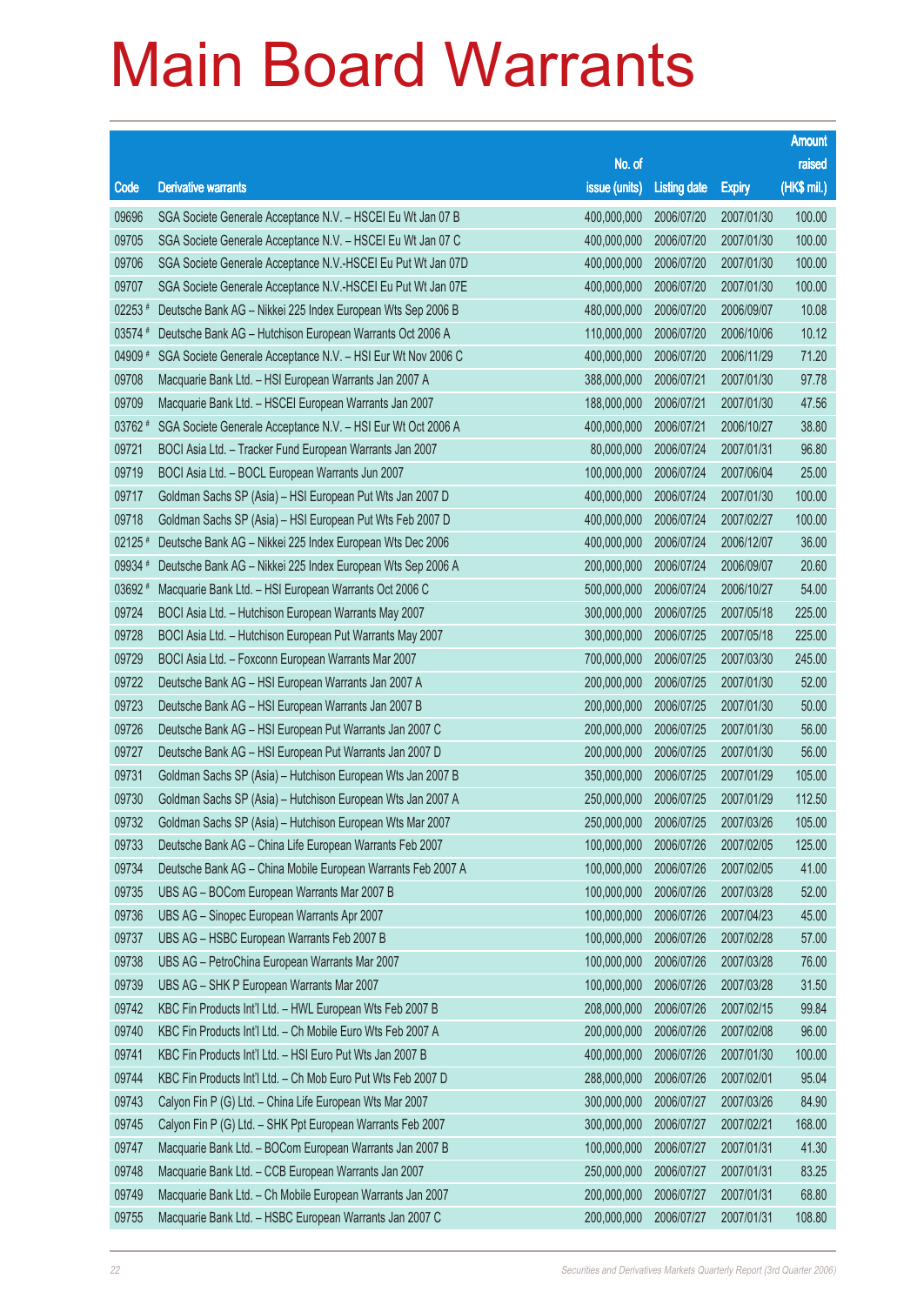# Main Board Warrants

| Code | Derivative warrants | No. of issue (units) | Listing date | Expiry | Amount raised (HK$ mil.) |
|---|---|---|---|---|---|
| 09696 | SGA Societe Generale Acceptance N.V. – HSCEI Eu Wt Jan 07 B | 400,000,000 | 2006/07/20 | 2007/01/30 | 100.00 |
| 09705 | SGA Societe Generale Acceptance N.V. – HSCEI Eu Wt Jan 07 C | 400,000,000 | 2006/07/20 | 2007/01/30 | 100.00 |
| 09706 | SGA Societe Generale Acceptance N.V.-HSCEI Eu Put Wt Jan 07D | 400,000,000 | 2006/07/20 | 2007/01/30 | 100.00 |
| 09707 | SGA Societe Generale Acceptance N.V.-HSCEI Eu Put Wt Jan 07E | 400,000,000 | 2006/07/20 | 2007/01/30 | 100.00 |
| 02253 # | Deutsche Bank AG – Nikkei 225 Index European Wts Sep 2006 B | 480,000,000 | 2006/07/20 | 2006/09/07 | 10.08 |
| 03574 # | Deutsche Bank AG – Hutchison European Warrants Oct 2006 A | 110,000,000 | 2006/07/20 | 2006/10/06 | 10.12 |
| 04909 # | SGA Societe Generale Acceptance N.V. – HSI Eur Wt Nov 2006 C | 400,000,000 | 2006/07/20 | 2006/11/29 | 71.20 |
| 09708 | Macquarie Bank Ltd. – HSI European Warrants Jan 2007 A | 388,000,000 | 2006/07/21 | 2007/01/30 | 97.78 |
| 09709 | Macquarie Bank Ltd. – HSCEI European Warrants Jan 2007 | 188,000,000 | 2006/07/21 | 2007/01/30 | 47.56 |
| 03762 # | SGA Societe Generale Acceptance N.V. – HSI Eur Wt Oct 2006 A | 400,000,000 | 2006/07/21 | 2006/10/27 | 38.80 |
| 09721 | BOCI Asia Ltd. – Tracker Fund European Warrants Jan 2007 | 80,000,000 | 2006/07/24 | 2007/01/31 | 96.80 |
| 09719 | BOCI Asia Ltd. – BOCL European Warrants Jun 2007 | 100,000,000 | 2006/07/24 | 2007/06/04 | 25.00 |
| 09717 | Goldman Sachs SP (Asia) – HSI European Put Wts Jan 2007 D | 400,000,000 | 2006/07/24 | 2007/01/30 | 100.00 |
| 09718 | Goldman Sachs SP (Asia) – HSI European Put Wts Feb 2007 D | 400,000,000 | 2006/07/24 | 2007/02/27 | 100.00 |
| 02125 # | Deutsche Bank AG – Nikkei 225 Index European Wts Dec 2006 | 400,000,000 | 2006/07/24 | 2006/12/07 | 36.00 |
| 09934 # | Deutsche Bank AG – Nikkei 225 Index European Wts Sep 2006 A | 200,000,000 | 2006/07/24 | 2006/09/07 | 20.60 |
| 03692 # | Macquarie Bank Ltd. – HSI European Warrants Oct 2006 C | 500,000,000 | 2006/07/24 | 2006/10/27 | 54.00 |
| 09724 | BOCI Asia Ltd. – Hutchison European Warrants May 2007 | 300,000,000 | 2006/07/25 | 2007/05/18 | 225.00 |
| 09728 | BOCI Asia Ltd. – Hutchison European Put Warrants May 2007 | 300,000,000 | 2006/07/25 | 2007/05/18 | 225.00 |
| 09729 | BOCI Asia Ltd. – Foxconn European Warrants Mar 2007 | 700,000,000 | 2006/07/25 | 2007/03/30 | 245.00 |
| 09722 | Deutsche Bank AG – HSI European Warrants Jan 2007 A | 200,000,000 | 2006/07/25 | 2007/01/30 | 52.00 |
| 09723 | Deutsche Bank AG – HSI European Warrants Jan 2007 B | 200,000,000 | 2006/07/25 | 2007/01/30 | 50.00 |
| 09726 | Deutsche Bank AG – HSI European Put Warrants Jan 2007 C | 200,000,000 | 2006/07/25 | 2007/01/30 | 56.00 |
| 09727 | Deutsche Bank AG – HSI European Put Warrants Jan 2007 D | 200,000,000 | 2006/07/25 | 2007/01/30 | 56.00 |
| 09731 | Goldman Sachs SP (Asia) – Hutchison European Wts Jan 2007 B | 350,000,000 | 2006/07/25 | 2007/01/29 | 105.00 |
| 09730 | Goldman Sachs SP (Asia) – Hutchison European Wts Jan 2007 A | 250,000,000 | 2006/07/25 | 2007/01/29 | 112.50 |
| 09732 | Goldman Sachs SP (Asia) – Hutchison European Wts Mar 2007 | 250,000,000 | 2006/07/25 | 2007/03/26 | 105.00 |
| 09733 | Deutsche Bank AG – China Life European Warrants Feb 2007 | 100,000,000 | 2006/07/26 | 2007/02/05 | 125.00 |
| 09734 | Deutsche Bank AG – China Mobile European Warrants Feb 2007 A | 100,000,000 | 2006/07/26 | 2007/02/05 | 41.00 |
| 09735 | UBS AG – BOCom European Warrants Mar 2007 B | 100,000,000 | 2006/07/26 | 2007/03/28 | 52.00 |
| 09736 | UBS AG – Sinopec European Warrants Apr 2007 | 100,000,000 | 2006/07/26 | 2007/04/23 | 45.00 |
| 09737 | UBS AG – HSBC European Warrants Feb 2007 B | 100,000,000 | 2006/07/26 | 2007/02/28 | 57.00 |
| 09738 | UBS AG – PetroChina European Warrants Mar 2007 | 100,000,000 | 2006/07/26 | 2007/03/28 | 76.00 |
| 09739 | UBS AG – SHK P European Warrants Mar 2007 | 100,000,000 | 2006/07/26 | 2007/03/28 | 31.50 |
| 09742 | KBC Fin Products Int'l Ltd. – HWL European Wts Feb 2007 B | 208,000,000 | 2006/07/26 | 2007/02/15 | 99.84 |
| 09740 | KBC Fin Products Int'l Ltd. – Ch Mobile Euro Wts Feb 2007 A | 200,000,000 | 2006/07/26 | 2007/02/08 | 96.00 |
| 09741 | KBC Fin Products Int'l Ltd. – HSI Euro Put Wts Jan 2007 B | 400,000,000 | 2006/07/26 | 2007/01/30 | 100.00 |
| 09744 | KBC Fin Products Int'l Ltd. – Ch Mob Euro Put Wts Feb 2007 D | 288,000,000 | 2006/07/26 | 2007/02/01 | 95.04 |
| 09743 | Calyon Fin P (G) Ltd. – China Life European Wts Mar 2007 | 300,000,000 | 2006/07/27 | 2007/03/26 | 84.90 |
| 09745 | Calyon Fin P (G) Ltd. – SHK Ppt European Warrants Feb 2007 | 300,000,000 | 2006/07/27 | 2007/02/21 | 168.00 |
| 09747 | Macquarie Bank Ltd. – BOCom European Warrants Jan 2007 B | 100,000,000 | 2006/07/27 | 2007/01/31 | 41.30 |
| 09748 | Macquarie Bank Ltd. – CCB European Warrants Jan 2007 | 250,000,000 | 2006/07/27 | 2007/01/31 | 83.25 |
| 09749 | Macquarie Bank Ltd. – Ch Mobile European Warrants Jan 2007 | 200,000,000 | 2006/07/27 | 2007/01/31 | 68.80 |
| 09755 | Macquarie Bank Ltd. – HSBC European Warrants Jan 2007 C | 200,000,000 | 2006/07/27 | 2007/01/31 | 108.80 |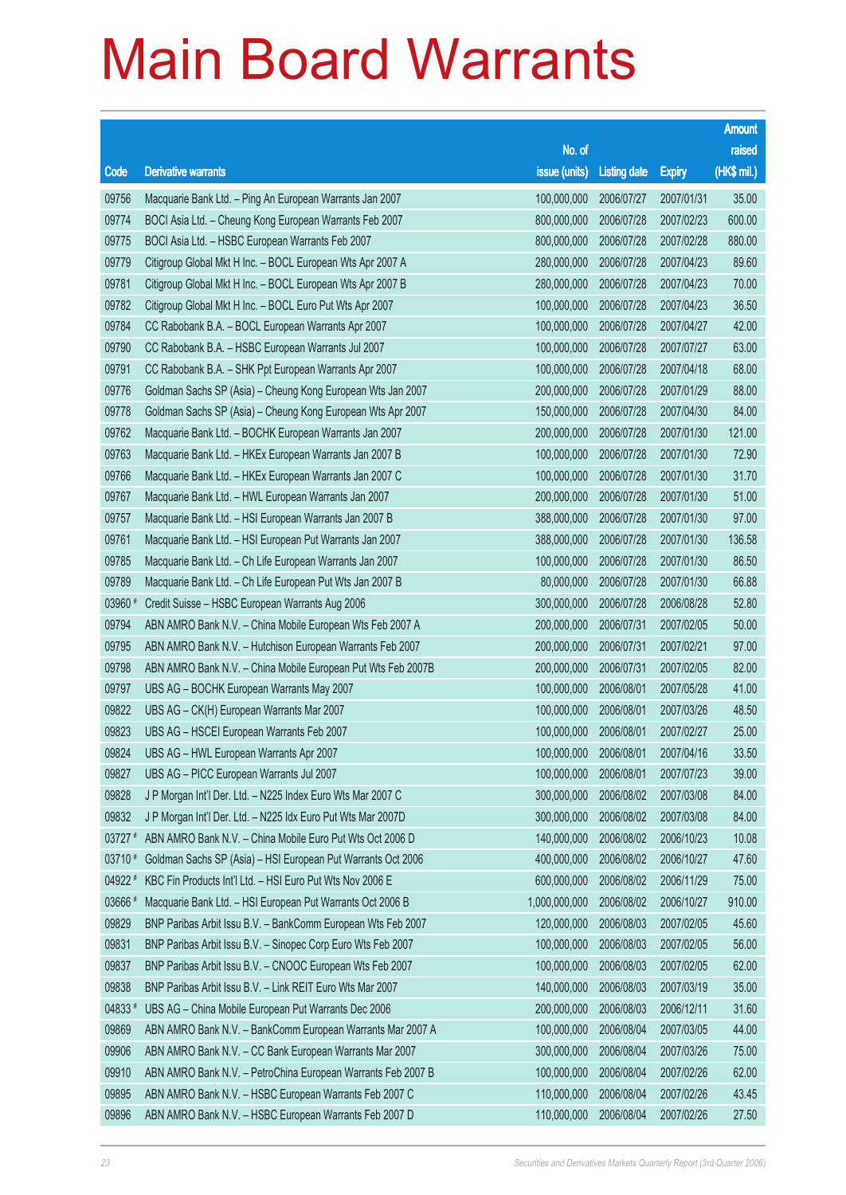# Main Board Warrants

| Code | Derivative warrants | No. of issue (units) | Listing date | Expiry | Amount raised (HK$ mil.) |
|---|---|---|---|---|---|
| 09756 | Macquarie Bank Ltd. – Ping An European Warrants Jan 2007 | 100,000,000 | 2006/07/27 | 2007/01/31 | 35.00 |
| 09774 | BOCI Asia Ltd. – Cheung Kong European Warrants Feb 2007 | 800,000,000 | 2006/07/28 | 2007/02/23 | 600.00 |
| 09775 | BOCI Asia Ltd. – HSBC European Warrants Feb 2007 | 800,000,000 | 2006/07/28 | 2007/02/28 | 880.00 |
| 09779 | Citigroup Global Mkt H Inc. – BOCL European Wts Apr 2007 A | 280,000,000 | 2006/07/28 | 2007/04/23 | 89.60 |
| 09781 | Citigroup Global Mkt H Inc. – BOCL European Wts Apr 2007 B | 280,000,000 | 2006/07/28 | 2007/04/23 | 70.00 |
| 09782 | Citigroup Global Mkt H Inc. – BOCL Euro Put Wts Apr 2007 | 100,000,000 | 2006/07/28 | 2007/04/23 | 36.50 |
| 09784 | CC Rabobank B.A. – BOCL European Warrants Apr 2007 | 100,000,000 | 2006/07/28 | 2007/04/27 | 42.00 |
| 09790 | CC Rabobank B.A. – HSBC European Warrants Jul 2007 | 100,000,000 | 2006/07/28 | 2007/07/27 | 63.00 |
| 09791 | CC Rabobank B.A. – SHK Ppt European Warrants Apr 2007 | 100,000,000 | 2006/07/28 | 2007/04/18 | 68.00 |
| 09776 | Goldman Sachs SP (Asia) – Cheung Kong European Wts Jan 2007 | 200,000,000 | 2006/07/28 | 2007/01/29 | 88.00 |
| 09778 | Goldman Sachs SP (Asia) – Cheung Kong European Wts Apr 2007 | 150,000,000 | 2006/07/28 | 2007/04/30 | 84.00 |
| 09762 | Macquarie Bank Ltd. – BOCHK European Warrants Jan 2007 | 200,000,000 | 2006/07/28 | 2007/01/30 | 121.00 |
| 09763 | Macquarie Bank Ltd. – HKEx European Warrants Jan 2007 B | 100,000,000 | 2006/07/28 | 2007/01/30 | 72.90 |
| 09766 | Macquarie Bank Ltd. – HKEx European Warrants Jan 2007 C | 100,000,000 | 2006/07/28 | 2007/01/30 | 31.70 |
| 09767 | Macquarie Bank Ltd. – HWL European Warrants Jan 2007 | 200,000,000 | 2006/07/28 | 2007/01/30 | 51.00 |
| 09757 | Macquarie Bank Ltd. – HSI European Warrants Jan 2007 B | 388,000,000 | 2006/07/28 | 2007/01/30 | 97.00 |
| 09761 | Macquarie Bank Ltd. – HSI European Put Warrants Jan 2007 | 388,000,000 | 2006/07/28 | 2007/01/30 | 136.58 |
| 09785 | Macquarie Bank Ltd. – Ch Life European Warrants Jan 2007 | 100,000,000 | 2006/07/28 | 2007/01/30 | 86.50 |
| 09789 | Macquarie Bank Ltd. – Ch Life European Put Wts Jan 2007 B | 80,000,000 | 2006/07/28 | 2007/01/30 | 66.88 |
| 03960 # | Credit Suisse – HSBC European Warrants Aug 2006 | 300,000,000 | 2006/07/28 | 2006/08/28 | 52.80 |
| 09794 | ABN AMRO Bank N.V. – China Mobile European Wts Feb 2007 A | 200,000,000 | 2006/07/31 | 2007/02/05 | 50.00 |
| 09795 | ABN AMRO Bank N.V. – Hutchison European Warrants Feb 2007 | 200,000,000 | 2006/07/31 | 2007/02/21 | 97.00 |
| 09798 | ABN AMRO Bank N.V. – China Mobile European Put Wts Feb 2007B | 200,000,000 | 2006/07/31 | 2007/02/05 | 82.00 |
| 09797 | UBS AG – BOCHK European Warrants May 2007 | 100,000,000 | 2006/08/01 | 2007/05/28 | 41.00 |
| 09822 | UBS AG – CK(H) European Warrants Mar 2007 | 100,000,000 | 2006/08/01 | 2007/03/26 | 48.50 |
| 09823 | UBS AG – HSCEI European Warrants Feb 2007 | 100,000,000 | 2006/08/01 | 2007/02/27 | 25.00 |
| 09824 | UBS AG – HWL European Warrants Apr 2007 | 100,000,000 | 2006/08/01 | 2007/04/16 | 33.50 |
| 09827 | UBS AG – PICC European Warrants Jul 2007 | 100,000,000 | 2006/08/01 | 2007/07/23 | 39.00 |
| 09828 | J P Morgan Int'l Der. Ltd. – N225 Index Euro Wts Mar 2007 C | 300,000,000 | 2006/08/02 | 2007/03/08 | 84.00 |
| 09832 | J P Morgan Int'l Der. Ltd. – N225 Idx Euro Put Wts Mar 2007D | 300,000,000 | 2006/08/02 | 2007/03/08 | 84.00 |
| 03727 # | ABN AMRO Bank N.V. – China Mobile Euro Put Wts Oct 2006 D | 140,000,000 | 2006/08/02 | 2006/10/23 | 10.08 |
| 03710 # | Goldman Sachs SP (Asia) – HSI European Put Warrants Oct 2006 | 400,000,000 | 2006/08/02 | 2006/10/27 | 47.60 |
| 04922 # | KBC Fin Products Int'l Ltd. – HSI Euro Put Wts Nov 2006 E | 600,000,000 | 2006/08/02 | 2006/11/29 | 75.00 |
| 03666 # | Macquarie Bank Ltd. – HSI European Put Warrants Oct 2006 B | 1,000,000,000 | 2006/08/02 | 2006/10/27 | 910.00 |
| 09829 | BNP Paribas Arbit Issu B.V. – BankComm European Wts Feb 2007 | 120,000,000 | 2006/08/03 | 2007/02/05 | 45.60 |
| 09831 | BNP Paribas Arbit Issu B.V. – Sinopec Corp Euro Wts Feb 2007 | 100,000,000 | 2006/08/03 | 2007/02/05 | 56.00 |
| 09837 | BNP Paribas Arbit Issu B.V. – CNOOC European Wts Feb 2007 | 100,000,000 | 2006/08/03 | 2007/02/05 | 62.00 |
| 09838 | BNP Paribas Arbit Issu B.V. – Link REIT Euro Wts Mar 2007 | 140,000,000 | 2006/08/03 | 2007/03/19 | 35.00 |
| 04833 # | UBS AG – China Mobile European Put Warrants Dec 2006 | 200,000,000 | 2006/08/03 | 2006/12/11 | 31.60 |
| 09869 | ABN AMRO Bank N.V. – BankComm European Warrants Mar 2007 A | 100,000,000 | 2006/08/04 | 2007/03/05 | 44.00 |
| 09906 | ABN AMRO Bank N.V. – CC Bank European Warrants Mar 2007 | 300,000,000 | 2006/08/04 | 2007/03/26 | 75.00 |
| 09910 | ABN AMRO Bank N.V. – PetroChina European Warrants Feb 2007 B | 100,000,000 | 2006/08/04 | 2007/02/26 | 62.00 |
| 09895 | ABN AMRO Bank N.V. – HSBC European Warrants Feb 2007 C | 110,000,000 | 2006/08/04 | 2007/02/26 | 43.45 |
| 09896 | ABN AMRO Bank N.V. – HSBC European Warrants Feb 2007 D | 110,000,000 | 2006/08/04 | 2007/02/26 | 27.50 |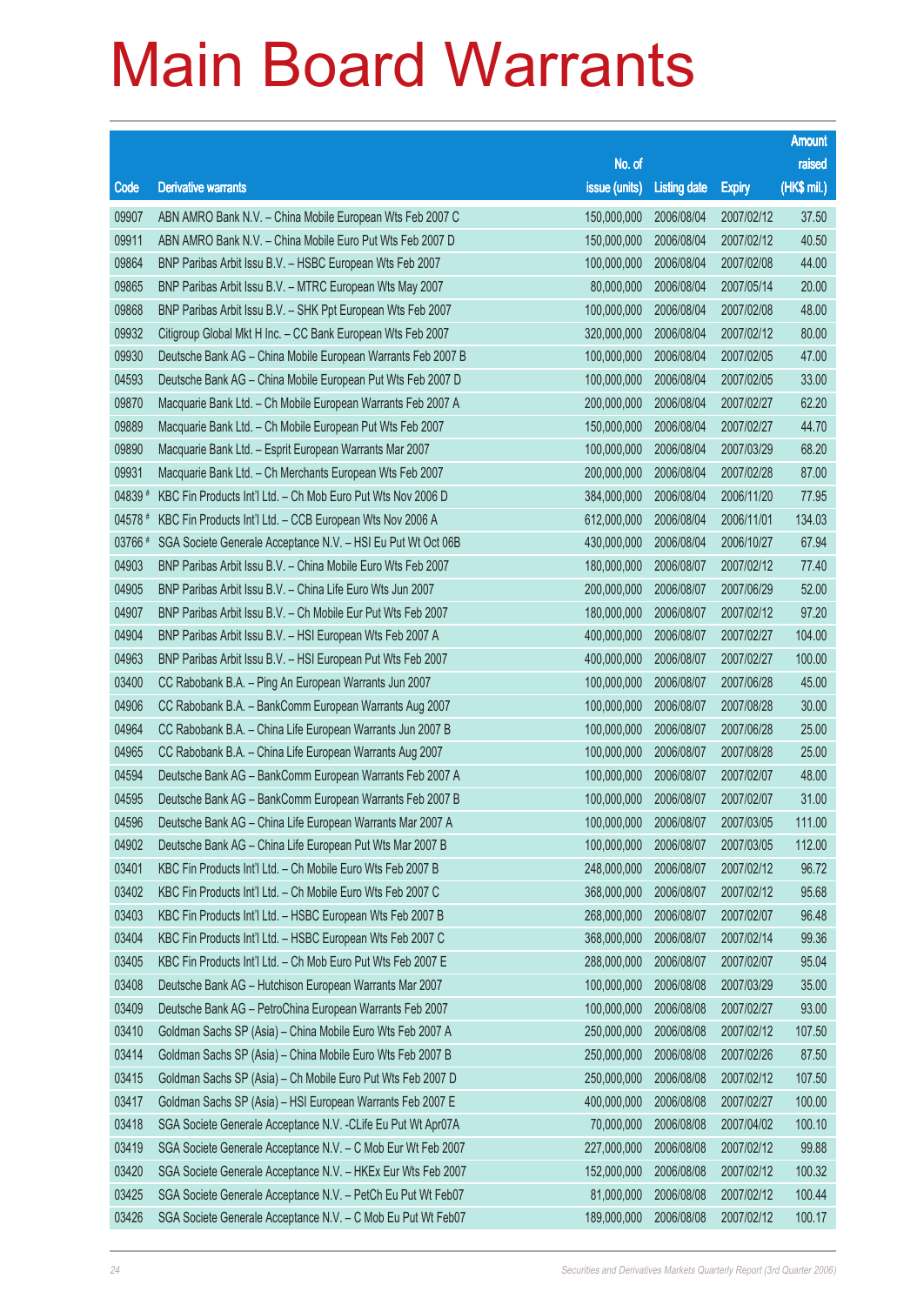# Main Board Warrants

| Code | Derivative warrants | No. of issue (units) | Listing date | Expiry | Amount raised (HK$ mil.) |
|---|---|---|---|---|---|
| 09907 | ABN AMRO Bank N.V. – China Mobile European Wts Feb 2007 C | 150,000,000 | 2006/08/04 | 2007/02/12 | 37.50 |
| 09911 | ABN AMRO Bank N.V. – China Mobile Euro Put Wts Feb 2007 D | 150,000,000 | 2006/08/04 | 2007/02/12 | 40.50 |
| 09864 | BNP Paribas Arbit Issu B.V. – HSBC European Wts Feb 2007 | 100,000,000 | 2006/08/04 | 2007/02/08 | 44.00 |
| 09865 | BNP Paribas Arbit Issu B.V. – MTRC European Wts May 2007 | 80,000,000 | 2006/08/04 | 2007/05/14 | 20.00 |
| 09868 | BNP Paribas Arbit Issu B.V. – SHK Ppt European Wts Feb 2007 | 100,000,000 | 2006/08/04 | 2007/02/08 | 48.00 |
| 09932 | Citigroup Global Mkt H Inc. – CC Bank European Wts Feb 2007 | 320,000,000 | 2006/08/04 | 2007/02/12 | 80.00 |
| 09930 | Deutsche Bank AG – China Mobile European Warrants Feb 2007 B | 100,000,000 | 2006/08/04 | 2007/02/05 | 47.00 |
| 04593 | Deutsche Bank AG – China Mobile European Put Wts Feb 2007 D | 100,000,000 | 2006/08/04 | 2007/02/05 | 33.00 |
| 09870 | Macquarie Bank Ltd. – Ch Mobile European Warrants Feb 2007 A | 200,000,000 | 2006/08/04 | 2007/02/27 | 62.20 |
| 09889 | Macquarie Bank Ltd. – Ch Mobile European Put Wts Feb 2007 | 150,000,000 | 2006/08/04 | 2007/02/27 | 44.70 |
| 09890 | Macquarie Bank Ltd. – Esprit European Warrants Mar 2007 | 100,000,000 | 2006/08/04 | 2007/03/29 | 68.20 |
| 09931 | Macquarie Bank Ltd. – Ch Merchants European Wts Feb 2007 | 200,000,000 | 2006/08/04 | 2007/02/28 | 87.00 |
| 04839 # | KBC Fin Products Int'l Ltd. – Ch Mob Euro Put Wts Nov 2006 D | 384,000,000 | 2006/08/04 | 2006/11/20 | 77.95 |
| 04578 # | KBC Fin Products Int'l Ltd. – CCB European Wts Nov 2006 A | 612,000,000 | 2006/08/04 | 2006/11/01 | 134.03 |
| 03766 # | SGA Societe Generale Acceptance N.V. – HSI Eu Put Wt Oct 06B | 430,000,000 | 2006/08/04 | 2006/10/27 | 67.94 |
| 04903 | BNP Paribas Arbit Issu B.V. – China Mobile Euro Wts Feb 2007 | 180,000,000 | 2006/08/07 | 2007/02/12 | 77.40 |
| 04905 | BNP Paribas Arbit Issu B.V. – China Life Euro Wts Jun 2007 | 200,000,000 | 2006/08/07 | 2007/06/29 | 52.00 |
| 04907 | BNP Paribas Arbit Issu B.V. – Ch Mobile Eur Put Wts Feb 2007 | 180,000,000 | 2006/08/07 | 2007/02/12 | 97.20 |
| 04904 | BNP Paribas Arbit Issu B.V. – HSI European Wts Feb 2007 A | 400,000,000 | 2006/08/07 | 2007/02/27 | 104.00 |
| 04963 | BNP Paribas Arbit Issu B.V. – HSI European Put Wts Feb 2007 | 400,000,000 | 2006/08/07 | 2007/02/27 | 100.00 |
| 03400 | CC Rabobank B.A. – Ping An European Warrants Jun 2007 | 100,000,000 | 2006/08/07 | 2007/06/28 | 45.00 |
| 04906 | CC Rabobank B.A. – BankComm European Warrants Aug 2007 | 100,000,000 | 2006/08/07 | 2007/08/28 | 30.00 |
| 04964 | CC Rabobank B.A. – China Life European Warrants Jun 2007 B | 100,000,000 | 2006/08/07 | 2007/06/28 | 25.00 |
| 04965 | CC Rabobank B.A. – China Life European Warrants Aug 2007 | 100,000,000 | 2006/08/07 | 2007/08/28 | 25.00 |
| 04594 | Deutsche Bank AG – BankComm European Warrants Feb 2007 A | 100,000,000 | 2006/08/07 | 2007/02/07 | 48.00 |
| 04595 | Deutsche Bank AG – BankComm European Warrants Feb 2007 B | 100,000,000 | 2006/08/07 | 2007/02/07 | 31.00 |
| 04596 | Deutsche Bank AG – China Life European Warrants Mar 2007 A | 100,000,000 | 2006/08/07 | 2007/03/05 | 111.00 |
| 04902 | Deutsche Bank AG – China Life European Put Wts Mar 2007 B | 100,000,000 | 2006/08/07 | 2007/03/05 | 112.00 |
| 03401 | KBC Fin Products Int'l Ltd. – Ch Mobile Euro Wts Feb 2007 B | 248,000,000 | 2006/08/07 | 2007/02/12 | 96.72 |
| 03402 | KBC Fin Products Int'l Ltd. – Ch Mobile Euro Wts Feb 2007 C | 368,000,000 | 2006/08/07 | 2007/02/12 | 95.68 |
| 03403 | KBC Fin Products Int'l Ltd. – HSBC European Wts Feb 2007 B | 268,000,000 | 2006/08/07 | 2007/02/07 | 96.48 |
| 03404 | KBC Fin Products Int'l Ltd. – HSBC European Wts Feb 2007 C | 368,000,000 | 2006/08/07 | 2007/02/14 | 99.36 |
| 03405 | KBC Fin Products Int'l Ltd. – Ch Mob Euro Put Wts Feb 2007 E | 288,000,000 | 2006/08/07 | 2007/02/07 | 95.04 |
| 03408 | Deutsche Bank AG – Hutchison European Warrants Mar 2007 | 100,000,000 | 2006/08/08 | 2007/03/29 | 35.00 |
| 03409 | Deutsche Bank AG – PetroChina European Warrants Feb 2007 | 100,000,000 | 2006/08/08 | 2007/02/27 | 93.00 |
| 03410 | Goldman Sachs SP (Asia) – China Mobile Euro Wts Feb 2007 A | 250,000,000 | 2006/08/08 | 2007/02/12 | 107.50 |
| 03414 | Goldman Sachs SP (Asia) – China Mobile Euro Wts Feb 2007 B | 250,000,000 | 2006/08/08 | 2007/02/26 | 87.50 |
| 03415 | Goldman Sachs SP (Asia) – Ch Mobile Euro Put Wts Feb 2007 D | 250,000,000 | 2006/08/08 | 2007/02/12 | 107.50 |
| 03417 | Goldman Sachs SP (Asia) – HSI European Warrants Feb 2007 E | 400,000,000 | 2006/08/08 | 2007/02/27 | 100.00 |
| 03418 | SGA Societe Generale Acceptance N.V. -CLife Eu Put Wt Apr07A | 70,000,000 | 2006/08/08 | 2007/04/02 | 100.10 |
| 03419 | SGA Societe Generale Acceptance N.V. – C Mob Eur Wt Feb 2007 | 227,000,000 | 2006/08/08 | 2007/02/12 | 99.88 |
| 03420 | SGA Societe Generale Acceptance N.V. – HKEx Eur Wts Feb 2007 | 152,000,000 | 2006/08/08 | 2007/02/12 | 100.32 |
| 03425 | SGA Societe Generale Acceptance N.V. – PetCh Eu Put Wt Feb07 | 81,000,000 | 2006/08/08 | 2007/02/12 | 100.44 |
| 03426 | SGA Societe Generale Acceptance N.V. – C Mob Eu Put Wt Feb07 | 189,000,000 | 2006/08/08 | 2007/02/12 | 100.17 |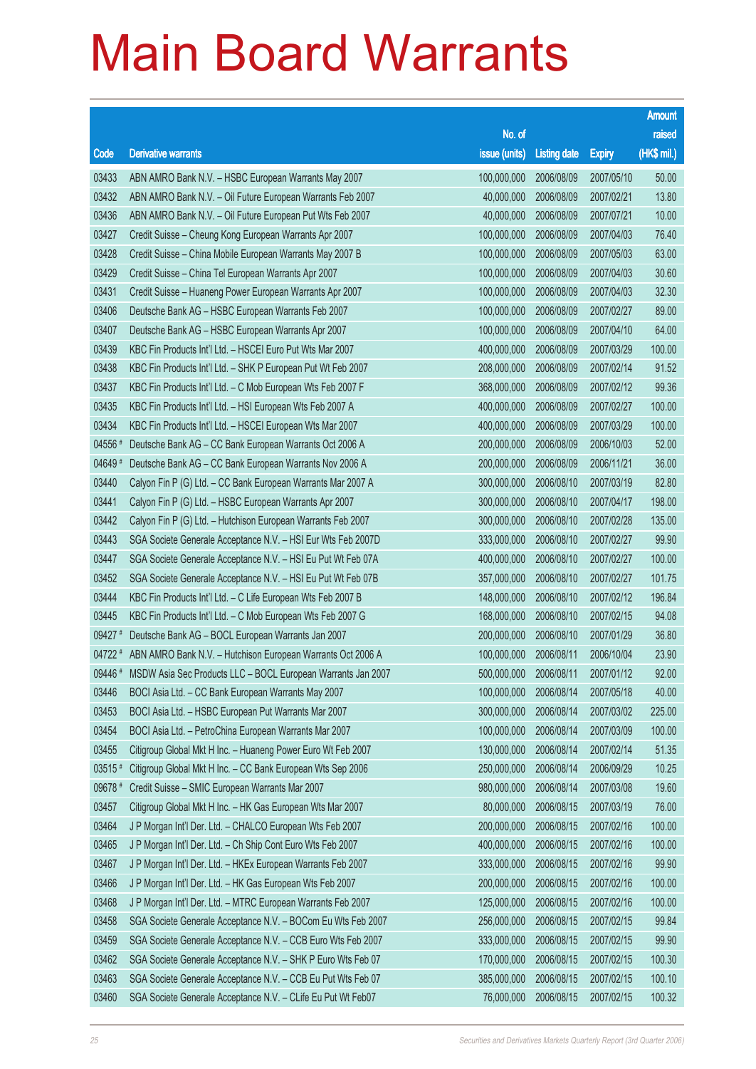# Main Board Warrants

| Code | Derivative warrants | No. of issue (units) | Listing date | Expiry | Amount raised (HK$ mil.) |
|---|---|---|---|---|---|
| 03433 | ABN AMRO Bank N.V. – HSBC European Warrants May 2007 | 100,000,000 | 2006/08/09 | 2007/05/10 | 50.00 |
| 03432 | ABN AMRO Bank N.V. – Oil Future European Warrants Feb 2007 | 40,000,000 | 2006/08/09 | 2007/02/21 | 13.80 |
| 03436 | ABN AMRO Bank N.V. – Oil Future European Put Wts Feb 2007 | 40,000,000 | 2006/08/09 | 2007/07/21 | 10.00 |
| 03427 | Credit Suisse – Cheung Kong European Warrants Apr 2007 | 100,000,000 | 2006/08/09 | 2007/04/03 | 76.40 |
| 03428 | Credit Suisse – China Mobile European Warrants May 2007 B | 100,000,000 | 2006/08/09 | 2007/05/03 | 63.00 |
| 03429 | Credit Suisse – China Tel European Warrants Apr 2007 | 100,000,000 | 2006/08/09 | 2007/04/03 | 30.60 |
| 03431 | Credit Suisse – Huaneng Power European Warrants Apr 2007 | 100,000,000 | 2006/08/09 | 2007/04/03 | 32.30 |
| 03406 | Deutsche Bank AG – HSBC European Warrants Feb 2007 | 100,000,000 | 2006/08/09 | 2007/02/27 | 89.00 |
| 03407 | Deutsche Bank AG – HSBC European Warrants Apr 2007 | 100,000,000 | 2006/08/09 | 2007/04/10 | 64.00 |
| 03439 | KBC Fin Products Int'l Ltd. – HSCEI Euro Put Wts Mar 2007 | 400,000,000 | 2006/08/09 | 2007/03/29 | 100.00 |
| 03438 | KBC Fin Products Int'l Ltd. – SHK P European Put Wt Feb 2007 | 208,000,000 | 2006/08/09 | 2007/02/14 | 91.52 |
| 03437 | KBC Fin Products Int'l Ltd. – C Mob European Wts Feb 2007 F | 368,000,000 | 2006/08/09 | 2007/02/12 | 99.36 |
| 03435 | KBC Fin Products Int'l Ltd. – HSI European Wts Feb 2007 A | 400,000,000 | 2006/08/09 | 2007/02/27 | 100.00 |
| 03434 | KBC Fin Products Int'l Ltd. – HSCEI European Wts Mar 2007 | 400,000,000 | 2006/08/09 | 2007/03/29 | 100.00 |
| 04556 # | Deutsche Bank AG – CC Bank European Warrants Oct 2006 A | 200,000,000 | 2006/08/09 | 2006/10/03 | 52.00 |
| 04649 # | Deutsche Bank AG – CC Bank European Warrants Nov 2006 A | 200,000,000 | 2006/08/09 | 2006/11/21 | 36.00 |
| 03440 | Calyon Fin P (G) Ltd. – CC Bank European Warrants Mar 2007 A | 300,000,000 | 2006/08/10 | 2007/03/19 | 82.80 |
| 03441 | Calyon Fin P (G) Ltd. – HSBC European Warrants Apr 2007 | 300,000,000 | 2006/08/10 | 2007/04/17 | 198.00 |
| 03442 | Calyon Fin P (G) Ltd. – Hutchison European Warrants Feb 2007 | 300,000,000 | 2006/08/10 | 2007/02/28 | 135.00 |
| 03443 | SGA Societe Generale Acceptance N.V. – HSI Eur Wts Feb 2007D | 333,000,000 | 2006/08/10 | 2007/02/27 | 99.90 |
| 03447 | SGA Societe Generale Acceptance N.V. – HSI Eu Put Wt Feb 07A | 400,000,000 | 2006/08/10 | 2007/02/27 | 100.00 |
| 03452 | SGA Societe Generale Acceptance N.V. – HSI Eu Put Wt Feb 07B | 357,000,000 | 2006/08/10 | 2007/02/27 | 101.75 |
| 03444 | KBC Fin Products Int'l Ltd. – C Life European Wts Feb 2007 B | 148,000,000 | 2006/08/10 | 2007/02/12 | 196.84 |
| 03445 | KBC Fin Products Int'l Ltd. – C Mob European Wts Feb 2007 G | 168,000,000 | 2006/08/10 | 2007/02/15 | 94.08 |
| 09427 # | Deutsche Bank AG – BOCL European Warrants Jan 2007 | 200,000,000 | 2006/08/10 | 2007/01/29 | 36.80 |
| 04722 # | ABN AMRO Bank N.V. – Hutchison European Warrants Oct 2006 A | 100,000,000 | 2006/08/11 | 2006/10/04 | 23.90 |
| 09446 # | MSDW Asia Sec Products LLC – BOCL European Warrants Jan 2007 | 500,000,000 | 2006/08/11 | 2007/01/12 | 92.00 |
| 03446 | BOCI Asia Ltd. – CC Bank European Warrants May 2007 | 100,000,000 | 2006/08/14 | 2007/05/18 | 40.00 |
| 03453 | BOCI Asia Ltd. – HSBC European Put Warrants Mar 2007 | 300,000,000 | 2006/08/14 | 2007/03/02 | 225.00 |
| 03454 | BOCI Asia Ltd. – PetroChina European Warrants Mar 2007 | 100,000,000 | 2006/08/14 | 2007/03/09 | 100.00 |
| 03455 | Citigroup Global Mkt H Inc. – Huaneng Power Euro Wt Feb 2007 | 130,000,000 | 2006/08/14 | 2007/02/14 | 51.35 |
| 03515 # | Citigroup Global Mkt H Inc. – CC Bank European Wts Sep 2006 | 250,000,000 | 2006/08/14 | 2006/09/29 | 10.25 |
| 09678 # | Credit Suisse – SMIC European Warrants Mar 2007 | 980,000,000 | 2006/08/14 | 2007/03/08 | 19.60 |
| 03457 | Citigroup Global Mkt H Inc. – HK Gas European Wts Mar 2007 | 80,000,000 | 2006/08/15 | 2007/03/19 | 76.00 |
| 03464 | J P Morgan Int'l Der. Ltd. – CHALCO European Wts Feb 2007 | 200,000,000 | 2006/08/15 | 2007/02/16 | 100.00 |
| 03465 | J P Morgan Int'l Der. Ltd. – Ch Ship Cont Euro Wts Feb 2007 | 400,000,000 | 2006/08/15 | 2007/02/16 | 100.00 |
| 03467 | J P Morgan Int'l Der. Ltd. – HKEx European Warrants Feb 2007 | 333,000,000 | 2006/08/15 | 2007/02/16 | 99.90 |
| 03466 | J P Morgan Int'l Der. Ltd. – HK Gas European Wts Feb 2007 | 200,000,000 | 2006/08/15 | 2007/02/16 | 100.00 |
| 03468 | J P Morgan Int'l Der. Ltd. – MTRC European Warrants Feb 2007 | 125,000,000 | 2006/08/15 | 2007/02/16 | 100.00 |
| 03458 | SGA Societe Generale Acceptance N.V. – BOCom Eu Wts Feb 2007 | 256,000,000 | 2006/08/15 | 2007/02/15 | 99.84 |
| 03459 | SGA Societe Generale Acceptance N.V. – CCB Euro Wts Feb 2007 | 333,000,000 | 2006/08/15 | 2007/02/15 | 99.90 |
| 03462 | SGA Societe Generale Acceptance N.V. – SHK P Euro Wts Feb 07 | 170,000,000 | 2006/08/15 | 2007/02/15 | 100.30 |
| 03463 | SGA Societe Generale Acceptance N.V. – CCB Eu Put Wts Feb 07 | 385,000,000 | 2006/08/15 | 2007/02/15 | 100.10 |
| 03460 | SGA Societe Generale Acceptance N.V. – CLife Eu Put Wt Feb07 | 76,000,000 | 2006/08/15 | 2007/02/15 | 100.32 |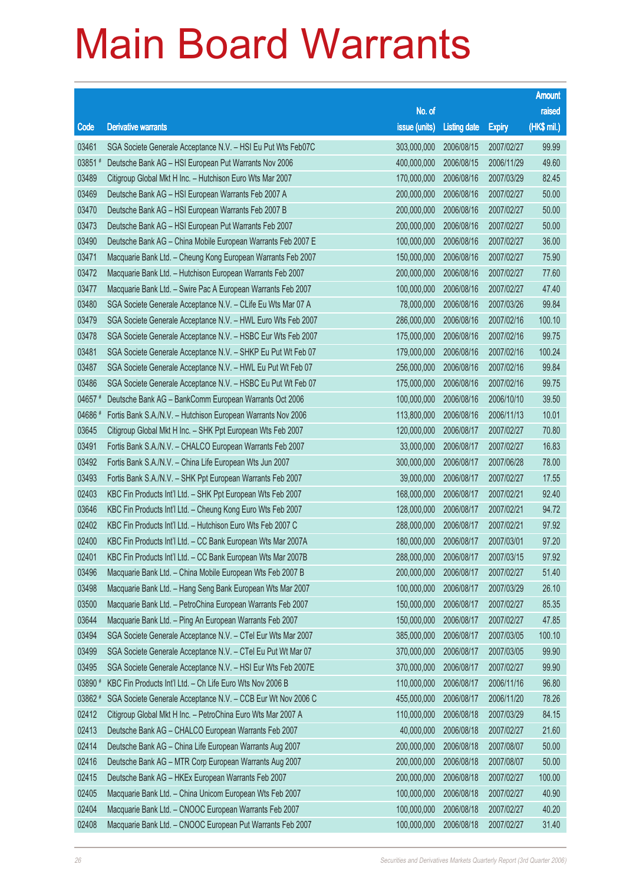# Main Board Warrants

| Code | Derivative warrants | No. of issue (units) | Listing date | Expiry | Amount raised (HK$ mil.) |
|---|---|---|---|---|---|
| 03461 | SGA Societe Generale Acceptance N.V. – HSI Eu Put Wts Feb07C | 303,000,000 | 2006/08/15 | 2007/02/27 | 99.99 |
| 03851 # | Deutsche Bank AG – HSI European Put Warrants Nov 2006 | 400,000,000 | 2006/08/15 | 2006/11/29 | 49.60 |
| 03489 | Citigroup Global Mkt H Inc. – Hutchison Euro Wts Mar 2007 | 170,000,000 | 2006/08/16 | 2007/03/29 | 82.45 |
| 03469 | Deutsche Bank AG – HSI European Warrants Feb 2007 A | 200,000,000 | 2006/08/16 | 2007/02/27 | 50.00 |
| 03470 | Deutsche Bank AG – HSI European Warrants Feb 2007 B | 200,000,000 | 2006/08/16 | 2007/02/27 | 50.00 |
| 03473 | Deutsche Bank AG – HSI European Put Warrants Feb 2007 | 200,000,000 | 2006/08/16 | 2007/02/27 | 50.00 |
| 03490 | Deutsche Bank AG – China Mobile European Warrants Feb 2007 E | 100,000,000 | 2006/08/16 | 2007/02/27 | 36.00 |
| 03471 | Macquarie Bank Ltd. – Cheung Kong European Warrants Feb 2007 | 150,000,000 | 2006/08/16 | 2007/02/27 | 75.90 |
| 03472 | Macquarie Bank Ltd. – Hutchison European Warrants Feb 2007 | 200,000,000 | 2006/08/16 | 2007/02/27 | 77.60 |
| 03477 | Macquarie Bank Ltd. – Swire Pac A European Warrants Feb 2007 | 100,000,000 | 2006/08/16 | 2007/02/27 | 47.40 |
| 03480 | SGA Societe Generale Acceptance N.V. – CLife Eu Wts Mar 07 A | 78,000,000 | 2006/08/16 | 2007/03/26 | 99.84 |
| 03479 | SGA Societe Generale Acceptance N.V. – HWL Euro Wts Feb 2007 | 286,000,000 | 2006/08/16 | 2007/02/16 | 100.10 |
| 03478 | SGA Societe Generale Acceptance N.V. – HSBC Eur Wts Feb 2007 | 175,000,000 | 2006/08/16 | 2007/02/16 | 99.75 |
| 03481 | SGA Societe Generale Acceptance N.V. – SHKP Eu Put Wt Feb 07 | 179,000,000 | 2006/08/16 | 2007/02/16 | 100.24 |
| 03487 | SGA Societe Generale Acceptance N.V. – HWL Eu Put Wt Feb 07 | 256,000,000 | 2006/08/16 | 2007/02/16 | 99.84 |
| 03486 | SGA Societe Generale Acceptance N.V. – HSBC Eu Put Wt Feb 07 | 175,000,000 | 2006/08/16 | 2007/02/16 | 99.75 |
| 04657 # | Deutsche Bank AG – BankComm European Warrants Oct 2006 | 100,000,000 | 2006/08/16 | 2006/10/10 | 39.50 |
| 04686 # | Fortis Bank S.A./N.V. – Hutchison European Warrants Nov 2006 | 113,800,000 | 2006/08/16 | 2006/11/13 | 10.01 |
| 03645 | Citigroup Global Mkt H Inc. – SHK Ppt European Wts Feb 2007 | 120,000,000 | 2006/08/17 | 2007/02/27 | 70.80 |
| 03491 | Fortis Bank S.A./N.V. – CHALCO European Warrants Feb 2007 | 33,000,000 | 2006/08/17 | 2007/02/27 | 16.83 |
| 03492 | Fortis Bank S.A./N.V. – China Life European Wts Jun 2007 | 300,000,000 | 2006/08/17 | 2007/06/28 | 78.00 |
| 03493 | Fortis Bank S.A./N.V. – SHK Ppt European Warrants Feb 2007 | 39,000,000 | 2006/08/17 | 2007/02/27 | 17.55 |
| 02403 | KBC Fin Products Int'l Ltd. – SHK Ppt European Wts Feb 2007 | 168,000,000 | 2006/08/17 | 2007/02/21 | 92.40 |
| 03646 | KBC Fin Products Int'l Ltd. – Cheung Kong Euro Wts Feb 2007 | 128,000,000 | 2006/08/17 | 2007/02/21 | 94.72 |
| 02402 | KBC Fin Products Int'l Ltd. – Hutchison Euro Wts Feb 2007 C | 288,000,000 | 2006/08/17 | 2007/02/21 | 97.92 |
| 02400 | KBC Fin Products Int'l Ltd. – CC Bank European Wts Mar 2007A | 180,000,000 | 2006/08/17 | 2007/03/01 | 97.20 |
| 02401 | KBC Fin Products Int'l Ltd. – CC Bank European Wts Mar 2007B | 288,000,000 | 2006/08/17 | 2007/03/15 | 97.92 |
| 03496 | Macquarie Bank Ltd. – China Mobile European Wts Feb 2007 B | 200,000,000 | 2006/08/17 | 2007/02/27 | 51.40 |
| 03498 | Macquarie Bank Ltd. – Hang Seng Bank European Wts Mar 2007 | 100,000,000 | 2006/08/17 | 2007/03/29 | 26.10 |
| 03500 | Macquarie Bank Ltd. – PetroChina European Warrants Feb 2007 | 150,000,000 | 2006/08/17 | 2007/02/27 | 85.35 |
| 03644 | Macquarie Bank Ltd. – Ping An European Warrants Feb 2007 | 150,000,000 | 2006/08/17 | 2007/02/27 | 47.85 |
| 03494 | SGA Societe Generale Acceptance N.V. – CTel Eur Wts Mar 2007 | 385,000,000 | 2006/08/17 | 2007/03/05 | 100.10 |
| 03499 | SGA Societe Generale Acceptance N.V. – CTel Eu Put Wt Mar 07 | 370,000,000 | 2006/08/17 | 2007/03/05 | 99.90 |
| 03495 | SGA Societe Generale Acceptance N.V. – HSI Eur Wts Feb 2007E | 370,000,000 | 2006/08/17 | 2007/02/27 | 99.90 |
| 03890 # | KBC Fin Products Int'l Ltd. – Ch Life Euro Wts Nov 2006 B | 110,000,000 | 2006/08/17 | 2006/11/16 | 96.80 |
| 03862 # | SGA Societe Generale Acceptance N.V. – CCB Eur Wt Nov 2006 C | 455,000,000 | 2006/08/17 | 2006/11/20 | 78.26 |
| 02412 | Citigroup Global Mkt H Inc. – PetroChina Euro Wts Mar 2007 A | 110,000,000 | 2006/08/18 | 2007/03/29 | 84.15 |
| 02413 | Deutsche Bank AG – CHALCO European Warrants Feb 2007 | 40,000,000 | 2006/08/18 | 2007/02/27 | 21.60 |
| 02414 | Deutsche Bank AG – China Life European Warrants Aug 2007 | 200,000,000 | 2006/08/18 | 2007/08/07 | 50.00 |
| 02416 | Deutsche Bank AG – MTR Corp European Warrants Aug 2007 | 200,000,000 | 2006/08/18 | 2007/08/07 | 50.00 |
| 02415 | Deutsche Bank AG – HKEx European Warrants Feb 2007 | 200,000,000 | 2006/08/18 | 2007/02/27 | 100.00 |
| 02405 | Macquarie Bank Ltd. – China Unicom European Wts Feb 2007 | 100,000,000 | 2006/08/18 | 2007/02/27 | 40.90 |
| 02404 | Macquarie Bank Ltd. – CNOOC European Warrants Feb 2007 | 100,000,000 | 2006/08/18 | 2007/02/27 | 40.20 |
| 02408 | Macquarie Bank Ltd. – CNOOC European Put Warrants Feb 2007 | 100,000,000 | 2006/08/18 | 2007/02/27 | 31.40 |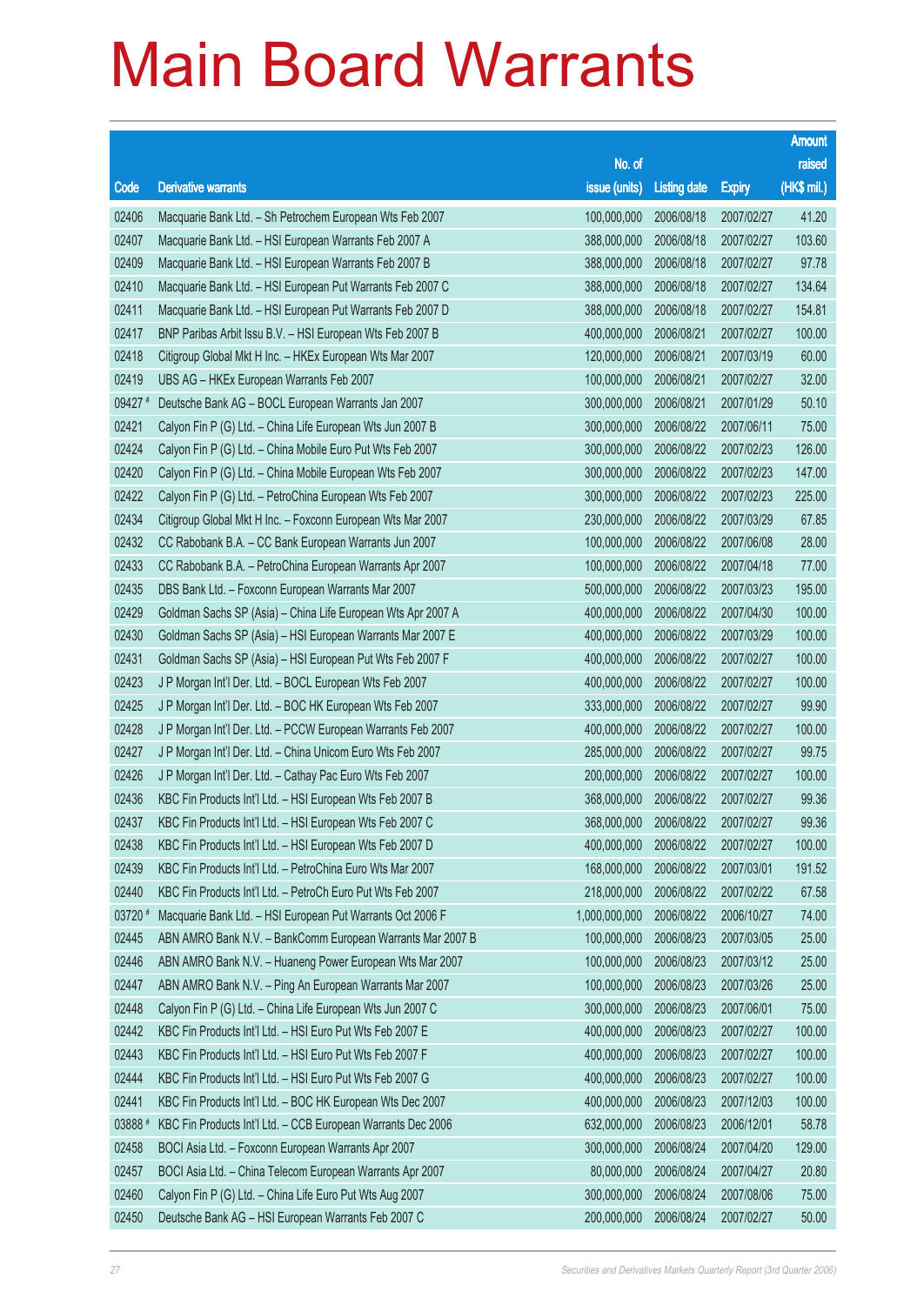# Main Board Warrants

| Code | Derivative warrants | No. of issue (units) | Listing date | Expiry | Amount raised (HK$ mil.) |
|---|---|---|---|---|---|
| 02406 | Macquarie Bank Ltd. – Sh Petrochem European Wts Feb 2007 | 100,000,000 | 2006/08/18 | 2007/02/27 | 41.20 |
| 02407 | Macquarie Bank Ltd. – HSI European Warrants Feb 2007 A | 388,000,000 | 2006/08/18 | 2007/02/27 | 103.60 |
| 02409 | Macquarie Bank Ltd. – HSI European Warrants Feb 2007 B | 388,000,000 | 2006/08/18 | 2007/02/27 | 97.78 |
| 02410 | Macquarie Bank Ltd. – HSI European Put Warrants Feb 2007 C | 388,000,000 | 2006/08/18 | 2007/02/27 | 134.64 |
| 02411 | Macquarie Bank Ltd. – HSI European Put Warrants Feb 2007 D | 388,000,000 | 2006/08/18 | 2007/02/27 | 154.81 |
| 02417 | BNP Paribas Arbit Issu B.V. – HSI European Wts Feb 2007 B | 400,000,000 | 2006/08/21 | 2007/02/27 | 100.00 |
| 02418 | Citigroup Global Mkt H Inc. – HKEx European Wts Mar 2007 | 120,000,000 | 2006/08/21 | 2007/03/19 | 60.00 |
| 02419 | UBS AG – HKEx European Warrants Feb 2007 | 100,000,000 | 2006/08/21 | 2007/02/27 | 32.00 |
| 09427 # | Deutsche Bank AG – BOCL European Warrants Jan 2007 | 300,000,000 | 2006/08/21 | 2007/01/29 | 50.10 |
| 02421 | Calyon Fin P (G) Ltd. – China Life European Wts Jun 2007 B | 300,000,000 | 2006/08/22 | 2007/06/11 | 75.00 |
| 02424 | Calyon Fin P (G) Ltd. – China Mobile Euro Put Wts Feb 2007 | 300,000,000 | 2006/08/22 | 2007/02/23 | 126.00 |
| 02420 | Calyon Fin P (G) Ltd. – China Mobile European Wts Feb 2007 | 300,000,000 | 2006/08/22 | 2007/02/23 | 147.00 |
| 02422 | Calyon Fin P (G) Ltd. – PetroChina European Wts Feb 2007 | 300,000,000 | 2006/08/22 | 2007/02/23 | 225.00 |
| 02434 | Citigroup Global Mkt H Inc. – Foxconn European Wts Mar 2007 | 230,000,000 | 2006/08/22 | 2007/03/29 | 67.85 |
| 02432 | CC Rabobank B.A. – CC Bank European Warrants Jun 2007 | 100,000,000 | 2006/08/22 | 2007/06/08 | 28.00 |
| 02433 | CC Rabobank B.A. – PetroChina European Warrants Apr 2007 | 100,000,000 | 2006/08/22 | 2007/04/18 | 77.00 |
| 02435 | DBS Bank Ltd. – Foxconn European Warrants Mar 2007 | 500,000,000 | 2006/08/22 | 2007/03/23 | 195.00 |
| 02429 | Goldman Sachs SP (Asia) – China Life European Wts Apr 2007 A | 400,000,000 | 2006/08/22 | 2007/04/30 | 100.00 |
| 02430 | Goldman Sachs SP (Asia) – HSI European Warrants Mar 2007 E | 400,000,000 | 2006/08/22 | 2007/03/29 | 100.00 |
| 02431 | Goldman Sachs SP (Asia) – HSI European Put Wts Feb 2007 F | 400,000,000 | 2006/08/22 | 2007/02/27 | 100.00 |
| 02423 | J P Morgan Int'l Der. Ltd. – BOCL European Wts Feb 2007 | 400,000,000 | 2006/08/22 | 2007/02/27 | 100.00 |
| 02425 | J P Morgan Int'l Der. Ltd. – BOC HK European Wts Feb 2007 | 333,000,000 | 2006/08/22 | 2007/02/27 | 99.90 |
| 02428 | J P Morgan Int'l Der. Ltd. – PCCW European Warrants Feb 2007 | 400,000,000 | 2006/08/22 | 2007/02/27 | 100.00 |
| 02427 | J P Morgan Int'l Der. Ltd. – China Unicom Euro Wts Feb 2007 | 285,000,000 | 2006/08/22 | 2007/02/27 | 99.75 |
| 02426 | J P Morgan Int'l Der. Ltd. – Cathay Pac Euro Wts Feb 2007 | 200,000,000 | 2006/08/22 | 2007/02/27 | 100.00 |
| 02436 | KBC Fin Products Int'l Ltd. – HSI European Wts Feb 2007 B | 368,000,000 | 2006/08/22 | 2007/02/27 | 99.36 |
| 02437 | KBC Fin Products Int'l Ltd. – HSI European Wts Feb 2007 C | 368,000,000 | 2006/08/22 | 2007/02/27 | 99.36 |
| 02438 | KBC Fin Products Int'l Ltd. – HSI European Wts Feb 2007 D | 400,000,000 | 2006/08/22 | 2007/02/27 | 100.00 |
| 02439 | KBC Fin Products Int'l Ltd. – PetroChina Euro Wts Mar 2007 | 168,000,000 | 2006/08/22 | 2007/03/01 | 191.52 |
| 02440 | KBC Fin Products Int'l Ltd. – PetroCh Euro Put Wts Feb 2007 | 218,000,000 | 2006/08/22 | 2007/02/22 | 67.58 |
| 03720 # | Macquarie Bank Ltd. – HSI European Put Warrants Oct 2006 F | 1,000,000,000 | 2006/08/22 | 2006/10/27 | 74.00 |
| 02445 | ABN AMRO Bank N.V. – BankComm European Warrants Mar 2007 B | 100,000,000 | 2006/08/23 | 2007/03/05 | 25.00 |
| 02446 | ABN AMRO Bank N.V. – Huaneng Power European Wts Mar 2007 | 100,000,000 | 2006/08/23 | 2007/03/12 | 25.00 |
| 02447 | ABN AMRO Bank N.V. – Ping An European Warrants Mar 2007 | 100,000,000 | 2006/08/23 | 2007/03/26 | 25.00 |
| 02448 | Calyon Fin P (G) Ltd. – China Life European Wts Jun 2007 C | 300,000,000 | 2006/08/23 | 2007/06/01 | 75.00 |
| 02442 | KBC Fin Products Int'l Ltd. – HSI Euro Put Wts Feb 2007 E | 400,000,000 | 2006/08/23 | 2007/02/27 | 100.00 |
| 02443 | KBC Fin Products Int'l Ltd. – HSI Euro Put Wts Feb 2007 F | 400,000,000 | 2006/08/23 | 2007/02/27 | 100.00 |
| 02444 | KBC Fin Products Int'l Ltd. – HSI Euro Put Wts Feb 2007 G | 400,000,000 | 2006/08/23 | 2007/02/27 | 100.00 |
| 02441 | KBC Fin Products Int'l Ltd. – BOC HK European Wts Dec 2007 | 400,000,000 | 2006/08/23 | 2007/12/03 | 100.00 |
| 03888 # | KBC Fin Products Int'l Ltd. – CCB European Warrants Dec 2006 | 632,000,000 | 2006/08/23 | 2006/12/01 | 58.78 |
| 02458 | BOCI Asia Ltd. – Foxconn European Warrants Apr 2007 | 300,000,000 | 2006/08/24 | 2007/04/20 | 129.00 |
| 02457 | BOCI Asia Ltd. – China Telecom European Warrants Apr 2007 | 80,000,000 | 2006/08/24 | 2007/04/27 | 20.80 |
| 02460 | Calyon Fin P (G) Ltd. – China Life Euro Put Wts Aug 2007 | 300,000,000 | 2006/08/24 | 2007/08/06 | 75.00 |
| 02450 | Deutsche Bank AG – HSI European Warrants Feb 2007 C | 200,000,000 | 2006/08/24 | 2007/02/27 | 50.00 |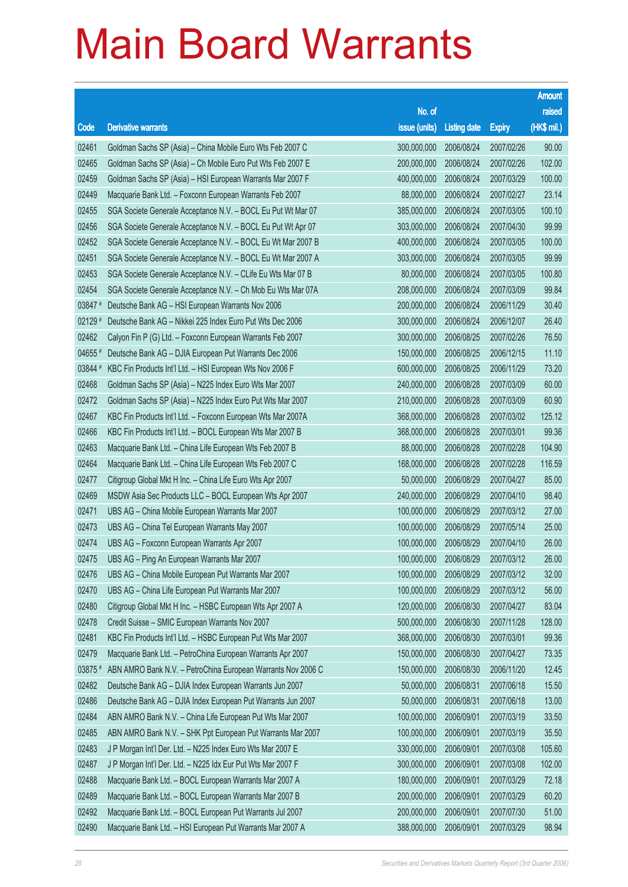# Main Board Warrants

| Code | Derivative warrants | No. of issue (units) | Listing date | Expiry | Amount raised (HK$ mil.) |
|---|---|---|---|---|---|
| 02461 | Goldman Sachs SP (Asia) – China Mobile Euro Wts Feb 2007 C | 300,000,000 | 2006/08/24 | 2007/02/26 | 90.00 |
| 02465 | Goldman Sachs SP (Asia) – Ch Mobile Euro Put Wts Feb 2007 E | 200,000,000 | 2006/08/24 | 2007/02/26 | 102.00 |
| 02459 | Goldman Sachs SP (Asia) – HSI European Warrants Mar 2007 F | 400,000,000 | 2006/08/24 | 2007/03/29 | 100.00 |
| 02449 | Macquarie Bank Ltd. – Foxconn European Warrants Feb 2007 | 88,000,000 | 2006/08/24 | 2007/02/27 | 23.14 |
| 02455 | SGA Societe Generale Acceptance N.V. – BOCL Eu Put Wt Mar 07 | 385,000,000 | 2006/08/24 | 2007/03/05 | 100.10 |
| 02456 | SGA Societe Generale Acceptance N.V. – BOCL Eu Put Wt Apr 07 | 303,000,000 | 2006/08/24 | 2007/04/30 | 99.99 |
| 02452 | SGA Societe Generale Acceptance N.V. – BOCL Eu Wt Mar 2007 B | 400,000,000 | 2006/08/24 | 2007/03/05 | 100.00 |
| 02451 | SGA Societe Generale Acceptance N.V. – BOCL Eu Wt Mar 2007 A | 303,000,000 | 2006/08/24 | 2007/03/05 | 99.99 |
| 02453 | SGA Societe Generale Acceptance N.V. – CLife Eu Wts Mar 07 B | 80,000,000 | 2006/08/24 | 2007/03/05 | 100.80 |
| 02454 | SGA Societe Generale Acceptance N.V. – Ch Mob Eu Wts Mar 07A | 208,000,000 | 2006/08/24 | 2007/03/09 | 99.84 |
| 03847 # | Deutsche Bank AG – HSI European Warrants Nov 2006 | 200,000,000 | 2006/08/24 | 2006/11/29 | 30.40 |
| 02129 # | Deutsche Bank AG – Nikkei 225 Index Euro Put Wts Dec 2006 | 300,000,000 | 2006/08/24 | 2006/12/07 | 26.40 |
| 02462 | Calyon Fin P (G) Ltd. – Foxconn European Warrants Feb 2007 | 300,000,000 | 2006/08/25 | 2007/02/26 | 76.50 |
| 04655 # | Deutsche Bank AG – DJIA European Put Warrants Dec 2006 | 150,000,000 | 2006/08/25 | 2006/12/15 | 11.10 |
| 03844 # | KBC Fin Products Int'l Ltd. – HSI European Wts Nov 2006 F | 600,000,000 | 2006/08/25 | 2006/11/29 | 73.20 |
| 02468 | Goldman Sachs SP (Asia) – N225 Index Euro Wts Mar 2007 | 240,000,000 | 2006/08/28 | 2007/03/09 | 60.00 |
| 02472 | Goldman Sachs SP (Asia) – N225 Index Euro Put Wts Mar 2007 | 210,000,000 | 2006/08/28 | 2007/03/09 | 60.90 |
| 02467 | KBC Fin Products Int'l Ltd. – Foxconn European Wts Mar 2007A | 368,000,000 | 2006/08/28 | 2007/03/02 | 125.12 |
| 02466 | KBC Fin Products Int'l Ltd. – BOCL European Wts Mar 2007 B | 368,000,000 | 2006/08/28 | 2007/03/01 | 99.36 |
| 02463 | Macquarie Bank Ltd. – China Life European Wts Feb 2007 B | 88,000,000 | 2006/08/28 | 2007/02/28 | 104.90 |
| 02464 | Macquarie Bank Ltd. – China Life European Wts Feb 2007 C | 168,000,000 | 2006/08/28 | 2007/02/28 | 116.59 |
| 02477 | Citigroup Global Mkt H Inc. – China Life Euro Wts Apr 2007 | 50,000,000 | 2006/08/29 | 2007/04/27 | 85.00 |
| 02469 | MSDW Asia Sec Products LLC – BOCL European Wts Apr 2007 | 240,000,000 | 2006/08/29 | 2007/04/10 | 98.40 |
| 02471 | UBS AG – China Mobile European Warrants Mar 2007 | 100,000,000 | 2006/08/29 | 2007/03/12 | 27.00 |
| 02473 | UBS AG – China Tel European Warrants May 2007 | 100,000,000 | 2006/08/29 | 2007/05/14 | 25.00 |
| 02474 | UBS AG – Foxconn European Warrants Apr 2007 | 100,000,000 | 2006/08/29 | 2007/04/10 | 26.00 |
| 02475 | UBS AG – Ping An European Warrants Mar 2007 | 100,000,000 | 2006/08/29 | 2007/03/12 | 26.00 |
| 02476 | UBS AG – China Mobile European Put Warrants Mar 2007 | 100,000,000 | 2006/08/29 | 2007/03/12 | 32.00 |
| 02470 | UBS AG – China Life European Put Warrants Mar 2007 | 100,000,000 | 2006/08/29 | 2007/03/12 | 56.00 |
| 02480 | Citigroup Global Mkt H Inc. – HSBC European Wts Apr 2007 A | 120,000,000 | 2006/08/30 | 2007/04/27 | 83.04 |
| 02478 | Credit Suisse – SMIC European Warrants Nov 2007 | 500,000,000 | 2006/08/30 | 2007/11/28 | 128.00 |
| 02481 | KBC Fin Products Int'l Ltd. – HSBC European Put Wts Mar 2007 | 368,000,000 | 2006/08/30 | 2007/03/01 | 99.36 |
| 02479 | Macquarie Bank Ltd. – PetroChina European Warrants Apr 2007 | 150,000,000 | 2006/08/30 | 2007/04/27 | 73.35 |
| 03875 # | ABN AMRO Bank N.V. – PetroChina European Warrants Nov 2006 C | 150,000,000 | 2006/08/30 | 2006/11/20 | 12.45 |
| 02482 | Deutsche Bank AG – DJIA Index European Warrants Jun 2007 | 50,000,000 | 2006/08/31 | 2007/06/18 | 15.50 |
| 02486 | Deutsche Bank AG – DJIA Index European Put Warrants Jun 2007 | 50,000,000 | 2006/08/31 | 2007/06/18 | 13.00 |
| 02484 | ABN AMRO Bank N.V. – China Life European Put Wts Mar 2007 | 100,000,000 | 2006/09/01 | 2007/03/19 | 33.50 |
| 02485 | ABN AMRO Bank N.V. – SHK Ppt European Put Warrants Mar 2007 | 100,000,000 | 2006/09/01 | 2007/03/19 | 35.50 |
| 02483 | J P Morgan Int'l Der. Ltd. – N225 Index Euro Wts Mar 2007 E | 330,000,000 | 2006/09/01 | 2007/03/08 | 105.60 |
| 02487 | J P Morgan Int'l Der. Ltd. – N225 Idx Eur Put Wts Mar 2007 F | 300,000,000 | 2006/09/01 | 2007/03/08 | 102.00 |
| 02488 | Macquarie Bank Ltd. – BOCL European Warrants Mar 2007 A | 180,000,000 | 2006/09/01 | 2007/03/29 | 72.18 |
| 02489 | Macquarie Bank Ltd. – BOCL European Warrants Mar 2007 B | 200,000,000 | 2006/09/01 | 2007/03/29 | 60.20 |
| 02492 | Macquarie Bank Ltd. – BOCL European Put Warrants Jul 2007 | 200,000,000 | 2006/09/01 | 2007/07/30 | 51.00 |
| 02490 | Macquarie Bank Ltd. – HSI European Put Warrants Mar 2007 A | 388,000,000 | 2006/09/01 | 2007/03/29 | 98.94 |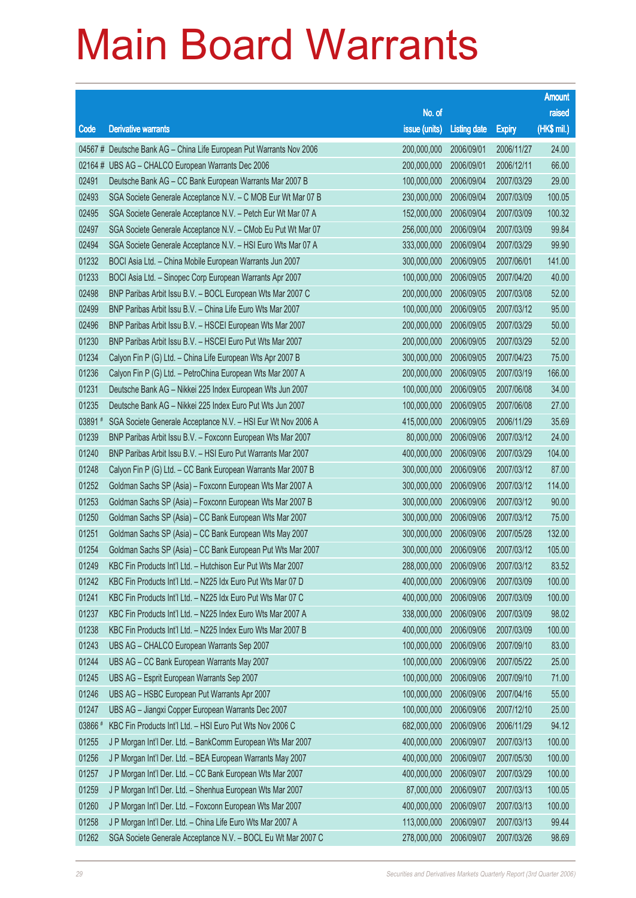# Main Board Warrants

| Code | Derivative warrants | No. of issue (units) | Listing date | Expiry | Amount raised (HK$ mil.) |
|---|---|---|---|---|---|
| 04567 # | Deutsche Bank AG – China Life European Put Warrants Nov 2006 | 200,000,000 | 2006/09/01 | 2006/11/27 | 24.00 |
| 02164 # | UBS AG – CHALCO European Warrants Dec 2006 | 200,000,000 | 2006/09/01 | 2006/12/11 | 66.00 |
| 02491 | Deutsche Bank AG – CC Bank European Warrants Mar 2007 B | 100,000,000 | 2006/09/04 | 2007/03/29 | 29.00 |
| 02493 | SGA Societe Generale Acceptance N.V. – C MOB Eur Wt Mar 07 B | 230,000,000 | 2006/09/04 | 2007/03/09 | 100.05 |
| 02495 | SGA Societe Generale Acceptance N.V. – Petch Eur Wt Mar 07 A | 152,000,000 | 2006/09/04 | 2007/03/09 | 100.32 |
| 02497 | SGA Societe Generale Acceptance N.V. – CMob Eu Put Wt Mar 07 | 256,000,000 | 2006/09/04 | 2007/03/09 | 99.84 |
| 02494 | SGA Societe Generale Acceptance N.V. – HSI Euro Wts Mar 07 A | 333,000,000 | 2006/09/04 | 2007/03/29 | 99.90 |
| 01232 | BOCI Asia Ltd. – China Mobile European Warrants Jun 2007 | 300,000,000 | 2006/09/05 | 2007/06/01 | 141.00 |
| 01233 | BOCI Asia Ltd. – Sinopec Corp European Warrants Apr 2007 | 100,000,000 | 2006/09/05 | 2007/04/20 | 40.00 |
| 02498 | BNP Paribas Arbit Issu B.V. – BOCL European Wts Mar 2007 C | 200,000,000 | 2006/09/05 | 2007/03/08 | 52.00 |
| 02499 | BNP Paribas Arbit Issu B.V. – China Life Euro Wts Mar 2007 | 100,000,000 | 2006/09/05 | 2007/03/12 | 95.00 |
| 02496 | BNP Paribas Arbit Issu B.V. – HSCEI European Wts Mar 2007 | 200,000,000 | 2006/09/05 | 2007/03/29 | 50.00 |
| 01230 | BNP Paribas Arbit Issu B.V. – HSCEI Euro Put Wts Mar 2007 | 200,000,000 | 2006/09/05 | 2007/03/29 | 52.00 |
| 01234 | Calyon Fin P (G) Ltd. – China Life European Wts Apr 2007 B | 300,000,000 | 2006/09/05 | 2007/04/23 | 75.00 |
| 01236 | Calyon Fin P (G) Ltd. – PetroChina European Wts Mar 2007 A | 200,000,000 | 2006/09/05 | 2007/03/19 | 166.00 |
| 01231 | Deutsche Bank AG – Nikkei 225 Index European Wts Jun 2007 | 100,000,000 | 2006/09/05 | 2007/06/08 | 34.00 |
| 01235 | Deutsche Bank AG – Nikkei 225 Index Euro Put Wts Jun 2007 | 100,000,000 | 2006/09/05 | 2007/06/08 | 27.00 |
| 03891 # | SGA Societe Generale Acceptance N.V. – HSI Eur Wt Nov 2006 A | 415,000,000 | 2006/09/05 | 2006/11/29 | 35.69 |
| 01239 | BNP Paribas Arbit Issu B.V. – Foxconn European Wts Mar 2007 | 80,000,000 | 2006/09/06 | 2007/03/12 | 24.00 |
| 01240 | BNP Paribas Arbit Issu B.V. – HSI Euro Put Warrants Mar 2007 | 400,000,000 | 2006/09/06 | 2007/03/29 | 104.00 |
| 01248 | Calyon Fin P (G) Ltd. – CC Bank European Warrants Mar 2007 B | 300,000,000 | 2006/09/06 | 2007/03/12 | 87.00 |
| 01252 | Goldman Sachs SP (Asia) – Foxconn European Wts Mar 2007 A | 300,000,000 | 2006/09/06 | 2007/03/12 | 114.00 |
| 01253 | Goldman Sachs SP (Asia) – Foxconn European Wts Mar 2007 B | 300,000,000 | 2006/09/06 | 2007/03/12 | 90.00 |
| 01250 | Goldman Sachs SP (Asia) – CC Bank European Wts Mar 2007 | 300,000,000 | 2006/09/06 | 2007/03/12 | 75.00 |
| 01251 | Goldman Sachs SP (Asia) – CC Bank European Wts May 2007 | 300,000,000 | 2006/09/06 | 2007/05/28 | 132.00 |
| 01254 | Goldman Sachs SP (Asia) – CC Bank European Put Wts Mar 2007 | 300,000,000 | 2006/09/06 | 2007/03/12 | 105.00 |
| 01249 | KBC Fin Products Int'l Ltd. – Hutchison Eur Put Wts Mar 2007 | 288,000,000 | 2006/09/06 | 2007/03/12 | 83.52 |
| 01242 | KBC Fin Products Int'l Ltd. – N225 Idx Euro Put Wts Mar 07 D | 400,000,000 | 2006/09/06 | 2007/03/09 | 100.00 |
| 01241 | KBC Fin Products Int'l Ltd. – N225 Idx Euro Put Wts Mar 07 C | 400,000,000 | 2006/09/06 | 2007/03/09 | 100.00 |
| 01237 | KBC Fin Products Int'l Ltd. – N225 Index Euro Wts Mar 2007 A | 338,000,000 | 2006/09/06 | 2007/03/09 | 98.02 |
| 01238 | KBC Fin Products Int'l Ltd. – N225 Index Euro Wts Mar 2007 B | 400,000,000 | 2006/09/06 | 2007/03/09 | 100.00 |
| 01243 | UBS AG – CHALCO European Warrants Sep 2007 | 100,000,000 | 2006/09/06 | 2007/09/10 | 83.00 |
| 01244 | UBS AG – CC Bank European Warrants May 2007 | 100,000,000 | 2006/09/06 | 2007/05/22 | 25.00 |
| 01245 | UBS AG – Esprit European Warrants Sep 2007 | 100,000,000 | 2006/09/06 | 2007/09/10 | 71.00 |
| 01246 | UBS AG – HSBC European Put Warrants Apr 2007 | 100,000,000 | 2006/09/06 | 2007/04/16 | 55.00 |
| 01247 | UBS AG – Jiangxi Copper European Warrants Dec 2007 | 100,000,000 | 2006/09/06 | 2007/12/10 | 25.00 |
| 03866 # | KBC Fin Products Int'l Ltd. – HSI Euro Put Wts Nov 2006 C | 682,000,000 | 2006/09/06 | 2006/11/29 | 94.12 |
| 01255 | J P Morgan Int'l Der. Ltd. – BankComm European Wts Mar 2007 | 400,000,000 | 2006/09/07 | 2007/03/13 | 100.00 |
| 01256 | J P Morgan Int'l Der. Ltd. – BEA European Warrants May 2007 | 400,000,000 | 2006/09/07 | 2007/05/30 | 100.00 |
| 01257 | J P Morgan Int'l Der. Ltd. – CC Bank European Wts Mar 2007 | 400,000,000 | 2006/09/07 | 2007/03/29 | 100.00 |
| 01259 | J P Morgan Int'l Der. Ltd. – Shenhua European Wts Mar 2007 | 87,000,000 | 2006/09/07 | 2007/03/13 | 100.05 |
| 01260 | J P Morgan Int'l Der. Ltd. – Foxconn European Wts Mar 2007 | 400,000,000 | 2006/09/07 | 2007/03/13 | 100.00 |
| 01258 | J P Morgan Int'l Der. Ltd. – China Life Euro Wts Mar 2007 A | 113,000,000 | 2006/09/07 | 2007/03/13 | 99.44 |
| 01262 | SGA Societe Generale Acceptance N.V. – BOCL Eu Wt Mar 2007 C | 278,000,000 | 2006/09/07 | 2007/03/26 | 98.69 |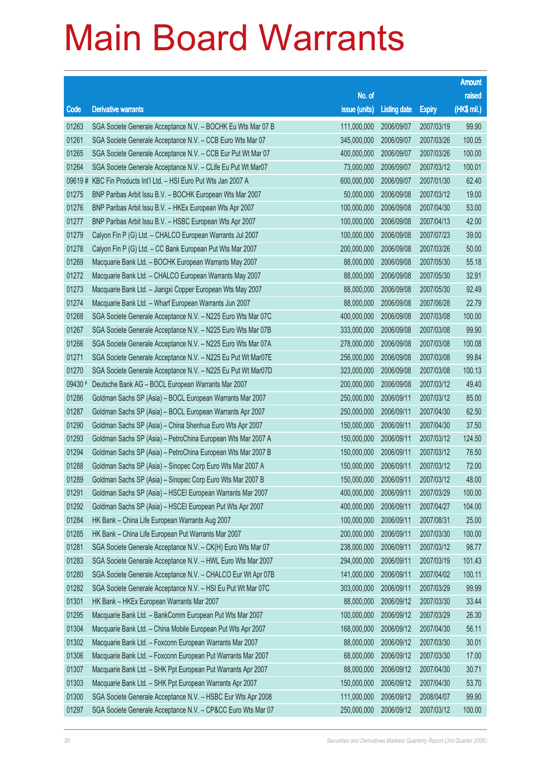# Main Board Warrants

| Code | Derivative warrants | No. of issue (units) | Listing date | Expiry | Amount raised (HK$ mil.) |
|---|---|---|---|---|---|
| 01263 | SGA Societe Generale Acceptance N.V. – BOCHK Eu Wts Mar 07 B | 111,000,000 | 2006/09/07 | 2007/03/19 | 99.90 |
| 01261 | SGA Societe Generale Acceptance N.V. – CCB Euro Wts Mar 07 | 345,000,000 | 2006/09/07 | 2007/03/26 | 100.05 |
| 01265 | SGA Societe Generale Acceptance N.V. – CCB Eur Put Wt Mar 07 | 400,000,000 | 2006/09/07 | 2007/03/26 | 100.00 |
| 01264 | SGA Societe Generale Acceptance N.V. – CLife Eu Put Wt Mar07 | 73,000,000 | 2006/09/07 | 2007/03/12 | 100.01 |
| 09619 # | KBC Fin Products Int'l Ltd. – HSI Euro Put Wts Jan 2007 A | 600,000,000 | 2006/09/07 | 2007/01/30 | 62.40 |
| 01275 | BNP Paribas Arbit Issu B.V. – BOCHK European Wts Mar 2007 | 50,000,000 | 2006/09/08 | 2007/03/12 | 19.00 |
| 01276 | BNP Paribas Arbit Issu B.V. – HKEx European Wts Apr 2007 | 100,000,000 | 2006/09/08 | 2007/04/30 | 53.00 |
| 01277 | BNP Paribas Arbit Issu B.V. – HSBC European Wts Apr 2007 | 100,000,000 | 2006/09/08 | 2007/04/13 | 42.00 |
| 01279 | Calyon Fin P (G) Ltd. – CHALCO European Warrants Jul 2007 | 100,000,000 | 2006/09/08 | 2007/07/23 | 39.00 |
| 01278 | Calyon Fin P (G) Ltd. – CC Bank European Put Wts Mar 2007 | 200,000,000 | 2006/09/08 | 2007/03/26 | 50.00 |
| 01269 | Macquarie Bank Ltd. – BOCHK European Warrants May 2007 | 88,000,000 | 2006/09/08 | 2007/05/30 | 55.18 |
| 01272 | Macquarie Bank Ltd. – CHALCO European Warrants May 2007 | 88,000,000 | 2006/09/08 | 2007/05/30 | 32.91 |
| 01273 | Macquarie Bank Ltd. – Jiangxi Copper European Wts May 2007 | 88,000,000 | 2006/09/08 | 2007/05/30 | 92.49 |
| 01274 | Macquarie Bank Ltd. – Wharf European Warrants Jun 2007 | 88,000,000 | 2006/09/08 | 2007/06/28 | 22.79 |
| 01268 | SGA Societe Generale Acceptance N.V. – N225 Euro Wts Mar 07C | 400,000,000 | 2006/09/08 | 2007/03/08 | 100.00 |
| 01267 | SGA Societe Generale Acceptance N.V. – N225 Euro Wts Mar 07B | 333,000,000 | 2006/09/08 | 2007/03/08 | 99.90 |
| 01266 | SGA Societe Generale Acceptance N.V. – N225 Euro Wts Mar 07A | 278,000,000 | 2006/09/08 | 2007/03/08 | 100.08 |
| 01271 | SGA Societe Generale Acceptance N.V. – N225 Eu Put Wt Mar07E | 256,000,000 | 2006/09/08 | 2007/03/08 | 99.84 |
| 01270 | SGA Societe Generale Acceptance N.V. – N225 Eu Put Wt Mar07D | 323,000,000 | 2006/09/08 | 2007/03/08 | 100.13 |
| 09430 # | Deutsche Bank AG – BOCL European Warrants Mar 2007 | 200,000,000 | 2006/09/08 | 2007/03/12 | 49.40 |
| 01286 | Goldman Sachs SP (Asia) – BOCL European Warrants Mar 2007 | 250,000,000 | 2006/09/11 | 2007/03/12 | 85.00 |
| 01287 | Goldman Sachs SP (Asia) – BOCL European Warrants Apr 2007 | 250,000,000 | 2006/09/11 | 2007/04/30 | 62.50 |
| 01290 | Goldman Sachs SP (Asia) – China Shenhua Euro Wts Apr 2007 | 150,000,000 | 2006/09/11 | 2007/04/30 | 37.50 |
| 01293 | Goldman Sachs SP (Asia) – PetroChina European Wts Mar 2007 A | 150,000,000 | 2006/09/11 | 2007/03/12 | 124.50 |
| 01294 | Goldman Sachs SP (Asia) – PetroChina European Wts Mar 2007 B | 150,000,000 | 2006/09/11 | 2007/03/12 | 76.50 |
| 01288 | Goldman Sachs SP (Asia) – Sinopec Corp Euro Wts Mar 2007 A | 150,000,000 | 2006/09/11 | 2007/03/12 | 72.00 |
| 01289 | Goldman Sachs SP (Asia) – Sinopec Corp Euro Wts Mar 2007 B | 150,000,000 | 2006/09/11 | 2007/03/12 | 48.00 |
| 01291 | Goldman Sachs SP (Asia) – HSCEI European Warrants Mar 2007 | 400,000,000 | 2006/09/11 | 2007/03/29 | 100.00 |
| 01292 | Goldman Sachs SP (Asia) – HSCEI European Put Wts Apr 2007 | 400,000,000 | 2006/09/11 | 2007/04/27 | 104.00 |
| 01284 | HK Bank – China Life European Warrants Aug 2007 | 100,000,000 | 2006/09/11 | 2007/08/31 | 25.00 |
| 01285 | HK Bank – China Life European Put Warrants Mar 2007 | 200,000,000 | 2006/09/11 | 2007/03/30 | 100.00 |
| 01281 | SGA Societe Generale Acceptance N.V. – CK(H) Euro Wts Mar 07 | 238,000,000 | 2006/09/11 | 2007/03/12 | 98.77 |
| 01283 | SGA Societe Generale Acceptance N.V. – HWL Euro Wts Mar 2007 | 294,000,000 | 2006/09/11 | 2007/03/19 | 101.43 |
| 01280 | SGA Societe Generale Acceptance N.V. – CHALCO Eur Wt Apr 07B | 141,000,000 | 2006/09/11 | 2007/04/02 | 100.11 |
| 01282 | SGA Societe Generale Acceptance N.V. – HSI Eu Put Wt Mar 07C | 303,000,000 | 2006/09/11 | 2007/03/29 | 99.99 |
| 01301 | HK Bank – HKEx European Warrants Mar 2007 | 88,000,000 | 2006/09/12 | 2007/03/30 | 33.44 |
| 01295 | Macquarie Bank Ltd. – BankComm European Put Wts Mar 2007 | 100,000,000 | 2006/09/12 | 2007/03/29 | 26.30 |
| 01304 | Macquarie Bank Ltd. – China Mobile European Put Wts Apr 2007 | 168,000,000 | 2006/09/12 | 2007/04/30 | 56.11 |
| 01302 | Macquarie Bank Ltd. – Foxconn European Warrants Mar 2007 | 88,000,000 | 2006/09/12 | 2007/03/30 | 30.01 |
| 01306 | Macquarie Bank Ltd. – Foxconn European Put Warrants Mar 2007 | 68,000,000 | 2006/09/12 | 2007/03/30 | 17.00 |
| 01307 | Macquarie Bank Ltd. – SHK Ppt European Put Warrants Apr 2007 | 88,000,000 | 2006/09/12 | 2007/04/30 | 30.71 |
| 01303 | Macquarie Bank Ltd. – SHK Ppt European Warrants Apr 2007 | 150,000,000 | 2006/09/12 | 2007/04/30 | 53.70 |
| 01300 | SGA Societe Generale Acceptance N.V. – HSBC Eur Wts Apr 2008 | 111,000,000 | 2006/09/12 | 2008/04/07 | 99.90 |
| 01297 | SGA Societe Generale Acceptance N.V. – CP&CC Euro Wts Mar 07 | 250,000,000 | 2006/09/12 | 2007/03/12 | 100.00 |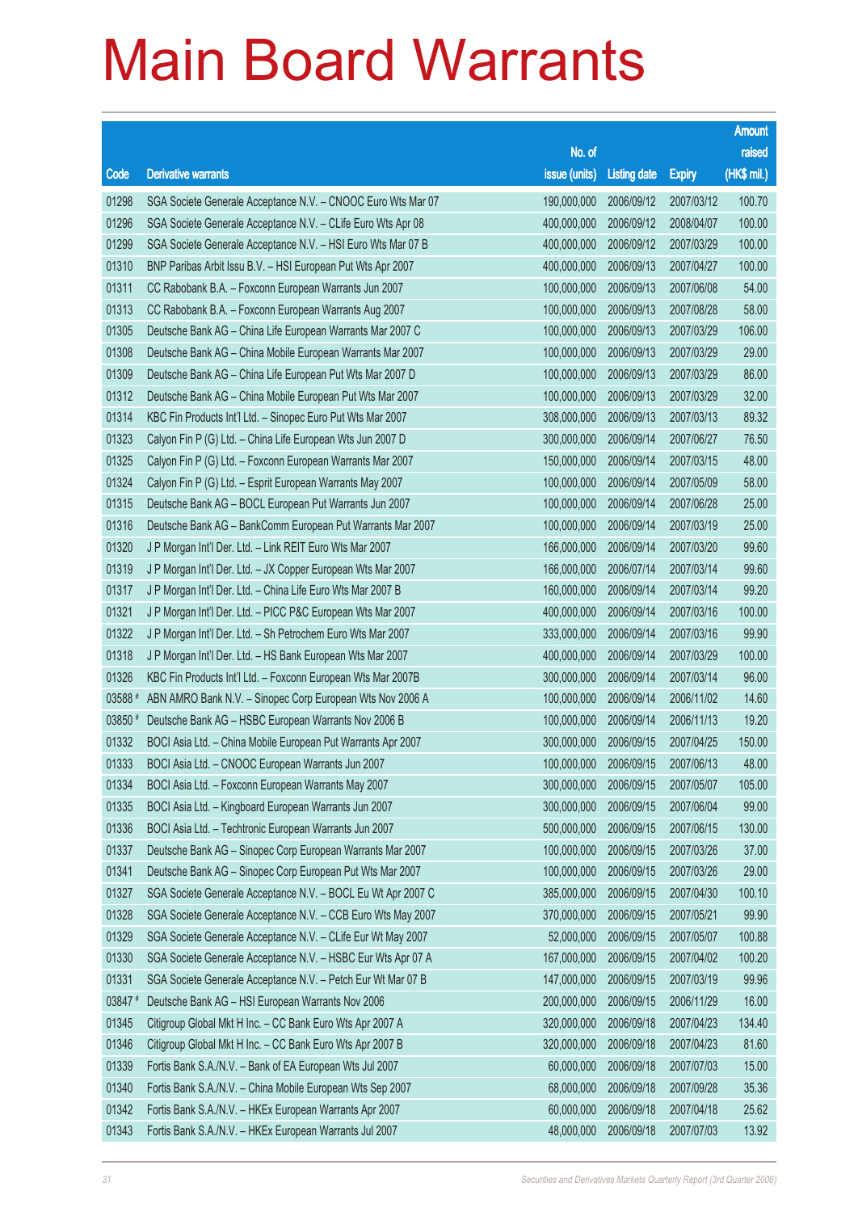# Main Board Warrants

| Code | Derivative warrants | No. of issue (units) | Listing date | Expiry | Amount raised (HK$ mil.) |
|---|---|---|---|---|---|
| 01298 | SGA Societe Generale Acceptance N.V. – CNOOC Euro Wts Mar 07 | 190,000,000 | 2006/09/12 | 2007/03/12 | 100.70 |
| 01296 | SGA Societe Generale Acceptance N.V. – CLife Euro Wts Apr 08 | 400,000,000 | 2006/09/12 | 2008/04/07 | 100.00 |
| 01299 | SGA Societe Generale Acceptance N.V. – HSI Euro Wts Mar 07 B | 400,000,000 | 2006/09/12 | 2007/03/29 | 100.00 |
| 01310 | BNP Paribas Arbit Issu B.V. – HSI European Put Wts Apr 2007 | 400,000,000 | 2006/09/13 | 2007/04/27 | 100.00 |
| 01311 | CC Rabobank B.A. – Foxconn European Warrants Jun 2007 | 100,000,000 | 2006/09/13 | 2007/06/08 | 54.00 |
| 01313 | CC Rabobank B.A. – Foxconn European Warrants Aug 2007 | 100,000,000 | 2006/09/13 | 2007/08/28 | 58.00 |
| 01305 | Deutsche Bank AG – China Life European Warrants Mar 2007 C | 100,000,000 | 2006/09/13 | 2007/03/29 | 106.00 |
| 01308 | Deutsche Bank AG – China Mobile European Warrants Mar 2007 | 100,000,000 | 2006/09/13 | 2007/03/29 | 29.00 |
| 01309 | Deutsche Bank AG – China Life European Put Wts Mar 2007 D | 100,000,000 | 2006/09/13 | 2007/03/29 | 86.00 |
| 01312 | Deutsche Bank AG – China Mobile European Put Wts Mar 2007 | 100,000,000 | 2006/09/13 | 2007/03/29 | 32.00 |
| 01314 | KBC Fin Products Int'l Ltd. – Sinopec Euro Put Wts Mar 2007 | 308,000,000 | 2006/09/13 | 2007/03/13 | 89.32 |
| 01323 | Calyon Fin P (G) Ltd. – China Life European Wts Jun 2007 D | 300,000,000 | 2006/09/14 | 2007/06/27 | 76.50 |
| 01325 | Calyon Fin P (G) Ltd. – Foxconn European Warrants Mar 2007 | 150,000,000 | 2006/09/14 | 2007/03/15 | 48.00 |
| 01324 | Calyon Fin P (G) Ltd. – Esprit European Warrants May 2007 | 100,000,000 | 2006/09/14 | 2007/05/09 | 58.00 |
| 01315 | Deutsche Bank AG – BOCL European Put Warrants Jun 2007 | 100,000,000 | 2006/09/14 | 2007/06/28 | 25.00 |
| 01316 | Deutsche Bank AG – BankComm European Put Warrants Mar 2007 | 100,000,000 | 2006/09/14 | 2007/03/19 | 25.00 |
| 01320 | J P Morgan Int'l Der. Ltd. – Link REIT Euro Wts Mar 2007 | 166,000,000 | 2006/09/14 | 2007/03/20 | 99.60 |
| 01319 | J P Morgan Int'l Der. Ltd. – JX Copper European Wts Mar 2007 | 166,000,000 | 2006/07/14 | 2007/03/14 | 99.60 |
| 01317 | J P Morgan Int'l Der. Ltd. – China Life Euro Wts Mar 2007 B | 160,000,000 | 2006/09/14 | 2007/03/14 | 99.20 |
| 01321 | J P Morgan Int'l Der. Ltd. – PICC P&C European Wts Mar 2007 | 400,000,000 | 2006/09/14 | 2007/03/16 | 100.00 |
| 01322 | J P Morgan Int'l Der. Ltd. – Sh Petrochem Euro Wts Mar 2007 | 333,000,000 | 2006/09/14 | 2007/03/16 | 99.90 |
| 01318 | J P Morgan Int'l Der. Ltd. – HS Bank European Wts Mar 2007 | 400,000,000 | 2006/09/14 | 2007/03/29 | 100.00 |
| 01326 | KBC Fin Products Int'l Ltd. – Foxconn European Wts Mar 2007B | 300,000,000 | 2006/09/14 | 2007/03/14 | 96.00 |
| 03588 # | ABN AMRO Bank N.V. – Sinopec Corp European Wts Nov 2006 A | 100,000,000 | 2006/09/14 | 2006/11/02 | 14.60 |
| 03850 # | Deutsche Bank AG – HSBC European Warrants Nov 2006 B | 100,000,000 | 2006/09/14 | 2006/11/13 | 19.20 |
| 01332 | BOCI Asia Ltd. – China Mobile European Put Warrants Apr 2007 | 300,000,000 | 2006/09/15 | 2007/04/25 | 150.00 |
| 01333 | BOCI Asia Ltd. – CNOOC European Warrants Jun 2007 | 100,000,000 | 2006/09/15 | 2007/06/13 | 48.00 |
| 01334 | BOCI Asia Ltd. – Foxconn European Warrants May 2007 | 300,000,000 | 2006/09/15 | 2007/05/07 | 105.00 |
| 01335 | BOCI Asia Ltd. – Kingboard European Warrants Jun 2007 | 300,000,000 | 2006/09/15 | 2007/06/04 | 99.00 |
| 01336 | BOCI Asia Ltd. – Techtronic European Warrants Jun 2007 | 500,000,000 | 2006/09/15 | 2007/06/15 | 130.00 |
| 01337 | Deutsche Bank AG – Sinopec Corp European Warrants Mar 2007 | 100,000,000 | 2006/09/15 | 2007/03/26 | 37.00 |
| 01341 | Deutsche Bank AG – Sinopec Corp European Put Wts Mar 2007 | 100,000,000 | 2006/09/15 | 2007/03/26 | 29.00 |
| 01327 | SGA Societe Generale Acceptance N.V. – BOCL Eu Wt Apr 2007 C | 385,000,000 | 2006/09/15 | 2007/04/30 | 100.10 |
| 01328 | SGA Societe Generale Acceptance N.V. – CCB Euro Wts May 2007 | 370,000,000 | 2006/09/15 | 2007/05/21 | 99.90 |
| 01329 | SGA Societe Generale Acceptance N.V. – CLife Eur Wt May 2007 | 52,000,000 | 2006/09/15 | 2007/05/07 | 100.88 |
| 01330 | SGA Societe Generale Acceptance N.V. – HSBC Eur Wts Apr 07 A | 167,000,000 | 2006/09/15 | 2007/04/02 | 100.20 |
| 01331 | SGA Societe Generale Acceptance N.V. – Petch Eur Wt Mar 07 B | 147,000,000 | 2006/09/15 | 2007/03/19 | 99.96 |
| 03847 # | Deutsche Bank AG – HSI European Warrants Nov 2006 | 200,000,000 | 2006/09/15 | 2006/11/29 | 16.00 |
| 01345 | Citigroup Global Mkt H Inc. – CC Bank Euro Wts Apr 2007 A | 320,000,000 | 2006/09/18 | 2007/04/23 | 134.40 |
| 01346 | Citigroup Global Mkt H Inc. – CC Bank Euro Wts Apr 2007 B | 320,000,000 | 2006/09/18 | 2007/04/23 | 81.60 |
| 01339 | Fortis Bank S.A./N.V. – Bank of EA European Wts Jul 2007 | 60,000,000 | 2006/09/18 | 2007/07/03 | 15.00 |
| 01340 | Fortis Bank S.A./N.V. – China Mobile European Wts Sep 2007 | 68,000,000 | 2006/09/18 | 2007/09/28 | 35.36 |
| 01342 | Fortis Bank S.A./N.V. – HKEx European Warrants Apr 2007 | 60,000,000 | 2006/09/18 | 2007/04/18 | 25.62 |
| 01343 | Fortis Bank S.A./N.V. – HKEx European Warrants Jul 2007 | 48,000,000 | 2006/09/18 | 2007/07/03 | 13.92 |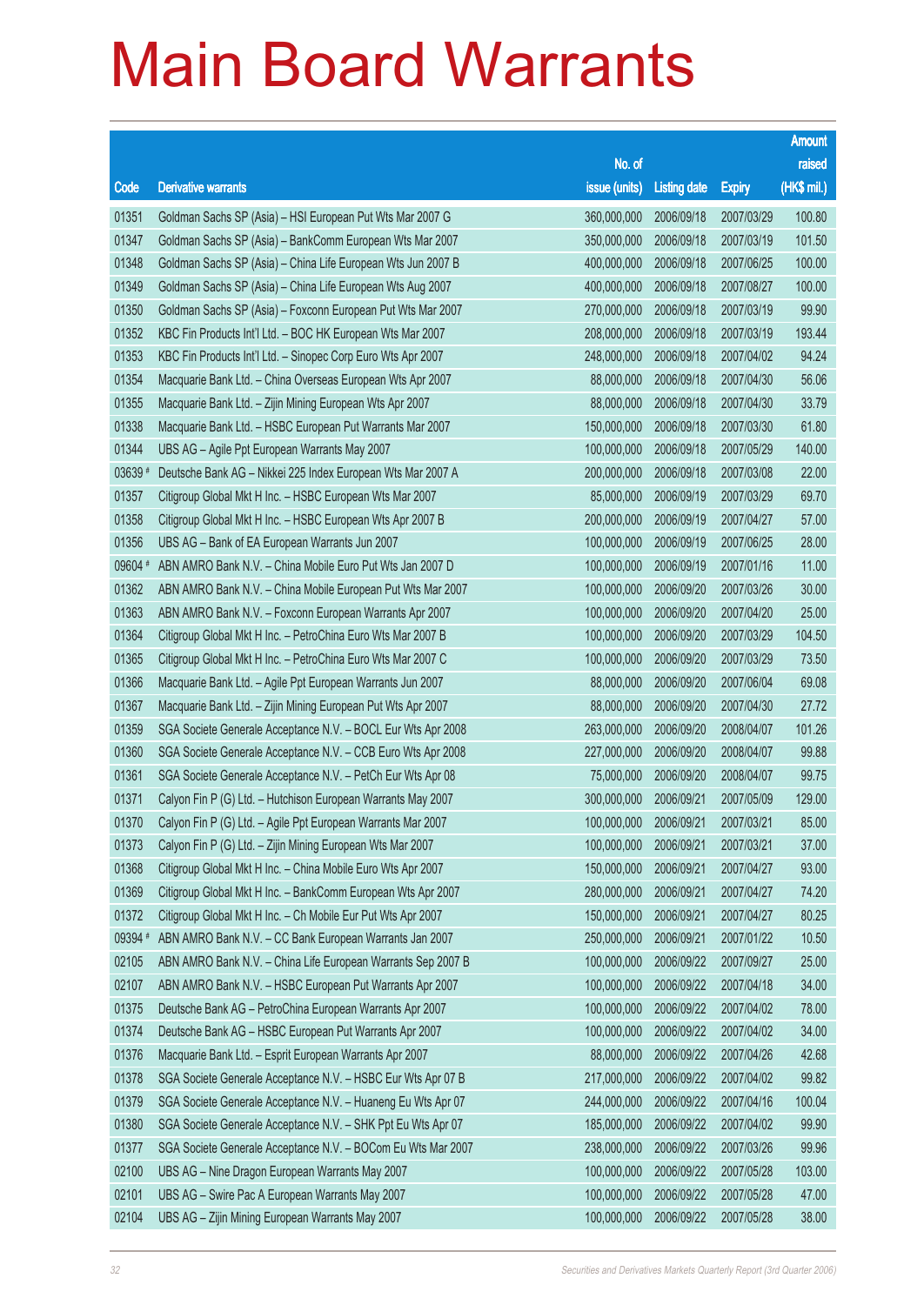# Main Board Warrants

| Code | Derivative warrants | No. of issue (units) | Listing date | Expiry | Amount raised (HK$ mil.) |
|---|---|---|---|---|---|
| 01351 | Goldman Sachs SP (Asia) – HSI European Put Wts Mar 2007 G | 360,000,000 | 2006/09/18 | 2007/03/29 | 100.80 |
| 01347 | Goldman Sachs SP (Asia) – BankComm European Wts Mar 2007 | 350,000,000 | 2006/09/18 | 2007/03/19 | 101.50 |
| 01348 | Goldman Sachs SP (Asia) – China Life European Wts Jun 2007 B | 400,000,000 | 2006/09/18 | 2007/06/25 | 100.00 |
| 01349 | Goldman Sachs SP (Asia) – China Life European Wts Aug 2007 | 400,000,000 | 2006/09/18 | 2007/08/27 | 100.00 |
| 01350 | Goldman Sachs SP (Asia) – Foxconn European Put Wts Mar 2007 | 270,000,000 | 2006/09/18 | 2007/03/19 | 99.90 |
| 01352 | KBC Fin Products Int'l Ltd. – BOC HK European Wts Mar 2007 | 208,000,000 | 2006/09/18 | 2007/03/19 | 193.44 |
| 01353 | KBC Fin Products Int'l Ltd. – Sinopec Corp Euro Wts Apr 2007 | 248,000,000 | 2006/09/18 | 2007/04/02 | 94.24 |
| 01354 | Macquarie Bank Ltd. – China Overseas European Wts Apr 2007 | 88,000,000 | 2006/09/18 | 2007/04/30 | 56.06 |
| 01355 | Macquarie Bank Ltd. – Zijin Mining European Wts Apr 2007 | 88,000,000 | 2006/09/18 | 2007/04/30 | 33.79 |
| 01338 | Macquarie Bank Ltd. – HSBC European Put Warrants Mar 2007 | 150,000,000 | 2006/09/18 | 2007/03/30 | 61.80 |
| 01344 | UBS AG – Agile Ppt European Warrants May 2007 | 100,000,000 | 2006/09/18 | 2007/05/29 | 140.00 |
| 03639 # | Deutsche Bank AG – Nikkei 225 Index European Wts Mar 2007 A | 200,000,000 | 2006/09/18 | 2007/03/08 | 22.00 |
| 01357 | Citigroup Global Mkt H Inc. – HSBC European Wts Mar 2007 | 85,000,000 | 2006/09/19 | 2007/03/29 | 69.70 |
| 01358 | Citigroup Global Mkt H Inc. – HSBC European Wts Apr 2007 B | 200,000,000 | 2006/09/19 | 2007/04/27 | 57.00 |
| 01356 | UBS AG – Bank of EA European Warrants Jun 2007 | 100,000,000 | 2006/09/19 | 2007/06/25 | 28.00 |
| 09604 # | ABN AMRO Bank N.V. – China Mobile Euro Put Wts Jan 2007 D | 100,000,000 | 2006/09/19 | 2007/01/16 | 11.00 |
| 01362 | ABN AMRO Bank N.V. – China Mobile European Put Wts Mar 2007 | 100,000,000 | 2006/09/20 | 2007/03/26 | 30.00 |
| 01363 | ABN AMRO Bank N.V. – Foxconn European Warrants Apr 2007 | 100,000,000 | 2006/09/20 | 2007/04/20 | 25.00 |
| 01364 | Citigroup Global Mkt H Inc. – PetroChina Euro Wts Mar 2007 B | 100,000,000 | 2006/09/20 | 2007/03/29 | 104.50 |
| 01365 | Citigroup Global Mkt H Inc. – PetroChina Euro Wts Mar 2007 C | 100,000,000 | 2006/09/20 | 2007/03/29 | 73.50 |
| 01366 | Macquarie Bank Ltd. – Agile Ppt European Warrants Jun 2007 | 88,000,000 | 2006/09/20 | 2007/06/04 | 69.08 |
| 01367 | Macquarie Bank Ltd. – Zijin Mining European Put Wts Apr 2007 | 88,000,000 | 2006/09/20 | 2007/04/30 | 27.72 |
| 01359 | SGA Societe Generale Acceptance N.V. – BOCL Eur Wts Apr 2008 | 263,000,000 | 2006/09/20 | 2008/04/07 | 101.26 |
| 01360 | SGA Societe Generale Acceptance N.V. – CCB Euro Wts Apr 2008 | 227,000,000 | 2006/09/20 | 2008/04/07 | 99.88 |
| 01361 | SGA Societe Generale Acceptance N.V. – PetCh Eur Wts Apr 08 | 75,000,000 | 2006/09/20 | 2008/04/07 | 99.75 |
| 01371 | Calyon Fin P (G) Ltd. – Hutchison European Warrants May 2007 | 300,000,000 | 2006/09/21 | 2007/05/09 | 129.00 |
| 01370 | Calyon Fin P (G) Ltd. – Agile Ppt European Warrants Mar 2007 | 100,000,000 | 2006/09/21 | 2007/03/21 | 85.00 |
| 01373 | Calyon Fin P (G) Ltd. – Zijin Mining European Wts Mar 2007 | 100,000,000 | 2006/09/21 | 2007/03/21 | 37.00 |
| 01368 | Citigroup Global Mkt H Inc. – China Mobile Euro Wts Apr 2007 | 150,000,000 | 2006/09/21 | 2007/04/27 | 93.00 |
| 01369 | Citigroup Global Mkt H Inc. – BankComm European Wts Apr 2007 | 280,000,000 | 2006/09/21 | 2007/04/27 | 74.20 |
| 01372 | Citigroup Global Mkt H Inc. – Ch Mobile Eur Put Wts Apr 2007 | 150,000,000 | 2006/09/21 | 2007/04/27 | 80.25 |
| 09394 # | ABN AMRO Bank N.V. – CC Bank European Warrants Jan 2007 | 250,000,000 | 2006/09/21 | 2007/01/22 | 10.50 |
| 02105 | ABN AMRO Bank N.V. – China Life European Warrants Sep 2007 B | 100,000,000 | 2006/09/22 | 2007/09/27 | 25.00 |
| 02107 | ABN AMRO Bank N.V. – HSBC European Put Warrants Apr 2007 | 100,000,000 | 2006/09/22 | 2007/04/18 | 34.00 |
| 01375 | Deutsche Bank AG – PetroChina European Warrants Apr 2007 | 100,000,000 | 2006/09/22 | 2007/04/02 | 78.00 |
| 01374 | Deutsche Bank AG – HSBC European Put Warrants Apr 2007 | 100,000,000 | 2006/09/22 | 2007/04/02 | 34.00 |
| 01376 | Macquarie Bank Ltd. – Esprit European Warrants Apr 2007 | 88,000,000 | 2006/09/22 | 2007/04/26 | 42.68 |
| 01378 | SGA Societe Generale Acceptance N.V. – HSBC Eur Wts Apr 07 B | 217,000,000 | 2006/09/22 | 2007/04/02 | 99.82 |
| 01379 | SGA Societe Generale Acceptance N.V. – Huaneng Eu Wts Apr 07 | 244,000,000 | 2006/09/22 | 2007/04/16 | 100.04 |
| 01380 | SGA Societe Generale Acceptance N.V. – SHK Ppt Eu Wts Apr 07 | 185,000,000 | 2006/09/22 | 2007/04/02 | 99.90 |
| 01377 | SGA Societe Generale Acceptance N.V. – BOCom Eu Wts Mar 2007 | 238,000,000 | 2006/09/22 | 2007/03/26 | 99.96 |
| 02100 | UBS AG – Nine Dragon European Warrants May 2007 | 100,000,000 | 2006/09/22 | 2007/05/28 | 103.00 |
| 02101 | UBS AG – Swire Pac A European Warrants May 2007 | 100,000,000 | 2006/09/22 | 2007/05/28 | 47.00 |
| 02104 | UBS AG – Zijin Mining European Warrants May 2007 | 100,000,000 | 2006/09/22 | 2007/05/28 | 38.00 |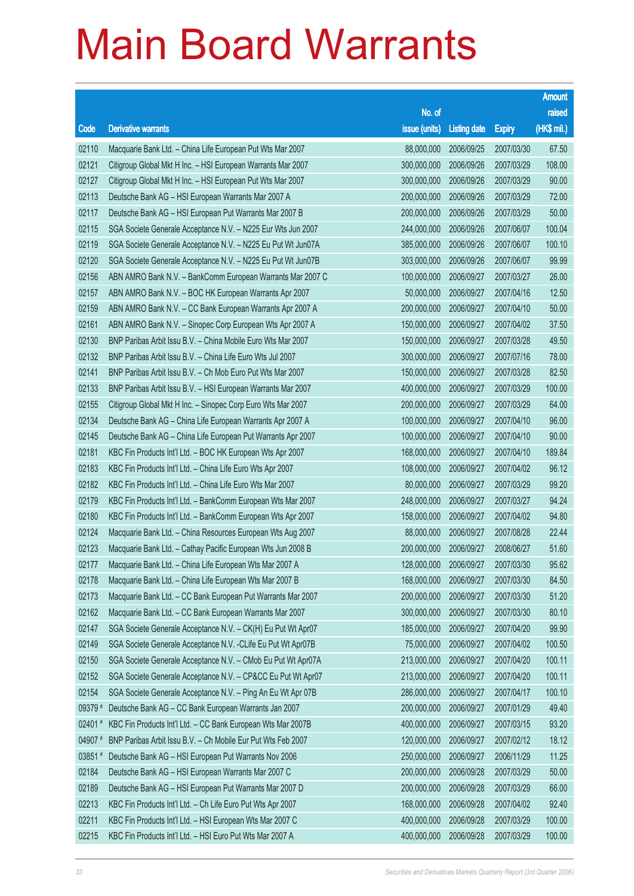# Main Board Warrants

| Code | Derivative warrants | No. of issue (units) | Listing date | Expiry | Amount raised (HK$ mil.) |
|---|---|---|---|---|---|
| 02110 | Macquarie Bank Ltd. – China Life European Put Wts Mar 2007 | 88,000,000 | 2006/09/25 | 2007/03/30 | 67.50 |
| 02121 | Citigroup Global Mkt H Inc. – HSI European Warrants Mar 2007 | 300,000,000 | 2006/09/26 | 2007/03/29 | 108.00 |
| 02127 | Citigroup Global Mkt H Inc. – HSI European Put Wts Mar 2007 | 300,000,000 | 2006/09/26 | 2007/03/29 | 90.00 |
| 02113 | Deutsche Bank AG – HSI European Warrants Mar 2007 A | 200,000,000 | 2006/09/26 | 2007/03/29 | 72.00 |
| 02117 | Deutsche Bank AG – HSI European Put Warrants Mar 2007 B | 200,000,000 | 2006/09/26 | 2007/03/29 | 50.00 |
| 02115 | SGA Societe Generale Acceptance N.V. – N225 Eur Wts Jun 2007 | 244,000,000 | 2006/09/26 | 2007/06/07 | 100.04 |
| 02119 | SGA Societe Generale Acceptance N.V. – N225 Eu Put Wt Jun07A | 385,000,000 | 2006/09/26 | 2007/06/07 | 100.10 |
| 02120 | SGA Societe Generale Acceptance N.V. – N225 Eu Put Wt Jun07B | 303,000,000 | 2006/09/26 | 2007/06/07 | 99.99 |
| 02156 | ABN AMRO Bank N.V. – BankComm European Warrants Mar 2007 C | 100,000,000 | 2006/09/27 | 2007/03/27 | 26.00 |
| 02157 | ABN AMRO Bank N.V. – BOC HK European Warrants Apr 2007 | 50,000,000 | 2006/09/27 | 2007/04/16 | 12.50 |
| 02159 | ABN AMRO Bank N.V. – CC Bank European Warrants Apr 2007 A | 200,000,000 | 2006/09/27 | 2007/04/10 | 50.00 |
| 02161 | ABN AMRO Bank N.V. – Sinopec Corp European Wts Apr 2007 A | 150,000,000 | 2006/09/27 | 2007/04/02 | 37.50 |
| 02130 | BNP Paribas Arbit Issu B.V. – China Mobile Euro Wts Mar 2007 | 150,000,000 | 2006/09/27 | 2007/03/28 | 49.50 |
| 02132 | BNP Paribas Arbit Issu B.V. – China Life Euro Wts Jul 2007 | 300,000,000 | 2006/09/27 | 2007/07/16 | 78.00 |
| 02141 | BNP Paribas Arbit Issu B.V. – Ch Mob Euro Put Wts Mar 2007 | 150,000,000 | 2006/09/27 | 2007/03/28 | 82.50 |
| 02133 | BNP Paribas Arbit Issu B.V. – HSI European Warrants Mar 2007 | 400,000,000 | 2006/09/27 | 2007/03/29 | 100.00 |
| 02155 | Citigroup Global Mkt H Inc. – Sinopec Corp Euro Wts Mar 2007 | 200,000,000 | 2006/09/27 | 2007/03/29 | 64.00 |
| 02134 | Deutsche Bank AG – China Life European Warrants Apr 2007 A | 100,000,000 | 2006/09/27 | 2007/04/10 | 96.00 |
| 02145 | Deutsche Bank AG – China Life European Put Warrants Apr 2007 | 100,000,000 | 2006/09/27 | 2007/04/10 | 90.00 |
| 02181 | KBC Fin Products Int'l Ltd. – BOC HK European Wts Apr 2007 | 168,000,000 | 2006/09/27 | 2007/04/10 | 189.84 |
| 02183 | KBC Fin Products Int'l Ltd. – China Life Euro Wts Apr 2007 | 108,000,000 | 2006/09/27 | 2007/04/02 | 96.12 |
| 02182 | KBC Fin Products Int'l Ltd. – China Life Euro Wts Mar 2007 | 80,000,000 | 2006/09/27 | 2007/03/29 | 99.20 |
| 02179 | KBC Fin Products Int'l Ltd. – BankComm European Wts Mar 2007 | 248,000,000 | 2006/09/27 | 2007/03/27 | 94.24 |
| 02180 | KBC Fin Products Int'l Ltd. – BankComm European Wts Apr 2007 | 158,000,000 | 2006/09/27 | 2007/04/02 | 94.80 |
| 02124 | Macquarie Bank Ltd. – China Resources European Wts Aug 2007 | 88,000,000 | 2006/09/27 | 2007/08/28 | 22.44 |
| 02123 | Macquarie Bank Ltd. – Cathay Pacific European Wts Jun 2008 B | 200,000,000 | 2006/09/27 | 2008/06/27 | 51.60 |
| 02177 | Macquarie Bank Ltd. – China Life European Wts Mar 2007 A | 128,000,000 | 2006/09/27 | 2007/03/30 | 95.62 |
| 02178 | Macquarie Bank Ltd. – China Life European Wts Mar 2007 B | 168,000,000 | 2006/09/27 | 2007/03/30 | 84.50 |
| 02173 | Macquarie Bank Ltd. – CC Bank European Put Warrants Mar 2007 | 200,000,000 | 2006/09/27 | 2007/03/30 | 51.20 |
| 02162 | Macquarie Bank Ltd. – CC Bank European Warrants Mar 2007 | 300,000,000 | 2006/09/27 | 2007/03/30 | 80.10 |
| 02147 | SGA Societe Generale Acceptance N.V. – CK(H) Eu Put Wt Apr07 | 185,000,000 | 2006/09/27 | 2007/04/20 | 99.90 |
| 02149 | SGA Societe Generale Acceptance N.V. -CLife Eu Put Wt Apr07B | 75,000,000 | 2006/09/27 | 2007/04/02 | 102.50 |
| 02150 | SGA Societe Generale Acceptance N.V. – CMob Eu Put Wt Apr07A | 213,000,000 | 2006/09/27 | 2007/04/20 | 100.11 |
| 02152 | SGA Societe Generale Acceptance N.V. – CP&CC Eu Put Wt Apr07 | 213,000,000 | 2006/09/27 | 2007/04/20 | 100.11 |
| 02154 | SGA Societe Generale Acceptance N.V. – Ping An Eu Wt Apr 07B | 286,000,000 | 2006/09/27 | 2007/04/17 | 100.10 |
| 09379 # | Deutsche Bank AG – CC Bank European Warrants Jan 2007 | 200,000,000 | 2006/09/27 | 2007/01/29 | 49.40 |
| 02401 # | KBC Fin Products Int'l Ltd. – CC Bank European Wts Mar 2007B | 400,000,000 | 2006/09/27 | 2007/03/15 | 93.20 |
| 04907 # | BNP Paribas Arbit Issu B.V. – Ch Mobile Eur Put Wts Feb 2007 | 120,000,000 | 2006/09/27 | 2007/02/12 | 18.12 |
| 03851 # | Deutsche Bank AG – HSI European Put Warrants Nov 2006 | 250,000,000 | 2006/09/27 | 2006/11/29 | 11.25 |
| 02184 | Deutsche Bank AG – HSI European Warrants Mar 2007 C | 200,000,000 | 2006/09/28 | 2007/03/29 | 50.00 |
| 02189 | Deutsche Bank AG – HSI European Put Warrants Mar 2007 D | 200,000,000 | 2006/09/28 | 2007/03/29 | 66.00 |
| 02213 | KBC Fin Products Int'l Ltd. – Ch Life Euro Put Wts Apr 2007 | 168,000,000 | 2006/09/28 | 2007/04/02 | 92.40 |
| 02211 | KBC Fin Products Int'l Ltd. – HSI European Wts Mar 2007 C | 400,000,000 | 2006/09/28 | 2007/03/29 | 100.00 |
| 02215 | KBC Fin Products Int'l Ltd. – HSI Euro Put Wts Mar 2007 A | 400,000,000 | 2006/09/28 | 2007/03/29 | 100.00 |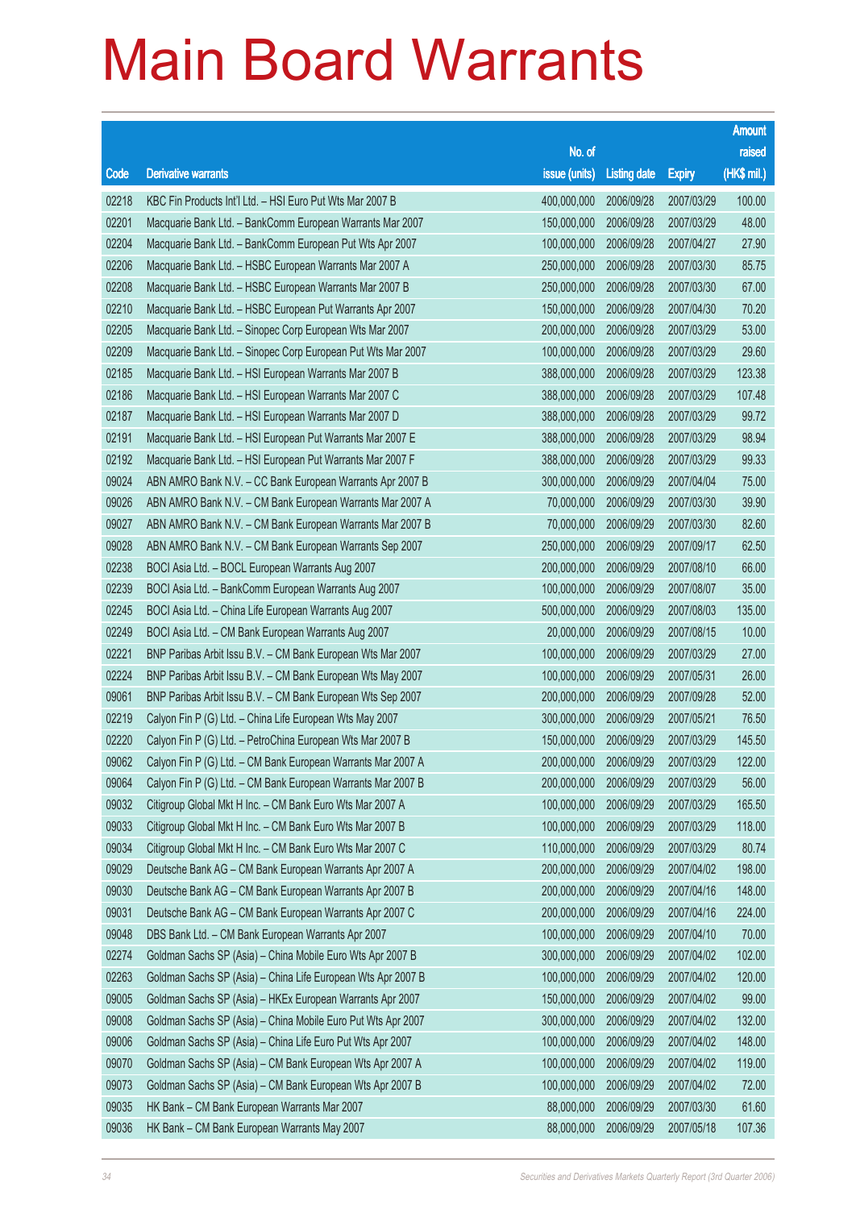# Main Board Warrants

| Code | Derivative warrants | No. of issue (units) | Listing date | Expiry | Amount raised (HK$ mil.) |
|---|---|---|---|---|---|
| 02218 | KBC Fin Products Int'l Ltd. – HSI Euro Put Wts Mar 2007 B | 400,000,000 | 2006/09/28 | 2007/03/29 | 100.00 |
| 02201 | Macquarie Bank Ltd. – BankComm European Warrants Mar 2007 | 150,000,000 | 2006/09/28 | 2007/03/29 | 48.00 |
| 02204 | Macquarie Bank Ltd. – BankComm European Put Wts Apr 2007 | 100,000,000 | 2006/09/28 | 2007/04/27 | 27.90 |
| 02206 | Macquarie Bank Ltd. – HSBC European Warrants Mar 2007 A | 250,000,000 | 2006/09/28 | 2007/03/30 | 85.75 |
| 02208 | Macquarie Bank Ltd. – HSBC European Warrants Mar 2007 B | 250,000,000 | 2006/09/28 | 2007/03/30 | 67.00 |
| 02210 | Macquarie Bank Ltd. – HSBC European Put Warrants Apr 2007 | 150,000,000 | 2006/09/28 | 2007/04/30 | 70.20 |
| 02205 | Macquarie Bank Ltd. – Sinopec Corp European Wts Mar 2007 | 200,000,000 | 2006/09/28 | 2007/03/29 | 53.00 |
| 02209 | Macquarie Bank Ltd. – Sinopec Corp European Put Wts Mar 2007 | 100,000,000 | 2006/09/28 | 2007/03/29 | 29.60 |
| 02185 | Macquarie Bank Ltd. – HSI European Warrants Mar 2007 B | 388,000,000 | 2006/09/28 | 2007/03/29 | 123.38 |
| 02186 | Macquarie Bank Ltd. – HSI European Warrants Mar 2007 C | 388,000,000 | 2006/09/28 | 2007/03/29 | 107.48 |
| 02187 | Macquarie Bank Ltd. – HSI European Warrants Mar 2007 D | 388,000,000 | 2006/09/28 | 2007/03/29 | 99.72 |
| 02191 | Macquarie Bank Ltd. – HSI European Put Warrants Mar 2007 E | 388,000,000 | 2006/09/28 | 2007/03/29 | 98.94 |
| 02192 | Macquarie Bank Ltd. – HSI European Put Warrants Mar 2007 F | 388,000,000 | 2006/09/28 | 2007/03/29 | 99.33 |
| 09024 | ABN AMRO Bank N.V. – CC Bank European Warrants Apr 2007 B | 300,000,000 | 2006/09/29 | 2007/04/04 | 75.00 |
| 09026 | ABN AMRO Bank N.V. – CM Bank European Warrants Mar 2007 A | 70,000,000 | 2006/09/29 | 2007/03/30 | 39.90 |
| 09027 | ABN AMRO Bank N.V. – CM Bank European Warrants Mar 2007 B | 70,000,000 | 2006/09/29 | 2007/03/30 | 82.60 |
| 09028 | ABN AMRO Bank N.V. – CM Bank European Warrants Sep 2007 | 250,000,000 | 2006/09/29 | 2007/09/17 | 62.50 |
| 02238 | BOCI Asia Ltd. – BOCL European Warrants Aug 2007 | 200,000,000 | 2006/09/29 | 2007/08/10 | 66.00 |
| 02239 | BOCI Asia Ltd. – BankComm European Warrants Aug 2007 | 100,000,000 | 2006/09/29 | 2007/08/07 | 35.00 |
| 02245 | BOCI Asia Ltd. – China Life European Warrants Aug 2007 | 500,000,000 | 2006/09/29 | 2007/08/03 | 135.00 |
| 02249 | BOCI Asia Ltd. – CM Bank European Warrants Aug 2007 | 20,000,000 | 2006/09/29 | 2007/08/15 | 10.00 |
| 02221 | BNP Paribas Arbit Issu B.V. – CM Bank European Wts Mar 2007 | 100,000,000 | 2006/09/29 | 2007/03/29 | 27.00 |
| 02224 | BNP Paribas Arbit Issu B.V. – CM Bank European Wts May 2007 | 100,000,000 | 2006/09/29 | 2007/05/31 | 26.00 |
| 09061 | BNP Paribas Arbit Issu B.V. – CM Bank European Wts Sep 2007 | 200,000,000 | 2006/09/29 | 2007/09/28 | 52.00 |
| 02219 | Calyon Fin P (G) Ltd. – China Life European Wts May 2007 | 300,000,000 | 2006/09/29 | 2007/05/21 | 76.50 |
| 02220 | Calyon Fin P (G) Ltd. – PetroChina European Wts Mar 2007 B | 150,000,000 | 2006/09/29 | 2007/03/29 | 145.50 |
| 09062 | Calyon Fin P (G) Ltd. – CM Bank European Warrants Mar 2007 A | 200,000,000 | 2006/09/29 | 2007/03/29 | 122.00 |
| 09064 | Calyon Fin P (G) Ltd. – CM Bank European Warrants Mar 2007 B | 200,000,000 | 2006/09/29 | 2007/03/29 | 56.00 |
| 09032 | Citigroup Global Mkt H Inc. – CM Bank Euro Wts Mar 2007 A | 100,000,000 | 2006/09/29 | 2007/03/29 | 165.50 |
| 09033 | Citigroup Global Mkt H Inc. – CM Bank Euro Wts Mar 2007 B | 100,000,000 | 2006/09/29 | 2007/03/29 | 118.00 |
| 09034 | Citigroup Global Mkt H Inc. – CM Bank Euro Wts Mar 2007 C | 110,000,000 | 2006/09/29 | 2007/03/29 | 80.74 |
| 09029 | Deutsche Bank AG – CM Bank European Warrants Apr 2007 A | 200,000,000 | 2006/09/29 | 2007/04/02 | 198.00 |
| 09030 | Deutsche Bank AG – CM Bank European Warrants Apr 2007 B | 200,000,000 | 2006/09/29 | 2007/04/16 | 148.00 |
| 09031 | Deutsche Bank AG – CM Bank European Warrants Apr 2007 C | 200,000,000 | 2006/09/29 | 2007/04/16 | 224.00 |
| 09048 | DBS Bank Ltd. – CM Bank European Warrants Apr 2007 | 100,000,000 | 2006/09/29 | 2007/04/10 | 70.00 |
| 02274 | Goldman Sachs SP (Asia) – China Mobile Euro Wts Apr 2007 B | 300,000,000 | 2006/09/29 | 2007/04/02 | 102.00 |
| 02263 | Goldman Sachs SP (Asia) – China Life European Wts Apr 2007 B | 100,000,000 | 2006/09/29 | 2007/04/02 | 120.00 |
| 09005 | Goldman Sachs SP (Asia) – HKEx European Warrants Apr 2007 | 150,000,000 | 2006/09/29 | 2007/04/02 | 99.00 |
| 09008 | Goldman Sachs SP (Asia) – China Mobile Euro Put Wts Apr 2007 | 300,000,000 | 2006/09/29 | 2007/04/02 | 132.00 |
| 09006 | Goldman Sachs SP (Asia) – China Life Euro Put Wts Apr 2007 | 100,000,000 | 2006/09/29 | 2007/04/02 | 148.00 |
| 09070 | Goldman Sachs SP (Asia) – CM Bank European Wts Apr 2007 A | 100,000,000 | 2006/09/29 | 2007/04/02 | 119.00 |
| 09073 | Goldman Sachs SP (Asia) – CM Bank European Wts Apr 2007 B | 100,000,000 | 2006/09/29 | 2007/04/02 | 72.00 |
| 09035 | HK Bank – CM Bank European Warrants Mar 2007 | 88,000,000 | 2006/09/29 | 2007/03/30 | 61.60 |
| 09036 | HK Bank – CM Bank European Warrants May 2007 | 88,000,000 | 2006/09/29 | 2007/05/18 | 107.36 |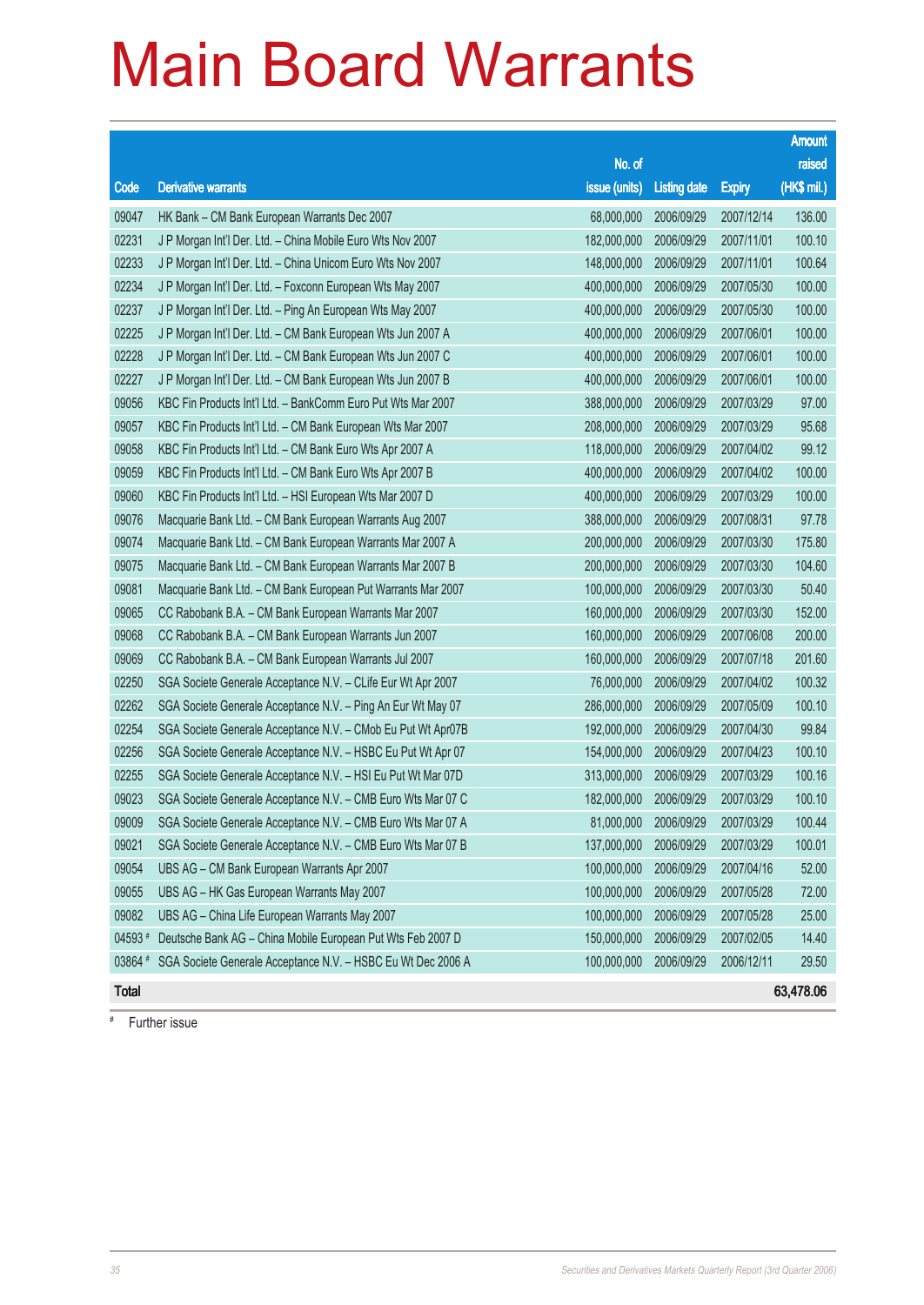# Main Board Warrants

| Code | Derivative warrants | No. of issue (units) | Listing date | Expiry | Amount raised (HK$ mil.) |
|---|---|---|---|---|---|
| 09047 | HK Bank – CM Bank European Warrants Dec 2007 | 68,000,000 | 2006/09/29 | 2007/12/14 | 136.00 |
| 02231 | J P Morgan Int'l Der. Ltd. – China Mobile Euro Wts Nov 2007 | 182,000,000 | 2006/09/29 | 2007/11/01 | 100.10 |
| 02233 | J P Morgan Int'l Der. Ltd. – China Unicom Euro Wts Nov 2007 | 148,000,000 | 2006/09/29 | 2007/11/01 | 100.64 |
| 02234 | J P Morgan Int'l Der. Ltd. – Foxconn European Wts May 2007 | 400,000,000 | 2006/09/29 | 2007/05/30 | 100.00 |
| 02237 | J P Morgan Int'l Der. Ltd. – Ping An European Wts May 2007 | 400,000,000 | 2006/09/29 | 2007/05/30 | 100.00 |
| 02225 | J P Morgan Int'l Der. Ltd. – CM Bank European Wts Jun 2007 A | 400,000,000 | 2006/09/29 | 2007/06/01 | 100.00 |
| 02228 | J P Morgan Int'l Der. Ltd. – CM Bank European Wts Jun 2007 C | 400,000,000 | 2006/09/29 | 2007/06/01 | 100.00 |
| 02227 | J P Morgan Int'l Der. Ltd. – CM Bank European Wts Jun 2007 B | 400,000,000 | 2006/09/29 | 2007/06/01 | 100.00 |
| 09056 | KBC Fin Products Int'l Ltd. – BankComm Euro Put Wts Mar 2007 | 388,000,000 | 2006/09/29 | 2007/03/29 | 97.00 |
| 09057 | KBC Fin Products Int'l Ltd. – CM Bank European Wts Mar 2007 | 208,000,000 | 2006/09/29 | 2007/03/29 | 95.68 |
| 09058 | KBC Fin Products Int'l Ltd. – CM Bank Euro Wts Apr 2007 A | 118,000,000 | 2006/09/29 | 2007/04/02 | 99.12 |
| 09059 | KBC Fin Products Int'l Ltd. – CM Bank Euro Wts Apr 2007 B | 400,000,000 | 2006/09/29 | 2007/04/02 | 100.00 |
| 09060 | KBC Fin Products Int'l Ltd. – HSI European Wts Mar 2007 D | 400,000,000 | 2006/09/29 | 2007/03/29 | 100.00 |
| 09076 | Macquarie Bank Ltd. – CM Bank European Warrants Aug 2007 | 388,000,000 | 2006/09/29 | 2007/08/31 | 97.78 |
| 09074 | Macquarie Bank Ltd. – CM Bank European Warrants Mar 2007 A | 200,000,000 | 2006/09/29 | 2007/03/30 | 175.80 |
| 09075 | Macquarie Bank Ltd. – CM Bank European Warrants Mar 2007 B | 200,000,000 | 2006/09/29 | 2007/03/30 | 104.60 |
| 09081 | Macquarie Bank Ltd. – CM Bank European Put Warrants Mar 2007 | 100,000,000 | 2006/09/29 | 2007/03/30 | 50.40 |
| 09065 | CC Rabobank B.A. – CM Bank European Warrants Mar 2007 | 160,000,000 | 2006/09/29 | 2007/03/30 | 152.00 |
| 09068 | CC Rabobank B.A. – CM Bank European Warrants Jun 2007 | 160,000,000 | 2006/09/29 | 2007/06/08 | 200.00 |
| 09069 | CC Rabobank B.A. – CM Bank European Warrants Jul 2007 | 160,000,000 | 2006/09/29 | 2007/07/18 | 201.60 |
| 02250 | SGA Societe Generale Acceptance N.V. – CLife Eur Wt Apr 2007 | 76,000,000 | 2006/09/29 | 2007/04/02 | 100.32 |
| 02262 | SGA Societe Generale Acceptance N.V. – Ping An Eur Wt May 07 | 286,000,000 | 2006/09/29 | 2007/05/09 | 100.10 |
| 02254 | SGA Societe Generale Acceptance N.V. – CMob Eu Put Wt Apr07B | 192,000,000 | 2006/09/29 | 2007/04/30 | 99.84 |
| 02256 | SGA Societe Generale Acceptance N.V. – HSBC Eu Put Wt Apr 07 | 154,000,000 | 2006/09/29 | 2007/04/23 | 100.10 |
| 02255 | SGA Societe Generale Acceptance N.V. – HSI Eu Put Wt Mar 07D | 313,000,000 | 2006/09/29 | 2007/03/29 | 100.16 |
| 09023 | SGA Societe Generale Acceptance N.V. – CMB Euro Wts Mar 07 C | 182,000,000 | 2006/09/29 | 2007/03/29 | 100.10 |
| 09009 | SGA Societe Generale Acceptance N.V. – CMB Euro Wts Mar 07 A | 81,000,000 | 2006/09/29 | 2007/03/29 | 100.44 |
| 09021 | SGA Societe Generale Acceptance N.V. – CMB Euro Wts Mar 07 B | 137,000,000 | 2006/09/29 | 2007/03/29 | 100.01 |
| 09054 | UBS AG – CM Bank European Warrants Apr 2007 | 100,000,000 | 2006/09/29 | 2007/04/16 | 52.00 |
| 09055 | UBS AG – HK Gas European Warrants May 2007 | 100,000,000 | 2006/09/29 | 2007/05/28 | 72.00 |
| 09082 | UBS AG – China Life European Warrants May 2007 | 100,000,000 | 2006/09/29 | 2007/05/28 | 25.00 |
| 04593 # | Deutsche Bank AG – China Mobile European Put Wts Feb 2007 D | 150,000,000 | 2006/09/29 | 2007/02/05 | 14.40 |
| 03864 # | SGA Societe Generale Acceptance N.V. – HSBC Eu Wt Dec 2006 A | 100,000,000 | 2006/09/29 | 2006/12/11 | 29.50 |
| **Total** | | | | | **63,478.06** |

# Further issue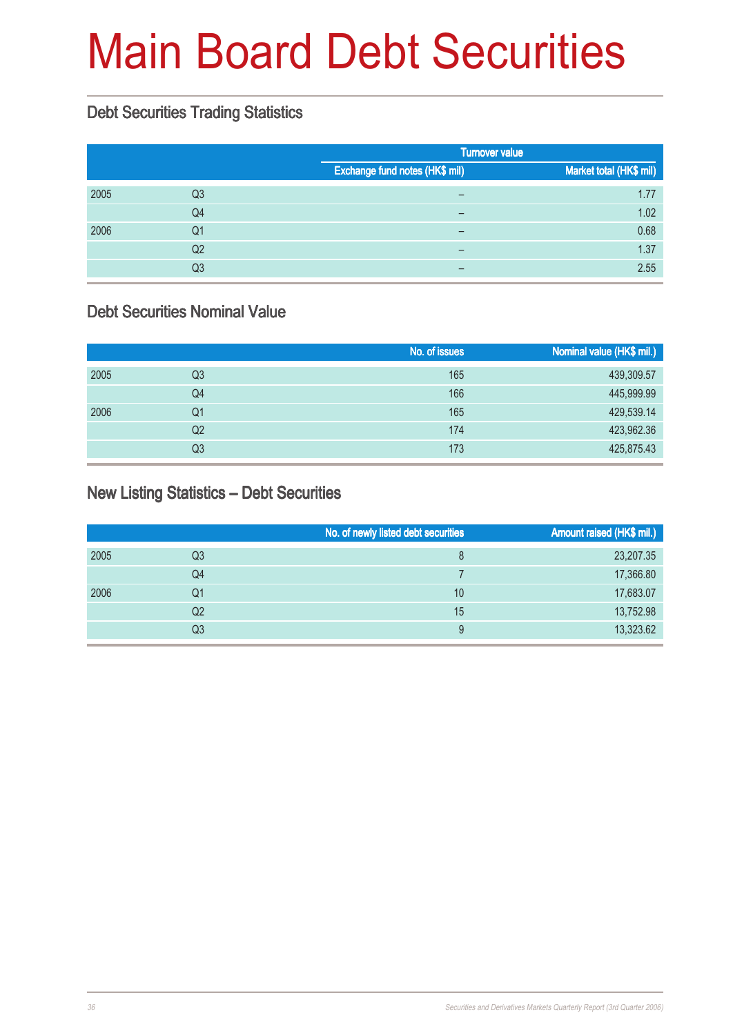# Main Board Debt Securities

## Debt Securities Trading Statistics

| | | Turnover value | |
|---|---|---|---|
| | | Exchange fund notes (HK$ mil) | Market total (HK$ mil) |
| 2005 | Q3 | – | 1.77 |
| | Q4 | – | 1.02 |
| 2006 | Q1 | – | 0.68 |
| | Q2 | – | 1.37 |
| | Q3 | – | 2.55 |

## Debt Securities Nominal Value

| | | No. of issues | Nominal value (HK$ mil.) |
|---|---|---|---|
| 2005 | Q3 | 165 | 439,309.57 |
| | Q4 | 166 | 445,999.99 |
| 2006 | Q1 | 165 | 429,539.14 |
| | Q2 | 174 | 423,962.36 |
| | Q3 | 173 | 425,875.43 |

## New Listing Statistics – Debt Securities

| | | No. of newly listed debt securities | Amount raised (HK$ mil.) |
|---|---|---|---|
| 2005 | Q3 | 8 | 23,207.35 |
| | Q4 | 7 | 17,366.80 |
| 2006 | Q1 | 10 | 17,683.07 |
| | Q2 | 15 | 13,752.98 |
| | Q3 | 9 | 13,323.62 |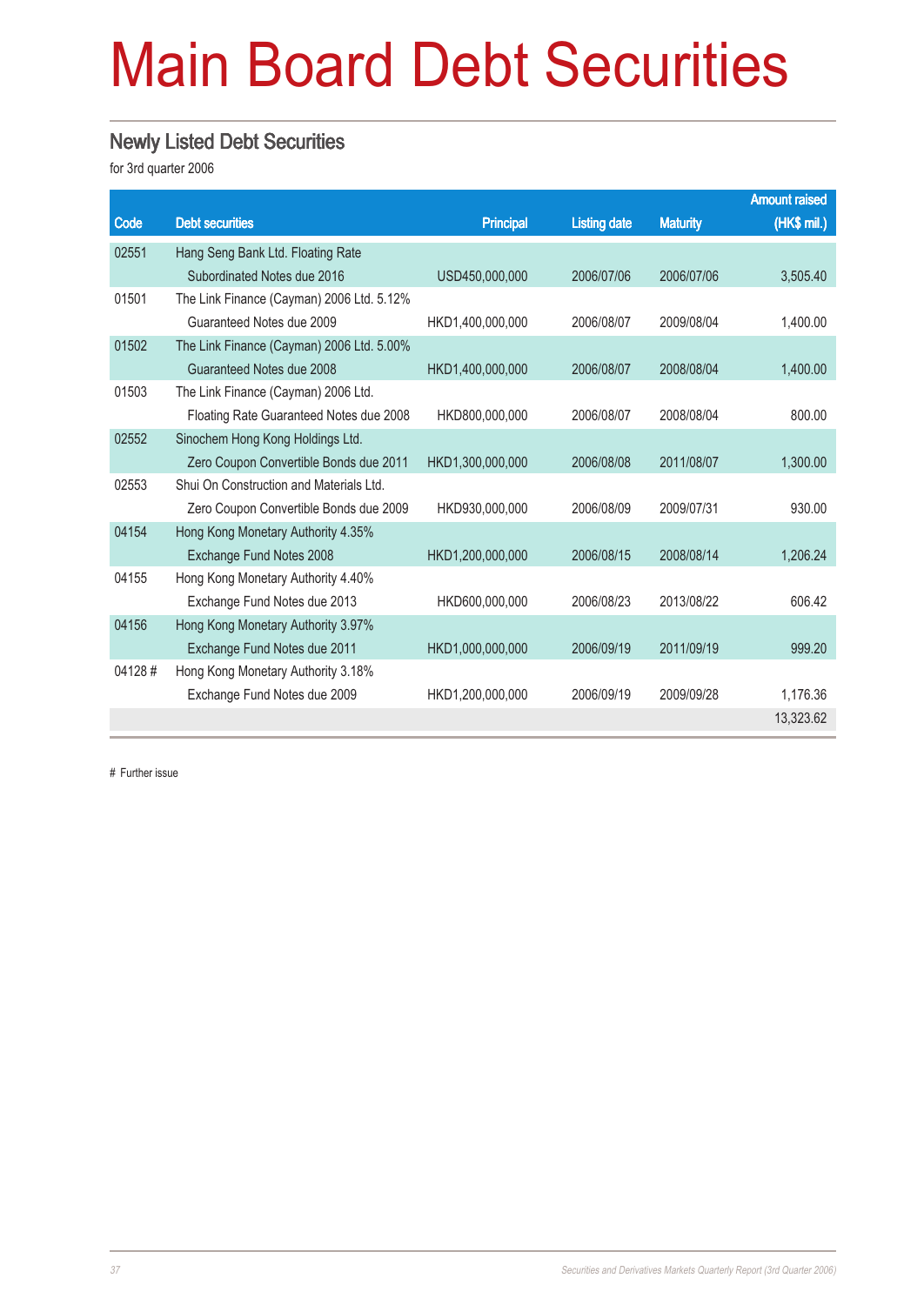# Main Board Debt Securities

## Newly Listed Debt Securities

for 3rd quarter 2006

| Code | Debt securities | Principal | Listing date | Maturity | Amount raised (HK$ mil.) |
|---|---|---|---|---|---|
| 02551 | Hang Seng Bank Ltd. Floating Rate Subordinated Notes due 2016 | USD450,000,000 | 2006/07/06 | 2006/07/06 | 3,505.40 |
| 01501 | The Link Finance (Cayman) 2006 Ltd. 5.12% Guaranteed Notes due 2009 | HKD1,400,000,000 | 2006/08/07 | 2009/08/04 | 1,400.00 |
| 01502 | The Link Finance (Cayman) 2006 Ltd. 5.00% Guaranteed Notes due 2008 | HKD1,400,000,000 | 2006/08/07 | 2008/08/04 | 1,400.00 |
| 01503 | The Link Finance (Cayman) 2006 Ltd. Floating Rate Guaranteed Notes due 2008 | HKD800,000,000 | 2006/08/07 | 2008/08/04 | 800.00 |
| 02552 | Sinochem Hong Kong Holdings Ltd. Zero Coupon Convertible Bonds due 2011 | HKD1,300,000,000 | 2006/08/08 | 2011/08/07 | 1,300.00 |
| 02553 | Shui On Construction and Materials Ltd. Zero Coupon Convertible Bonds due 2009 | HKD930,000,000 | 2006/08/09 | 2009/07/31 | 930.00 |
| 04154 | Hong Kong Monetary Authority 4.35% Exchange Fund Notes 2008 | HKD1,200,000,000 | 2006/08/15 | 2008/08/14 | 1,206.24 |
| 04155 | Hong Kong Monetary Authority 4.40% Exchange Fund Notes due 2013 | HKD600,000,000 | 2006/08/23 | 2013/08/22 | 606.42 |
| 04156 | Hong Kong Monetary Authority 3.97% Exchange Fund Notes due 2011 | HKD1,000,000,000 | 2006/09/19 | 2011/09/19 | 999.20 |
| 04128 # | Hong Kong Monetary Authority 3.18% Exchange Fund Notes due 2009 | HKD1,200,000,000 | 2006/09/19 | 2009/09/28 | 1,176.36 |
| | | | | | 13,323.62 |

# Further issue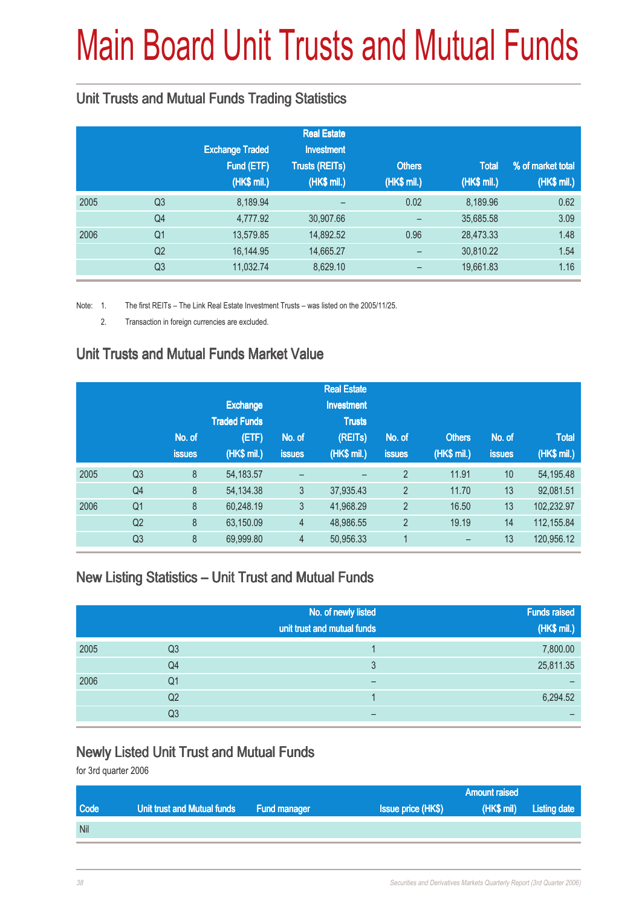# Main Board Unit Trusts and Mutual Funds

## Unit Trusts and Mutual Funds Trading Statistics

| | | Exchange Traded Fund (ETF) (HK$ mil.) | Real Estate Investment Trusts (REITs) (HK$ mil.) | Others (HK$ mil.) | Total (HK$ mil.) | % of market total (HK$ mil.) |
|---|---|---|---|---|---|---|
| 2005 | Q3 | 8,189.94 | – | 0.02 | 8,189.96 | 0.62 |
| | Q4 | 4,777.92 | 30,907.66 | – | 35,685.58 | 3.09 |
| 2006 | Q1 | 13,579.85 | 14,892.52 | 0.96 | 28,473.33 | 1.48 |
| | Q2 | 16,144.95 | 14,665.27 | – | 30,810.22 | 1.54 |
| | Q3 | 11,032.74 | 8,629.10 | – | 19,661.83 | 1.16 |

Note: 1. The first REITs – The Link Real Estate Investment Trusts – was listed on the 2005/11/25.

2. Transaction in foreign currencies are excluded.

## Unit Trusts and Mutual Funds Market Value

| | | No. of issues | Exchange Traded Funds (ETF) (HK$ mil.) | No. of issues | Real Estate Investment Trusts (REITs) (HK$ mil.) | No. of issues | Others (HK$ mil.) | No. of issues | Total (HK$ mil.) |
|---|---|---|---|---|---|---|---|---|---|
| 2005 | Q3 | 8 | 54,183.57 | – | – | 2 | 11.91 | 10 | 54,195.48 |
| | Q4 | 8 | 54,134.38 | 3 | 37,935.43 | 2 | 11.70 | 13 | 92,081.51 |
| 2006 | Q1 | 8 | 60,248.19 | 3 | 41,968.29 | 2 | 16.50 | 13 | 102,232.97 |
| | Q2 | 8 | 63,150.09 | 4 | 48,986.55 | 2 | 19.19 | 14 | 112,155.84 |
| | Q3 | 8 | 69,999.80 | 4 | 50,956.33 | 1 | – | 13 | 120,956.12 |

## New Listing Statistics – Unit Trust and Mutual Funds

| | | No. of newly listed unit trust and mutual funds | Funds raised (HK$ mil.) |
|---|---|---|---|
| 2005 | Q3 | 1 | 7,800.00 |
| | Q4 | 3 | 25,811.35 |
| 2006 | Q1 | – | – |
| | Q2 | 1 | 6,294.52 |
| | Q3 | – | – |

## Newly Listed Unit Trust and Mutual Funds

for 3rd quarter 2006

| Code | Unit trust and Mutual funds | Fund manager | Issue price (HK$) | Amount raised (HK$ mil) | Listing date |
|---|---|---|---|---|---|
| Nil | | | | | |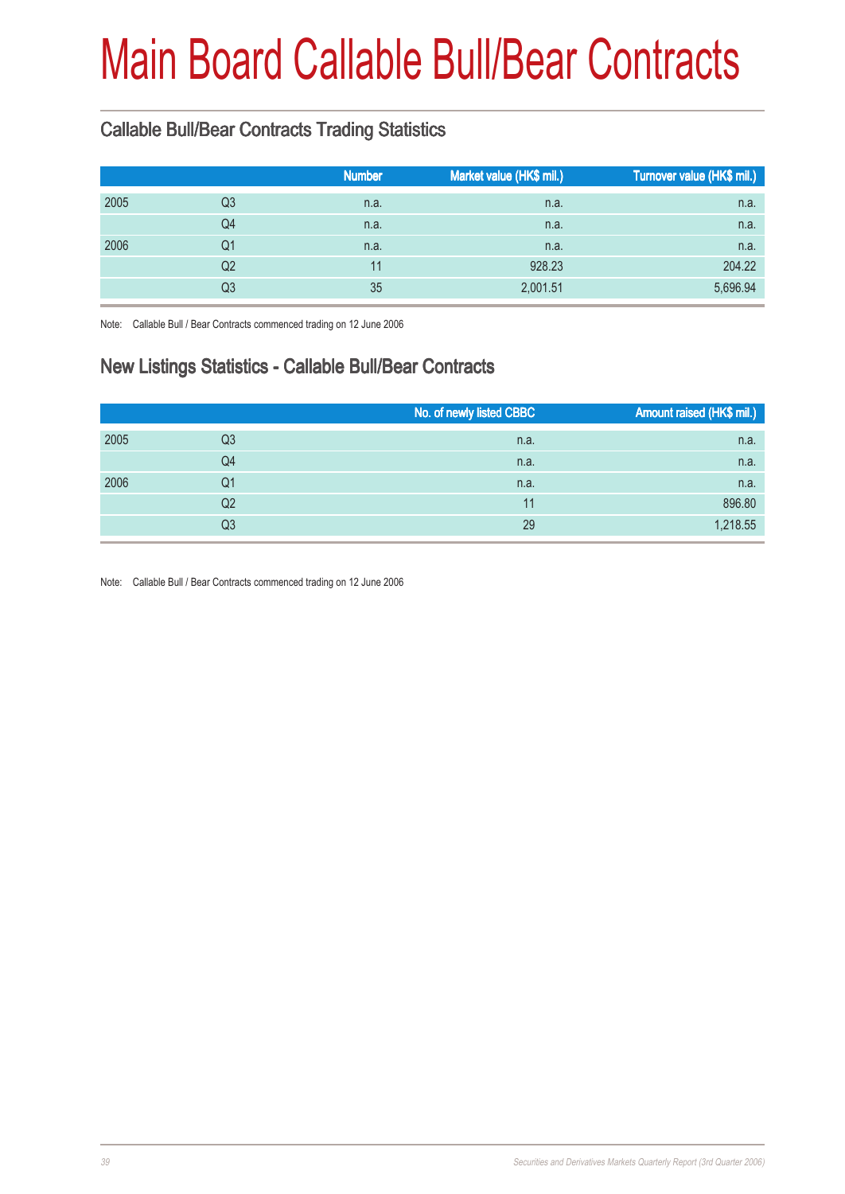# Main Board Callable Bull/Bear Contracts

## Callable Bull/Bear Contracts Trading Statistics

| | | Number | Market value (HK$ mil.) | Turnover value (HK$ mil.) |
|---|---|---|---|---|
| 2005 | Q3 | n.a. | n.a. | n.a. |
| | Q4 | n.a. | n.a. | n.a. |
| 2006 | Q1 | n.a. | n.a. | n.a. |
| | Q2 | 11 | 928.23 | 204.22 |
| | Q3 | 35 | 2,001.51 | 5,696.94 |

Note: Callable Bull / Bear Contracts commenced trading on 12 June 2006

## New Listings Statistics - Callable Bull/Bear Contracts

| | | No. of newly listed CBBC | Amount raised (HK$ mil.) |
|---|---|---|---|
| 2005 | Q3 | n.a. | n.a. |
| | Q4 | n.a. | n.a. |
| 2006 | Q1 | n.a. | n.a. |
| | Q2 | 11 | 896.80 |
| | Q3 | 29 | 1,218.55 |

Note: Callable Bull / Bear Contracts commenced trading on 12 June 2006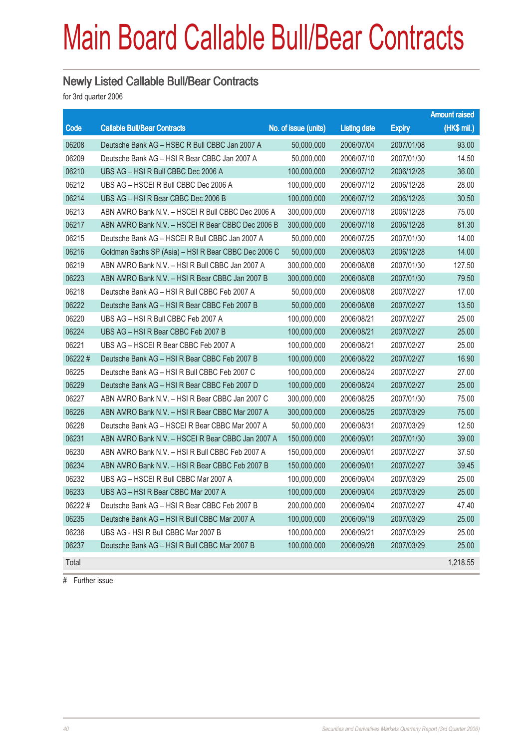# Main Board Callable Bull/Bear Contracts

## Newly Listed Callable Bull/Bear Contracts

for 3rd quarter 2006

| Code | Callable Bull/Bear Contracts | No. of issue (units) | Listing date | Expiry | Amount raised (HK$ mil.) |
|---|---|---|---|---|---|
| 06208 | Deutsche Bank AG – HSBC R Bull CBBC Jan 2007 A | 50,000,000 | 2006/07/04 | 2007/01/08 | 93.00 |
| 06209 | Deutsche Bank AG – HSI R Bear CBBC Jan 2007 A | 50,000,000 | 2006/07/10 | 2007/01/30 | 14.50 |
| 06210 | UBS AG – HSI R Bull CBBC Dec 2006 A | 100,000,000 | 2006/07/12 | 2006/12/28 | 36.00 |
| 06212 | UBS AG – HSCEI R Bull CBBC Dec 2006 A | 100,000,000 | 2006/07/12 | 2006/12/28 | 28.00 |
| 06214 | UBS AG – HSI R Bear CBBC Dec 2006 B | 100,000,000 | 2006/07/12 | 2006/12/28 | 30.50 |
| 06213 | ABN AMRO Bank N.V. – HSCEI R Bull CBBC Dec 2006 A | 300,000,000 | 2006/07/18 | 2006/12/28 | 75.00 |
| 06217 | ABN AMRO Bank N.V. – HSCEI R Bear CBBC Dec 2006 B | 300,000,000 | 2006/07/18 | 2006/12/28 | 81.30 |
| 06215 | Deutsche Bank AG – HSCEI R Bull CBBC Jan 2007 A | 50,000,000 | 2006/07/25 | 2007/01/30 | 14.00 |
| 06216 | Goldman Sachs SP (Asia) – HSI R Bear CBBC Dec 2006 C | 50,000,000 | 2006/08/03 | 2006/12/28 | 14.00 |
| 06219 | ABN AMRO Bank N.V. – HSI R Bull CBBC Jan 2007 A | 300,000,000 | 2006/08/08 | 2007/01/30 | 127.50 |
| 06223 | ABN AMRO Bank N.V. – HSI R Bear CBBC Jan 2007 B | 300,000,000 | 2006/08/08 | 2007/01/30 | 79.50 |
| 06218 | Deutsche Bank AG – HSI R Bull CBBC Feb 2007 A | 50,000,000 | 2006/08/08 | 2007/02/27 | 17.00 |
| 06222 | Deutsche Bank AG – HSI R Bear CBBC Feb 2007 B | 50,000,000 | 2006/08/08 | 2007/02/27 | 13.50 |
| 06220 | UBS AG – HSI R Bull CBBC Feb 2007 A | 100,000,000 | 2006/08/21 | 2007/02/27 | 25.00 |
| 06224 | UBS AG – HSI R Bear CBBC Feb 2007 B | 100,000,000 | 2006/08/21 | 2007/02/27 | 25.00 |
| 06221 | UBS AG – HSCEI R Bear CBBC Feb 2007 A | 100,000,000 | 2006/08/21 | 2007/02/27 | 25.00 |
| 06222 # | Deutsche Bank AG – HSI R Bear CBBC Feb 2007 B | 100,000,000 | 2006/08/22 | 2007/02/27 | 16.90 |
| 06225 | Deutsche Bank AG – HSI R Bull CBBC Feb 2007 C | 100,000,000 | 2006/08/24 | 2007/02/27 | 27.00 |
| 06229 | Deutsche Bank AG – HSI R Bear CBBC Feb 2007 D | 100,000,000 | 2006/08/24 | 2007/02/27 | 25.00 |
| 06227 | ABN AMRO Bank N.V. – HSI R Bear CBBC Jan 2007 C | 300,000,000 | 2006/08/25 | 2007/01/30 | 75.00 |
| 06226 | ABN AMRO Bank N.V. – HSI R Bear CBBC Mar 2007 A | 300,000,000 | 2006/08/25 | 2007/03/29 | 75.00 |
| 06228 | Deutsche Bank AG – HSCEI R Bear CBBC Mar 2007 A | 50,000,000 | 2006/08/31 | 2007/03/29 | 12.50 |
| 06231 | ABN AMRO Bank N.V. – HSCEI R Bear CBBC Jan 2007 A | 150,000,000 | 2006/09/01 | 2007/01/30 | 39.00 |
| 06230 | ABN AMRO Bank N.V. – HSI R Bull CBBC Feb 2007 A | 150,000,000 | 2006/09/01 | 2007/02/27 | 37.50 |
| 06234 | ABN AMRO Bank N.V. – HSI R Bear CBBC Feb 2007 B | 150,000,000 | 2006/09/01 | 2007/02/27 | 39.45 |
| 06232 | UBS AG – HSCEI R Bull CBBC Mar 2007 A | 100,000,000 | 2006/09/04 | 2007/03/29 | 25.00 |
| 06233 | UBS AG – HSI R Bear CBBC Mar 2007 A | 100,000,000 | 2006/09/04 | 2007/03/29 | 25.00 |
| 06222 # | Deutsche Bank AG – HSI R Bear CBBC Feb 2007 B | 200,000,000 | 2006/09/04 | 2007/02/27 | 47.40 |
| 06235 | Deutsche Bank AG – HSI R Bull CBBC Mar 2007 A | 100,000,000 | 2006/09/19 | 2007/03/29 | 25.00 |
| 06236 | UBS AG - HSI R Bull CBBC Mar 2007 B | 100,000,000 | 2006/09/21 | 2007/03/29 | 25.00 |
| 06237 | Deutsche Bank AG – HSI R Bull CBBC Mar 2007 B | 100,000,000 | 2006/09/28 | 2007/03/29 | 25.00 |
| Total | | | | | 1,218.55 |

# Further issue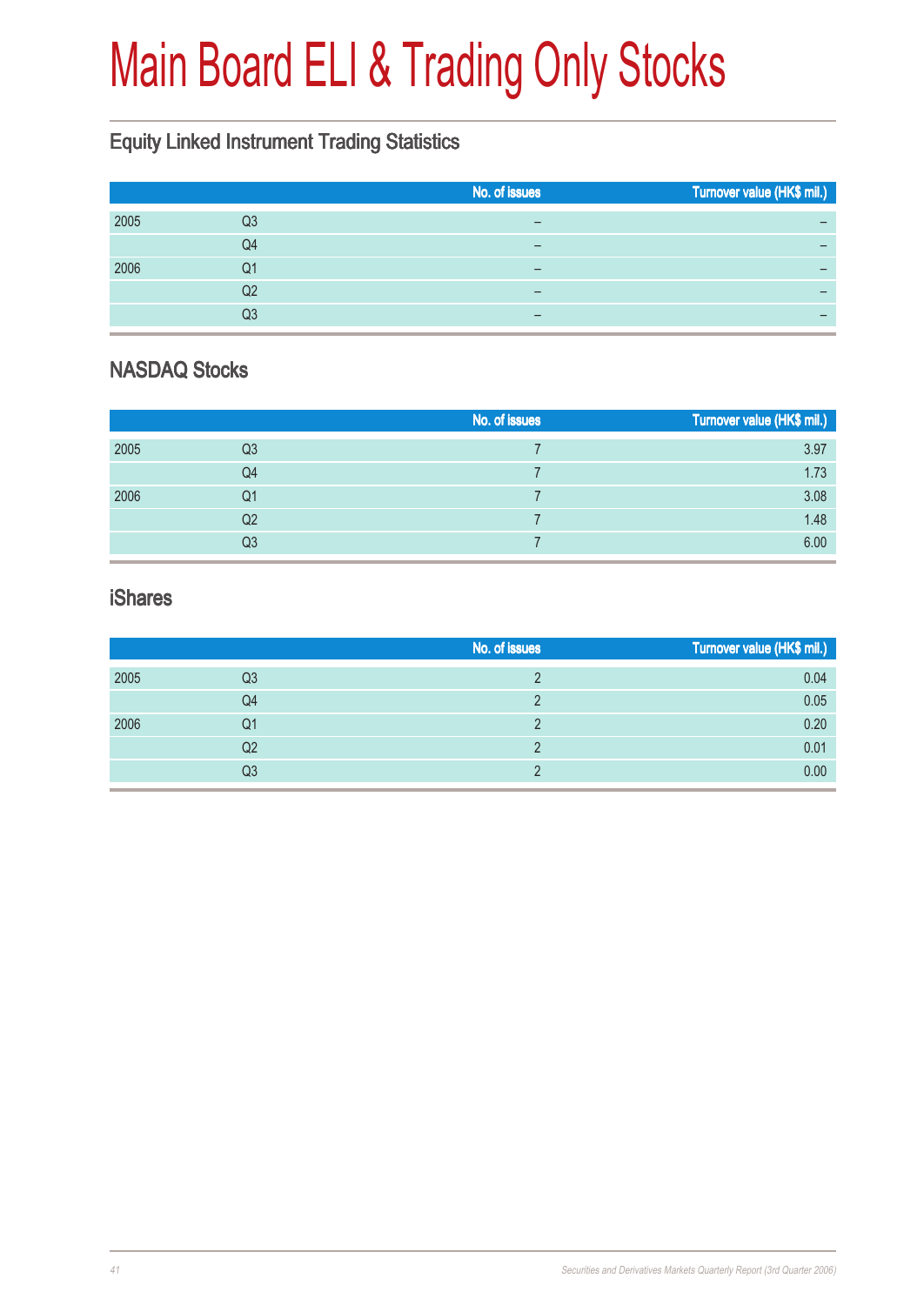# Main Board ELI & Trading Only Stocks

## Equity Linked Instrument Trading Statistics

| | | No. of issues | Turnover value (HK$ mil.) |
|---|---|---|---|
| 2005 | Q3 | – | – |
| | Q4 | – | – |
| 2006 | Q1 | – | – |
| | Q2 | – | – |
| | Q3 | – | – |

## NASDAQ Stocks

| | | No. of issues | Turnover value (HK$ mil.) |
|---|---|---|---|
| 2005 | Q3 | 7 | 3.97 |
| | Q4 | 7 | 1.73 |
| 2006 | Q1 | 7 | 3.08 |
| | Q2 | 7 | 1.48 |
| | Q3 | 7 | 6.00 |

## iShares

| | | No. of issues | Turnover value (HK$ mil.) |
|---|---|---|---|
| 2005 | Q3 | 2 | 0.04 |
| | Q4 | 2 | 0.05 |
| 2006 | Q1 | 2 | 0.20 |
| | Q2 | 2 | 0.01 |
| | Q3 | 2 | 0.00 |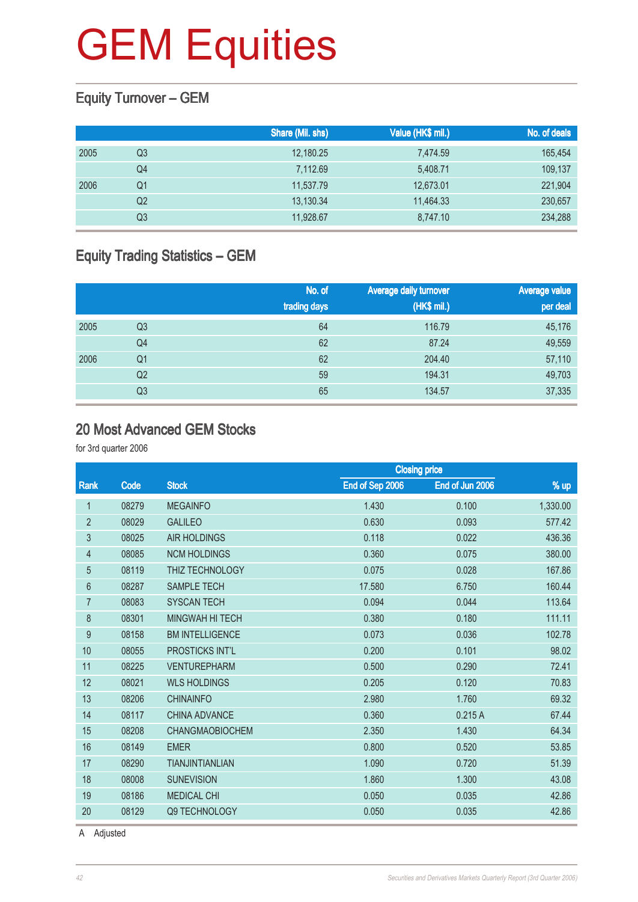# GEM Equities

## Equity Turnover – GEM

| | | Share (Mil. shs) | Value (HK$ mil.) | No. of deals |
|---|---|---|---|---|
| 2005 | Q3 | 12,180.25 | 7,474.59 | 165,454 |
| | Q4 | 7,112.69 | 5,408.71 | 109,137 |
| 2006 | Q1 | 11,537.79 | 12,673.01 | 221,904 |
| | Q2 | 13,130.34 | 11,464.33 | 230,657 |
| | Q3 | 11,928.67 | 8,747.10 | 234,288 |

## Equity Trading Statistics – GEM

| | | No. of trading days | Average daily turnover (HK$ mil.) | Average value per deal |
|---|---|---|---|---|
| 2005 | Q3 | 64 | 116.79 | 45,176 |
| | Q4 | 62 | 87.24 | 49,559 |
| 2006 | Q1 | 62 | 204.40 | 57,110 |
| | Q2 | 59 | 194.31 | 49,703 |
| | Q3 | 65 | 134.57 | 37,335 |

## 20 Most Advanced GEM Stocks

for 3rd quarter 2006

| | | | Closing price | | |
|---|---|---|---|---|---|
| Rank | Code | Stock | End of Sep 2006 | End of Jun 2006 | % up |
| 1 | 08279 | MEGAINFO | 1.430 | 0.100 | 1,330.00 |
| 2 | 08029 | GALILEO | 0.630 | 0.093 | 577.42 |
| 3 | 08025 | AIR HOLDINGS | 0.118 | 0.022 | 436.36 |
| 4 | 08085 | NCM HOLDINGS | 0.360 | 0.075 | 380.00 |
| 5 | 08119 | THIZ TECHNOLOGY | 0.075 | 0.028 | 167.86 |
| 6 | 08287 | SAMPLE TECH | 17.580 | 6.750 | 160.44 |
| 7 | 08083 | SYSCAN TECH | 0.094 | 0.044 | 113.64 |
| 8 | 08301 | MINGWAH HI TECH | 0.380 | 0.180 | 111.11 |
| 9 | 08158 | BM INTELLIGENCE | 0.073 | 0.036 | 102.78 |
| 10 | 08055 | PROSTICKS INT'L | 0.200 | 0.101 | 98.02 |
| 11 | 08225 | VENTUREPHARM | 0.500 | 0.290 | 72.41 |
| 12 | 08021 | WLS HOLDINGS | 0.205 | 0.120 | 70.83 |
| 13 | 08206 | CHINAINFO | 2.980 | 1.760 | 69.32 |
| 14 | 08117 | CHINA ADVANCE | 0.360 | 0.215 A | 67.44 |
| 15 | 08208 | CHANGMAOBIOCHEM | 2.350 | 1.430 | 64.34 |
| 16 | 08149 | EMER | 0.800 | 0.520 | 53.85 |
| 17 | 08290 | TIANJINTIANLIAN | 1.090 | 0.720 | 51.39 |
| 18 | 08008 | SUNEVISION | 1.860 | 1.300 | 43.08 |
| 19 | 08186 | MEDICAL CHI | 0.050 | 0.035 | 42.86 |
| 20 | 08129 | Q9 TECHNOLOGY | 0.050 | 0.035 | 42.86 |

A Adjusted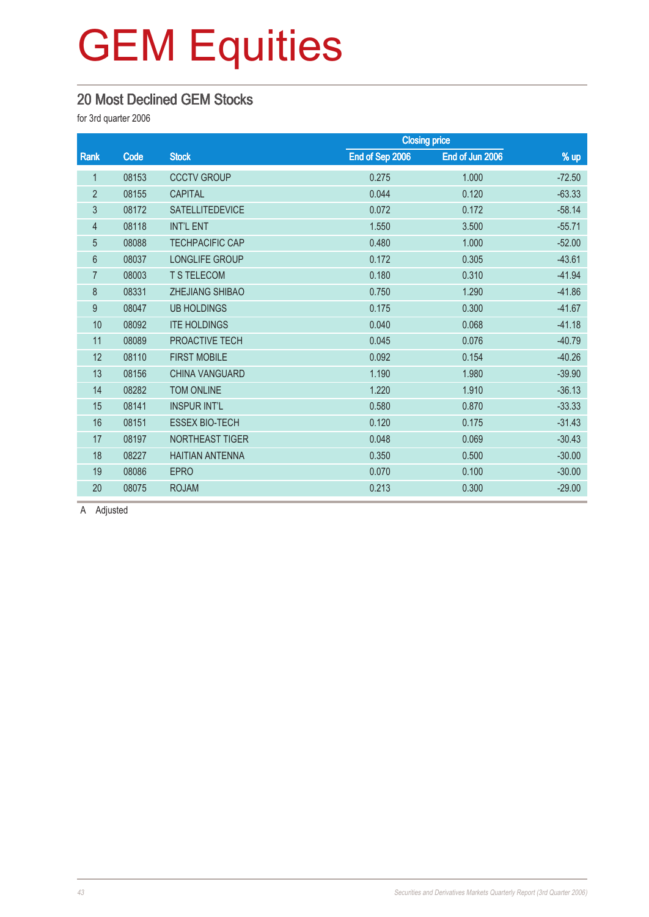# GEM Equities

## 20 Most Declined GEM Stocks

for 3rd quarter 2006

| Rank | Code | Stock | Closing price | | % up |
|---|---|---|---|---|---|
| | | | End of Sep 2006 | End of Jun 2006 | |
| 1 | 08153 | CCCTV GROUP | 0.275 | 1.000 | -72.50 |
| 2 | 08155 | CAPITAL | 0.044 | 0.120 | -63.33 |
| 3 | 08172 | SATELLITEDEVICE | 0.072 | 0.172 | -58.14 |
| 4 | 08118 | INT'L ENT | 1.550 | 3.500 | -55.71 |
| 5 | 08088 | TECHPACIFIC CAP | 0.480 | 1.000 | -52.00 |
| 6 | 08037 | LONGLIFE GROUP | 0.172 | 0.305 | -43.61 |
| 7 | 08003 | T S TELECOM | 0.180 | 0.310 | -41.94 |
| 8 | 08331 | ZHEJIANG SHIBAO | 0.750 | 1.290 | -41.86 |
| 9 | 08047 | UB HOLDINGS | 0.175 | 0.300 | -41.67 |
| 10 | 08092 | ITE HOLDINGS | 0.040 | 0.068 | -41.18 |
| 11 | 08089 | PROACTIVE TECH | 0.045 | 0.076 | -40.79 |
| 12 | 08110 | FIRST MOBILE | 0.092 | 0.154 | -40.26 |
| 13 | 08156 | CHINA VANGUARD | 1.190 | 1.980 | -39.90 |
| 14 | 08282 | TOM ONLINE | 1.220 | 1.910 | -36.13 |
| 15 | 08141 | INSPUR INT'L | 0.580 | 0.870 | -33.33 |
| 16 | 08151 | ESSEX BIO-TECH | 0.120 | 0.175 | -31.43 |
| 17 | 08197 | NORTHEAST TIGER | 0.048 | 0.069 | -30.43 |
| 18 | 08227 | HAITIAN ANTENNA | 0.350 | 0.500 | -30.00 |
| 19 | 08086 | EPRO | 0.070 | 0.100 | -30.00 |
| 20 | 08075 | ROJAM | 0.213 | 0.300 | -29.00 |

A Adjusted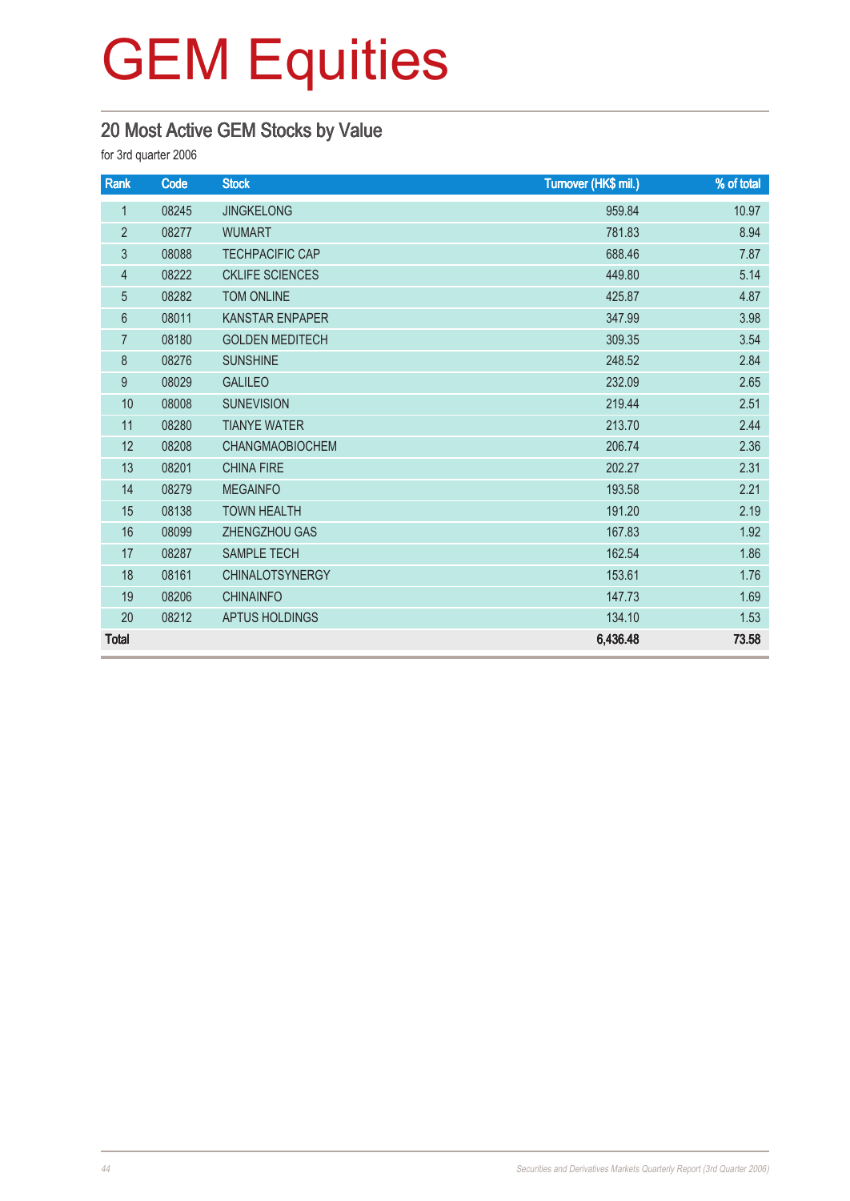# GEM Equities

## 20 Most Active GEM Stocks by Value

for 3rd quarter 2006

| Rank | Code | Stock | Turnover (HK$ mil.) | % of total |
|---|---|---|---|---|
| 1 | 08245 | JINGKELONG | 959.84 | 10.97 |
| 2 | 08277 | WUMART | 781.83 | 8.94 |
| 3 | 08088 | TECHPACIFIC CAP | 688.46 | 7.87 |
| 4 | 08222 | CKLIFE SCIENCES | 449.80 | 5.14 |
| 5 | 08282 | TOM ONLINE | 425.87 | 4.87 |
| 6 | 08011 | KANSTAR ENPAPER | 347.99 | 3.98 |
| 7 | 08180 | GOLDEN MEDITECH | 309.35 | 3.54 |
| 8 | 08276 | SUNSHINE | 248.52 | 2.84 |
| 9 | 08029 | GALILEO | 232.09 | 2.65 |
| 10 | 08008 | SUNEVISION | 219.44 | 2.51 |
| 11 | 08280 | TIANYE WATER | 213.70 | 2.44 |
| 12 | 08208 | CHANGMAOBIOCHEM | 206.74 | 2.36 |
| 13 | 08201 | CHINA FIRE | 202.27 | 2.31 |
| 14 | 08279 | MEGAINFO | 193.58 | 2.21 |
| 15 | 08138 | TOWN HEALTH | 191.20 | 2.19 |
| 16 | 08099 | ZHENGZHOU GAS | 167.83 | 1.92 |
| 17 | 08287 | SAMPLE TECH | 162.54 | 1.86 |
| 18 | 08161 | CHINALOTSYNERGY | 153.61 | 1.76 |
| 19 | 08206 | CHINAINFO | 147.73 | 1.69 |
| 20 | 08212 | APTUS HOLDINGS | 134.10 | 1.53 |
| **Total** | | | **6,436.48** | **73.58** |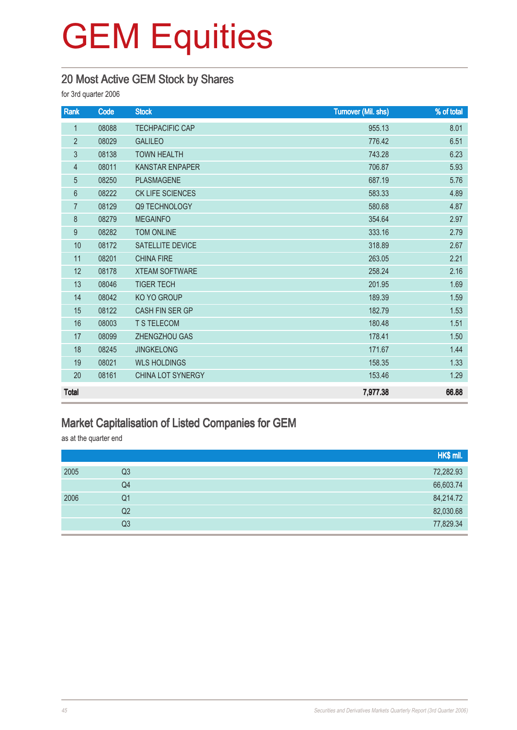# GEM Equities

## 20 Most Active GEM Stock by Shares

for 3rd quarter 2006

| Rank | Code | Stock | Turnover (Mil. shs) | % of total |
|---|---|---|---|---|
| 1 | 08088 | TECHPACIFIC CAP | 955.13 | 8.01 |
| 2 | 08029 | GALILEO | 776.42 | 6.51 |
| 3 | 08138 | TOWN HEALTH | 743.28 | 6.23 |
| 4 | 08011 | KANSTAR ENPAPER | 706.87 | 5.93 |
| 5 | 08250 | PLASMAGENE | 687.19 | 5.76 |
| 6 | 08222 | CK LIFE SCIENCES | 583.33 | 4.89 |
| 7 | 08129 | Q9 TECHNOLOGY | 580.68 | 4.87 |
| 8 | 08279 | MEGAINFO | 354.64 | 2.97 |
| 9 | 08282 | TOM ONLINE | 333.16 | 2.79 |
| 10 | 08172 | SATELLITE DEVICE | 318.89 | 2.67 |
| 11 | 08201 | CHINA FIRE | 263.05 | 2.21 |
| 12 | 08178 | XTEAM SOFTWARE | 258.24 | 2.16 |
| 13 | 08046 | TIGER TECH | 201.95 | 1.69 |
| 14 | 08042 | KO YO GROUP | 189.39 | 1.59 |
| 15 | 08122 | CASH FIN SER GP | 182.79 | 1.53 |
| 16 | 08003 | T S TELECOM | 180.48 | 1.51 |
| 17 | 08099 | ZHENGZHOU GAS | 178.41 | 1.50 |
| 18 | 08245 | JINGKELONG | 171.67 | 1.44 |
| 19 | 08021 | WLS HOLDINGS | 158.35 | 1.33 |
| 20 | 08161 | CHINA LOT SYNERGY | 153.46 | 1.29 |
| **Total** | | | **7,977.38** | **66.88** |

## Market Capitalisation of Listed Companies for GEM

as at the quarter end

| | | HK$ mil. |
|---|---|---|
| 2005 | Q3 | 72,282.93 |
| | Q4 | 66,603.74 |
| 2006 | Q1 | 84,214.72 |
| | Q2 | 82,030.68 |
| | Q3 | 77,829.34 |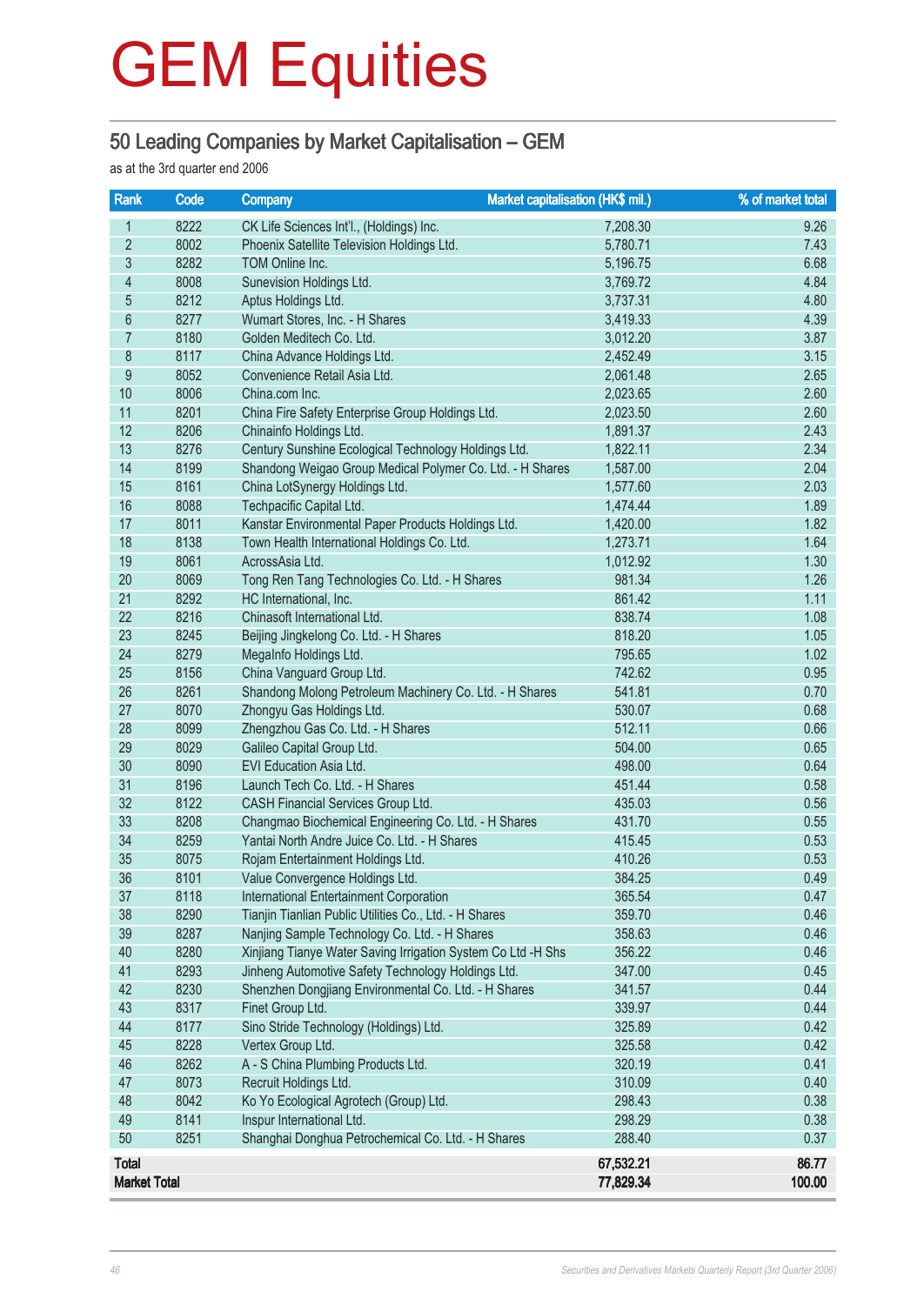# GEM Equities

## 50 Leading Companies by Market Capitalisation – GEM

as at the 3rd quarter end 2006

| Rank | Code | Company | Market capitalisation (HK$ mil.) | % of market total |
|---|---|---|---|---|
| 1 | 8222 | CK Life Sciences Int'l., (Holdings) Inc. | 7,208.30 | 9.26 |
| 2 | 8002 | Phoenix Satellite Television Holdings Ltd. | 5,780.71 | 7.43 |
| 3 | 8282 | TOM Online Inc. | 5,196.75 | 6.68 |
| 4 | 8008 | Sunevision Holdings Ltd. | 3,769.72 | 4.84 |
| 5 | 8212 | Aptus Holdings Ltd. | 3,737.31 | 4.80 |
| 6 | 8277 | Wumart Stores, Inc. - H Shares | 3,419.33 | 4.39 |
| 7 | 8180 | Golden Meditech Co. Ltd. | 3,012.20 | 3.87 |
| 8 | 8117 | China Advance Holdings Ltd. | 2,452.49 | 3.15 |
| 9 | 8052 | Convenience Retail Asia Ltd. | 2,061.48 | 2.65 |
| 10 | 8006 | China.com Inc. | 2,023.65 | 2.60 |
| 11 | 8201 | China Fire Safety Enterprise Group Holdings Ltd. | 2,023.50 | 2.60 |
| 12 | 8206 | Chinainfo Holdings Ltd. | 1,891.37 | 2.43 |
| 13 | 8276 | Century Sunshine Ecological Technology Holdings Ltd. | 1,822.11 | 2.34 |
| 14 | 8199 | Shandong Weigao Group Medical Polymer Co. Ltd. - H Shares | 1,587.00 | 2.04 |
| 15 | 8161 | China LotSynergy Holdings Ltd. | 1,577.60 | 2.03 |
| 16 | 8088 | Techpacific Capital Ltd. | 1,474.44 | 1.89 |
| 17 | 8011 | Kanstar Environmental Paper Products Holdings Ltd. | 1,420.00 | 1.82 |
| 18 | 8138 | Town Health International Holdings Co. Ltd. | 1,273.71 | 1.64 |
| 19 | 8061 | AcrossAsia Ltd. | 1,012.92 | 1.30 |
| 20 | 8069 | Tong Ren Tang Technologies Co. Ltd. - H Shares | 981.34 | 1.26 |
| 21 | 8292 | HC International, Inc. | 861.42 | 1.11 |
| 22 | 8216 | Chinasoft International Ltd. | 838.74 | 1.08 |
| 23 | 8245 | Beijing Jingkelong Co. Ltd. - H Shares | 818.20 | 1.05 |
| 24 | 8279 | MegaInfo Holdings Ltd. | 795.65 | 1.02 |
| 25 | 8156 | China Vanguard Group Ltd. | 742.62 | 0.95 |
| 26 | 8261 | Shandong Molong Petroleum Machinery Co. Ltd. - H Shares | 541.81 | 0.70 |
| 27 | 8070 | Zhongyu Gas Holdings Ltd. | 530.07 | 0.68 |
| 28 | 8099 | Zhengzhou Gas Co. Ltd. - H Shares | 512.11 | 0.66 |
| 29 | 8029 | Galileo Capital Group Ltd. | 504.00 | 0.65 |
| 30 | 8090 | EVI Education Asia Ltd. | 498.00 | 0.64 |
| 31 | 8196 | Launch Tech Co. Ltd. - H Shares | 451.44 | 0.58 |
| 32 | 8122 | CASH Financial Services Group Ltd. | 435.03 | 0.56 |
| 33 | 8208 | Changmao Biochemical Engineering Co. Ltd. - H Shares | 431.70 | 0.55 |
| 34 | 8259 | Yantai North Andre Juice Co. Ltd. - H Shares | 415.45 | 0.53 |
| 35 | 8075 | Rojam Entertainment Holdings Ltd. | 410.26 | 0.53 |
| 36 | 8101 | Value Convergence Holdings Ltd. | 384.25 | 0.49 |
| 37 | 8118 | International Entertainment Corporation | 365.54 | 0.47 |
| 38 | 8290 | Tianjin Tianlian Public Utilities Co., Ltd. - H Shares | 359.70 | 0.46 |
| 39 | 8287 | Nanjing Sample Technology Co. Ltd. - H Shares | 358.63 | 0.46 |
| 40 | 8280 | Xinjiang Tianye Water Saving Irrigation System Co Ltd -H Shs | 356.22 | 0.46 |
| 41 | 8293 | Jinheng Automotive Safety Technology Holdings Ltd. | 347.00 | 0.45 |
| 42 | 8230 | Shenzhen Dongjiang Environmental Co. Ltd. - H Shares | 341.57 | 0.44 |
| 43 | 8317 | Finet Group Ltd. | 339.97 | 0.44 |
| 44 | 8177 | Sino Stride Technology (Holdings) Ltd. | 325.89 | 0.42 |
| 45 | 8228 | Vertex Group Ltd. | 325.58 | 0.42 |
| 46 | 8262 | A - S China Plumbing Products Ltd. | 320.19 | 0.41 |
| 47 | 8073 | Recruit Holdings Ltd. | 310.09 | 0.40 |
| 48 | 8042 | Ko Yo Ecological Agrotech (Group) Ltd. | 298.43 | 0.38 |
| 49 | 8141 | Inspur International Ltd. | 298.29 | 0.38 |
| 50 | 8251 | Shanghai Donghua Petrochemical Co. Ltd. - H Shares | 288.40 | 0.37 |
| **Total** | | | **67,532.21** | **86.77** |
| **Market Total** | | | **77,829.34** | **100.00** |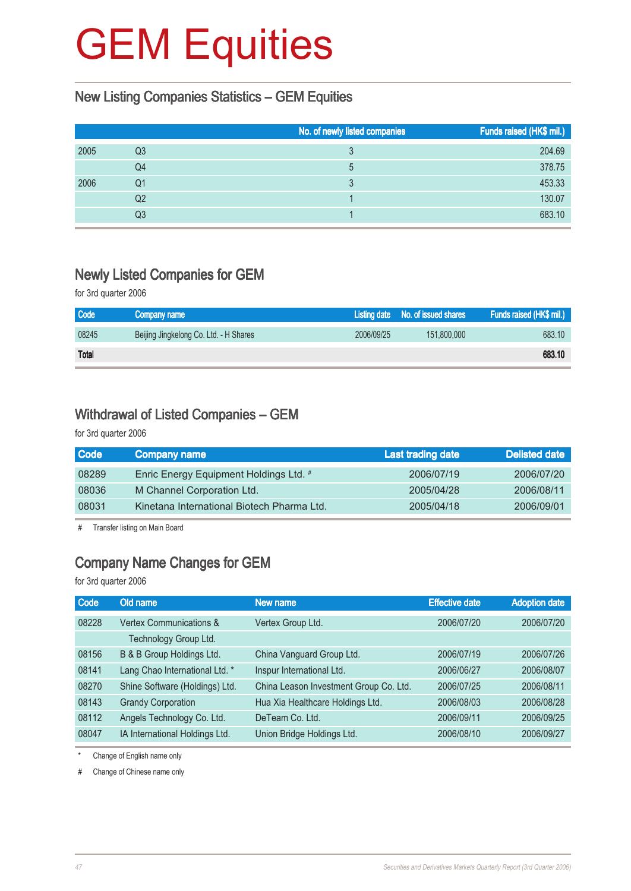# GEM Equities

## New Listing Companies Statistics – GEM Equities

| | | No. of newly listed companies | Funds raised (HK$ mil.) |
|---|---|---|---|
| 2005 | Q3 | 3 | 204.69 |
| | Q4 | 5 | 378.75 |
| 2006 | Q1 | 3 | 453.33 |
| | Q2 | 1 | 130.07 |
| | Q3 | 1 | 683.10 |

## Newly Listed Companies for GEM

for 3rd quarter 2006

| Code | Company name | Listing date | No. of issued shares | Funds raised (HK$ mil.) |
|---|---|---|---|---|
| 08245 | Beijing Jingkelong Co. Ltd. - H Shares | 2006/09/25 | 151,800,000 | 683.10 |
| **Total** | | | | **683.10** |

## Withdrawal of Listed Companies – GEM

for 3rd quarter 2006

| Code | Company name | Last trading date | Delisted date |
|---|---|---|---|
| 08289 | Enric Energy Equipment Holdings Ltd. # | 2006/07/19 | 2006/07/20 |
| 08036 | M Channel Corporation Ltd. | 2005/04/28 | 2006/08/11 |
| 08031 | Kinetana International Biotech Pharma Ltd. | 2005/04/18 | 2006/09/01 |

# Transfer listing on Main Board

## Company Name Changes for GEM

for 3rd quarter 2006

| Code | Old name | New name | Effective date | Adoption date |
|---|---|---|---|---|
| 08228 | Vertex Communications & Technology Group Ltd. | Vertex Group Ltd. | 2006/07/20 | 2006/07/20 |
| 08156 | B & B Group Holdings Ltd. | China Vanguard Group Ltd. | 2006/07/19 | 2006/07/26 |
| 08141 | Lang Chao International Ltd. * | Inspur International Ltd. | 2006/06/27 | 2006/08/07 |
| 08270 | Shine Software (Holdings) Ltd. | China Leason Investment Group Co. Ltd. | 2006/07/25 | 2006/08/11 |
| 08143 | Grandy Corporation | Hua Xia Healthcare Holdings Ltd. | 2006/08/03 | 2006/08/28 |
| 08112 | Angels Technology Co. Ltd. | DeTeam Co. Ltd. | 2006/09/11 | 2006/09/25 |
| 08047 | IA International Holdings Ltd. | Union Bridge Holdings Ltd. | 2006/08/10 | 2006/09/27 |

\* Change of English name only

# Change of Chinese name only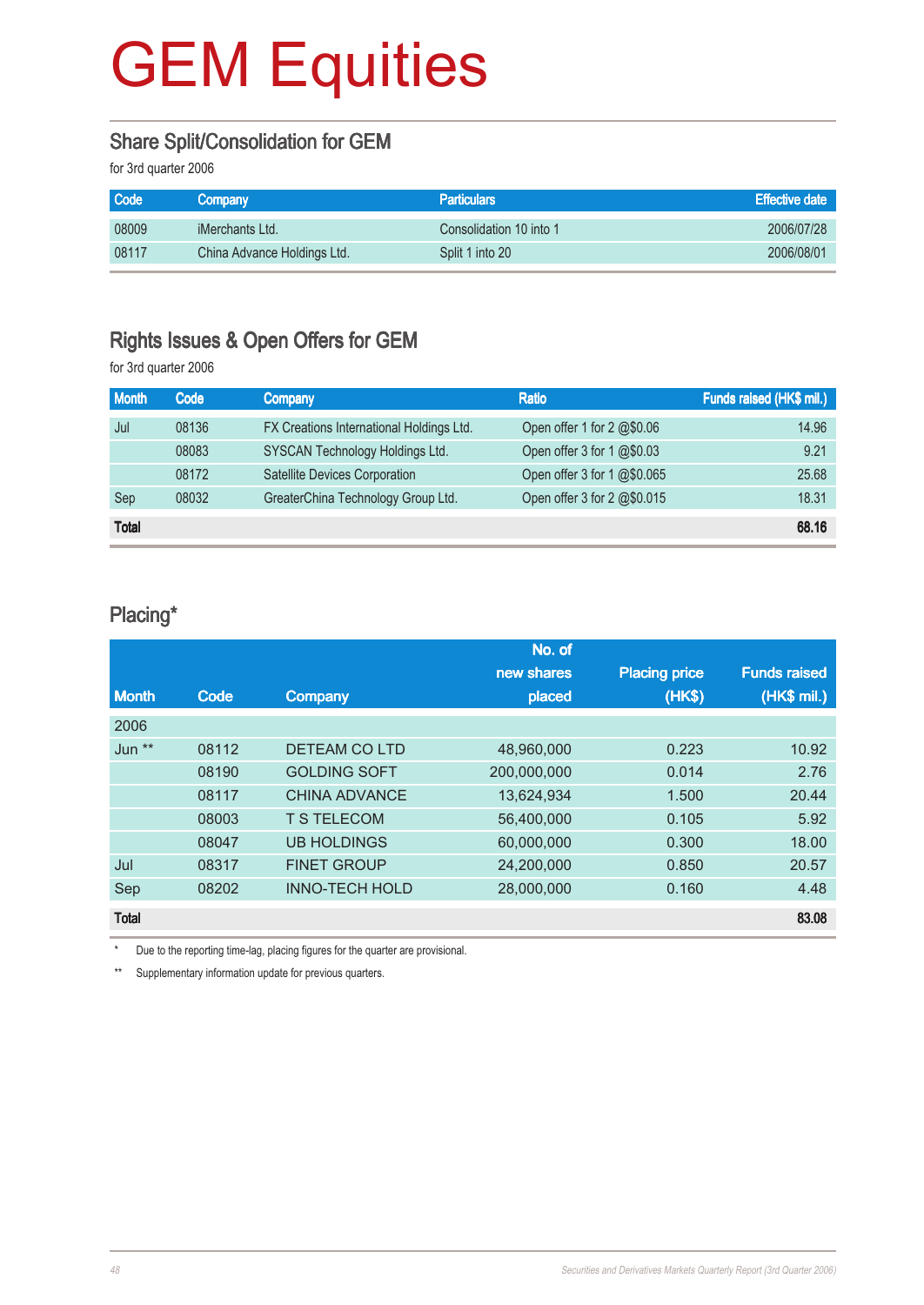# GEM Equities

## Share Split/Consolidation for GEM

for 3rd quarter 2006

| Code | Company | Particulars | Effective date |
|---|---|---|---|
| 08009 | iMerchants Ltd. | Consolidation 10 into 1 | 2006/07/28 |
| 08117 | China Advance Holdings Ltd. | Split 1 into 20 | 2006/08/01 |

## Rights Issues & Open Offers for GEM

for 3rd quarter 2006

| Month | Code | Company | Ratio | Funds raised (HK$ mil.) |
|---|---|---|---|---|
| Jul | 08136 | FX Creations International Holdings Ltd. | Open offer 1 for 2 @$0.06 | 14.96 |
| | 08083 | SYSCAN Technology Holdings Ltd. | Open offer 3 for 1 @$0.03 | 9.21 |
| | 08172 | Satellite Devices Corporation | Open offer 3 for 1 @$0.065 | 25.68 |
| Sep | 08032 | GreaterChina Technology Group Ltd. | Open offer 3 for 2 @$0.015 | 18.31 |
| **Total** | | | | **68.16** |

## Placing*

| Month | Code | Company | No. of new shares placed | Placing price (HK$) | Funds raised (HK$ mil.) |
|---|---|---|---|---|---|
| 2006 | | | | | |
| Jun ** | 08112 | DETEAM CO LTD | 48,960,000 | 0.223 | 10.92 |
| | 08190 | GOLDING SOFT | 200,000,000 | 0.014 | 2.76 |
| | 08117 | CHINA ADVANCE | 13,624,934 | 1.500 | 20.44 |
| | 08003 | T S TELECOM | 56,400,000 | 0.105 | 5.92 |
| | 08047 | UB HOLDINGS | 60,000,000 | 0.300 | 18.00 |
| Jul | 08317 | FINET GROUP | 24,200,000 | 0.850 | 20.57 |
| Sep | 08202 | INNO-TECH HOLD | 28,000,000 | 0.160 | 4.48 |
| **Total** | | | | | **83.08** |

\* Due to the reporting time-lag, placing figures for the quarter are provisional.

\*\* Supplementary information update for previous quarters.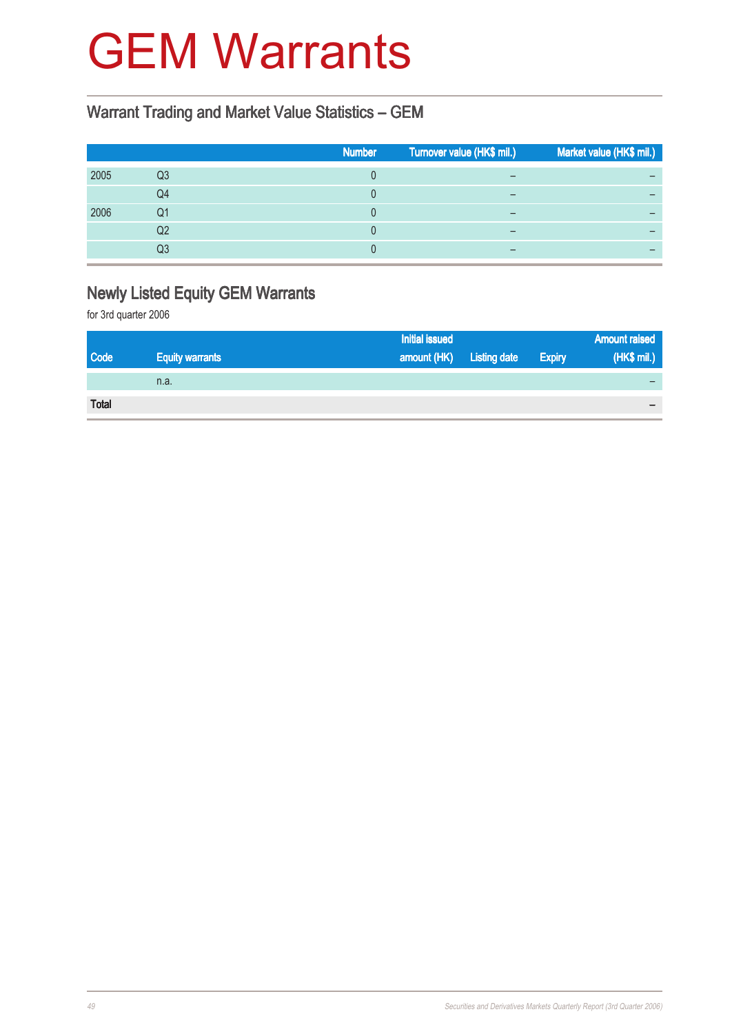# GEM Warrants

## Warrant Trading and Market Value Statistics – GEM

| | | Number | Turnover value (HK$ mil.) | Market value (HK$ mil.) |
|---|---|---|---|---|
| 2005 | Q3 | 0 | – | – |
| | Q4 | 0 | – | – |
| 2006 | Q1 | 0 | – | – |
| | Q2 | 0 | – | – |
| | Q3 | 0 | – | – |

## Newly Listed Equity GEM Warrants

for 3rd quarter 2006

| Code | Equity warrants | Initial issued amount (HK) | Listing date | Expiry | Amount raised (HK$ mil.) |
|---|---|---|---|---|---|
| | n.a. | | | | – |
| **Total** | | | | | – |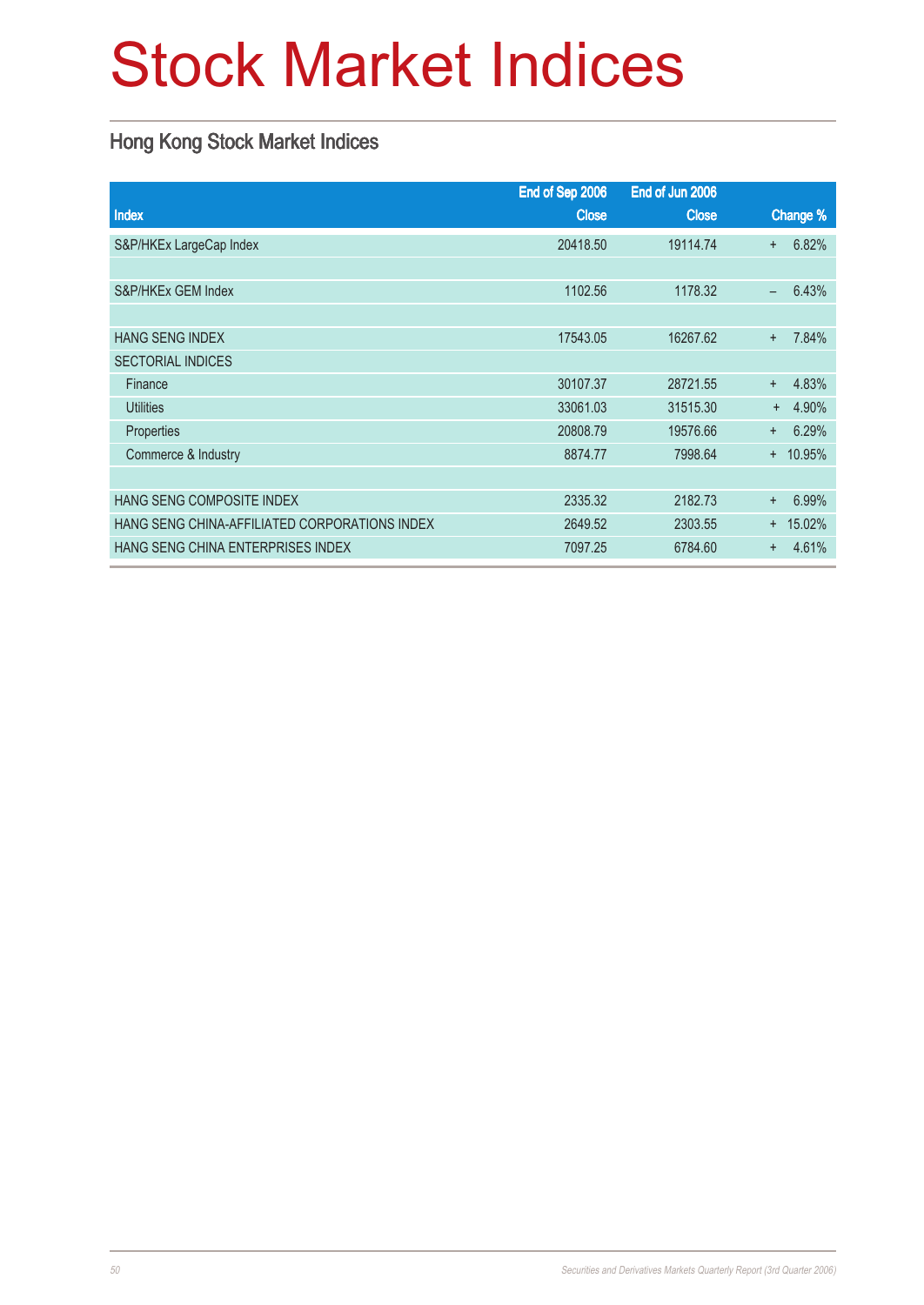# Stock Market Indices

## Hong Kong Stock Market Indices

| Index | End of Sep 2006 Close | End of Jun 2006 Close | Change % |
|---|---|---|---|
| S&P/HKEx LargeCap Index | 20418.50 | 19114.74 | + 6.82% |
| | | | |
| S&P/HKEx GEM Index | 1102.56 | 1178.32 | – 6.43% |
| | | | |
| HANG SENG INDEX | 17543.05 | 16267.62 | + 7.84% |
| SECTORIAL INDICES | | | |
| Finance | 30107.37 | 28721.55 | + 4.83% |
| Utilities | 33061.03 | 31515.30 | + 4.90% |
| Properties | 20808.79 | 19576.66 | + 6.29% |
| Commerce & Industry | 8874.77 | 7998.64 | + 10.95% |
| | | | |
| HANG SENG COMPOSITE INDEX | 2335.32 | 2182.73 | + 6.99% |
| HANG SENG CHINA-AFFILIATED CORPORATIONS INDEX | 2649.52 | 2303.55 | + 15.02% |
| HANG SENG CHINA ENTERPRISES INDEX | 7097.25 | 6784.60 | + 4.61% |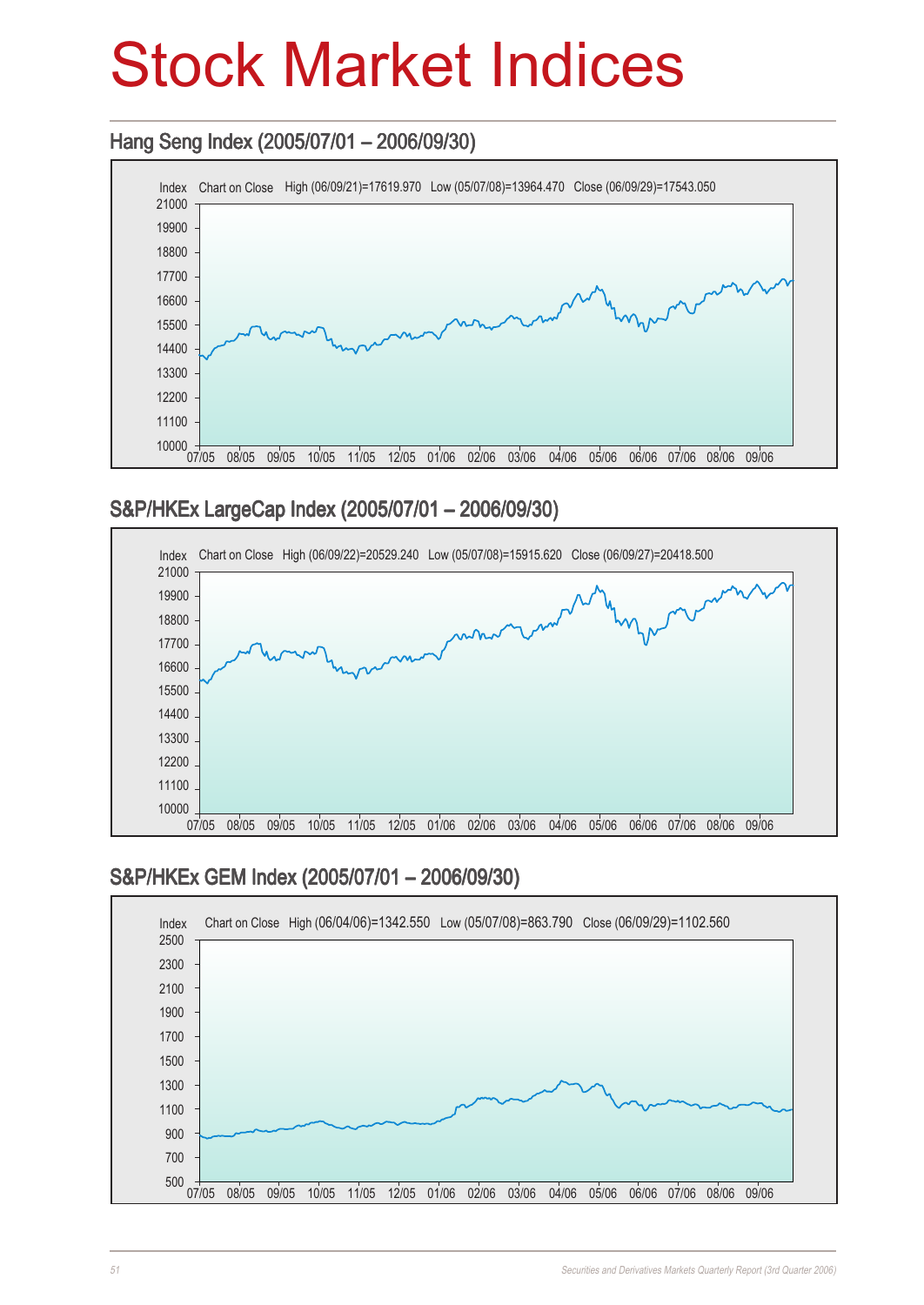# Stock Market Indices

## Hang Seng Index (2005/07/01 – 2006/09/30)

Index Chart on Close High (06/09/21)=17619.970 Low (05/07/08)=13964.470 Close (06/09/29)=17543.050

## S&P/HKEx LargeCap Index (2005/07/01 – 2006/09/30)

Index Chart on Close High (06/09/22)=20529.240 Low (05/07/08)=15915.620 Close (06/09/27)=20418.500

## S&P/HKEx GEM Index (2005/07/01 – 2006/09/30)

Index Chart on Close High (06/04/06)=1342.550 Low (05/07/08)=863.790 Close (06/09/29)=1102.560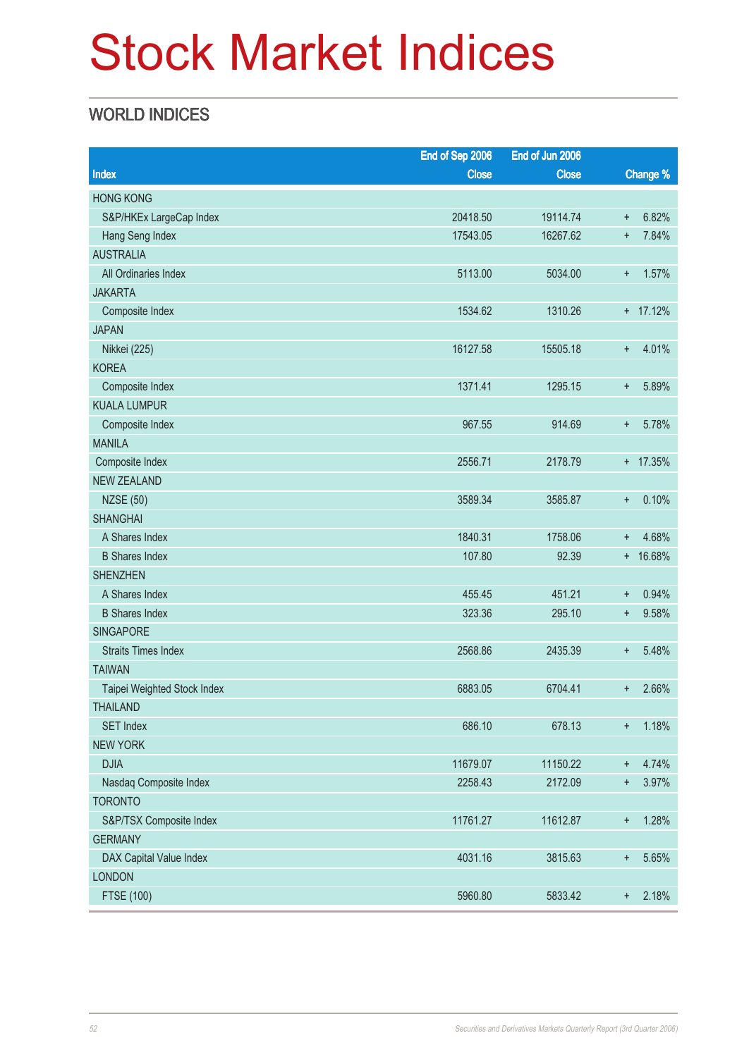# Stock Market Indices

## WORLD INDICES

| Index | End of Sep 2006 Close | End of Jun 2006 Close | Change % |
|---|---|---|---|
| HONG KONG | | | |
| S&P/HKEx LargeCap Index | 20418.50 | 19114.74 | + 6.82% |
| Hang Seng Index | 17543.05 | 16267.62 | + 7.84% |
| AUSTRALIA | | | |
| All Ordinaries Index | 5113.00 | 5034.00 | + 1.57% |
| JAKARTA | | | |
| Composite Index | 1534.62 | 1310.26 | + 17.12% |
| JAPAN | | | |
| Nikkei (225) | 16127.58 | 15505.18 | + 4.01% |
| KOREA | | | |
| Composite Index | 1371.41 | 1295.15 | + 5.89% |
| KUALA LUMPUR | | | |
| Composite Index | 967.55 | 914.69 | + 5.78% |
| MANILA | | | |
| Composite Index | 2556.71 | 2178.79 | + 17.35% |
| NEW ZEALAND | | | |
| NZSE (50) | 3589.34 | 3585.87 | + 0.10% |
| SHANGHAI | | | |
| A Shares Index | 1840.31 | 1758.06 | + 4.68% |
| B Shares Index | 107.80 | 92.39 | + 16.68% |
| SHENZHEN | | | |
| A Shares Index | 455.45 | 451.21 | + 0.94% |
| B Shares Index | 323.36 | 295.10 | + 9.58% |
| SINGAPORE | | | |
| Straits Times Index | 2568.86 | 2435.39 | + 5.48% |
| TAIWAN | | | |
| Taipei Weighted Stock Index | 6883.05 | 6704.41 | + 2.66% |
| THAILAND | | | |
| SET Index | 686.10 | 678.13 | + 1.18% |
| NEW YORK | | | |
| DJIA | 11679.07 | 11150.22 | + 4.74% |
| Nasdaq Composite Index | 2258.43 | 2172.09 | + 3.97% |
| TORONTO | | | |
| S&P/TSX Composite Index | 11761.27 | 11612.87 | + 1.28% |
| GERMANY | | | |
| DAX Capital Value Index | 4031.16 | 3815.63 | + 5.65% |
| LONDON | | | |
| FTSE (100) | 5960.80 | 5833.42 | + 2.18% |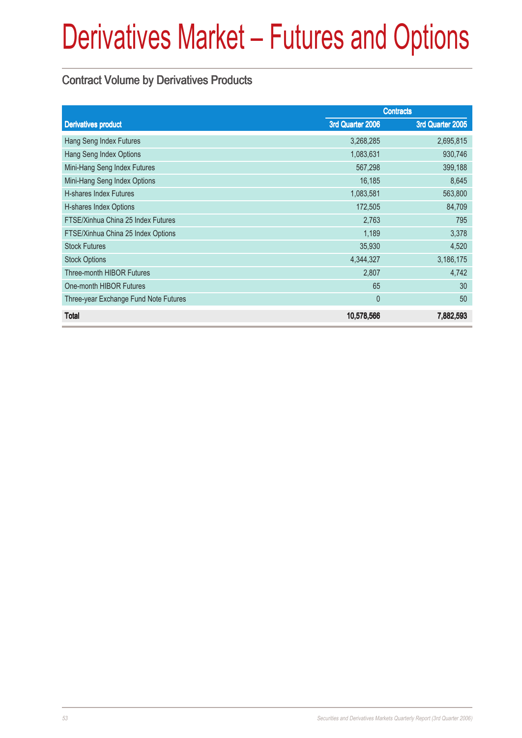# Derivatives Market – Futures and Options

## Contract Volume by Derivatives Products

| Derivatives product | Contracts | |
|---|---|---|
| | 3rd Quarter 2006 | 3rd Quarter 2005 |
| Hang Seng Index Futures | 3,268,285 | 2,695,815 |
| Hang Seng Index Options | 1,083,631 | 930,746 |
| Mini-Hang Seng Index Futures | 567,298 | 399,188 |
| Mini-Hang Seng Index Options | 16,185 | 8,645 |
| H-shares Index Futures | 1,083,581 | 563,800 |
| H-shares Index Options | 172,505 | 84,709 |
| FTSE/Xinhua China 25 Index Futures | 2,763 | 795 |
| FTSE/Xinhua China 25 Index Options | 1,189 | 3,378 |
| Stock Futures | 35,930 | 4,520 |
| Stock Options | 4,344,327 | 3,186,175 |
| Three-month HIBOR Futures | 2,807 | 4,742 |
| One-month HIBOR Futures | 65 | 30 |
| Three-year Exchange Fund Note Futures | 0 | 50 |
| **Total** | **10,578,566** | **7,882,593** |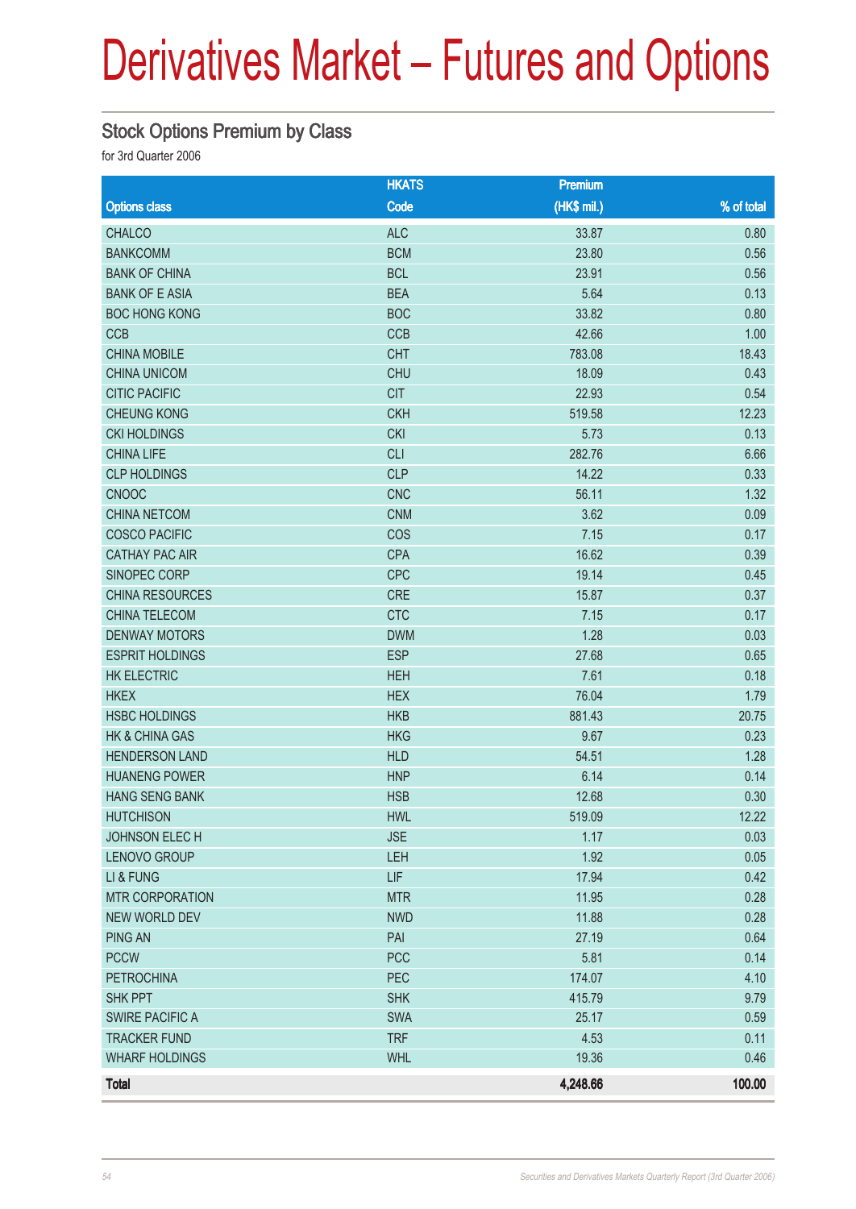# Derivatives Market – Futures and Options

## Stock Options Premium by Class

for 3rd Quarter 2006

| Options class | HKATS Code | Premium (HK$ mil.) | % of total |
|---|---|---|---|
| CHALCO | ALC | 33.87 | 0.80 |
| BANKCOMM | BCM | 23.80 | 0.56 |
| BANK OF CHINA | BCL | 23.91 | 0.56 |
| BANK OF E ASIA | BEA | 5.64 | 0.13 |
| BOC HONG KONG | BOC | 33.82 | 0.80 |
| CCB | CCB | 42.66 | 1.00 |
| CHINA MOBILE | CHT | 783.08 | 18.43 |
| CHINA UNICOM | CHU | 18.09 | 0.43 |
| CITIC PACIFIC | CIT | 22.93 | 0.54 |
| CHEUNG KONG | CKH | 519.58 | 12.23 |
| CKI HOLDINGS | CKI | 5.73 | 0.13 |
| CHINA LIFE | CLI | 282.76 | 6.66 |
| CLP HOLDINGS | CLP | 14.22 | 0.33 |
| CNOOC | CNC | 56.11 | 1.32 |
| CHINA NETCOM | CNM | 3.62 | 0.09 |
| COSCO PACIFIC | COS | 7.15 | 0.17 |
| CATHAY PAC AIR | CPA | 16.62 | 0.39 |
| SINOPEC CORP | CPC | 19.14 | 0.45 |
| CHINA RESOURCES | CRE | 15.87 | 0.37 |
| CHINA TELECOM | CTC | 7.15 | 0.17 |
| DENWAY MOTORS | DWM | 1.28 | 0.03 |
| ESPRIT HOLDINGS | ESP | 27.68 | 0.65 |
| HK ELECTRIC | HEH | 7.61 | 0.18 |
| HKEX | HEX | 76.04 | 1.79 |
| HSBC HOLDINGS | HKB | 881.43 | 20.75 |
| HK & CHINA GAS | HKG | 9.67 | 0.23 |
| HENDERSON LAND | HLD | 54.51 | 1.28 |
| HUANENG POWER | HNP | 6.14 | 0.14 |
| HANG SENG BANK | HSB | 12.68 | 0.30 |
| HUTCHISON | HWL | 519.09 | 12.22 |
| JOHNSON ELEC H | JSE | 1.17 | 0.03 |
| LENOVO GROUP | LEH | 1.92 | 0.05 |
| LI & FUNG | LIF | 17.94 | 0.42 |
| MTR CORPORATION | MTR | 11.95 | 0.28 |
| NEW WORLD DEV | NWD | 11.88 | 0.28 |
| PING AN | PAI | 27.19 | 0.64 |
| PCCW | PCC | 5.81 | 0.14 |
| PETROCHINA | PEC | 174.07 | 4.10 |
| SHK PPT | SHK | 415.79 | 9.79 |
| SWIRE PACIFIC A | SWA | 25.17 | 0.59 |
| TRACKER FUND | TRF | 4.53 | 0.11 |
| WHARF HOLDINGS | WHL | 19.36 | 0.46 |
| **Total** | | **4,248.66** | **100.00** |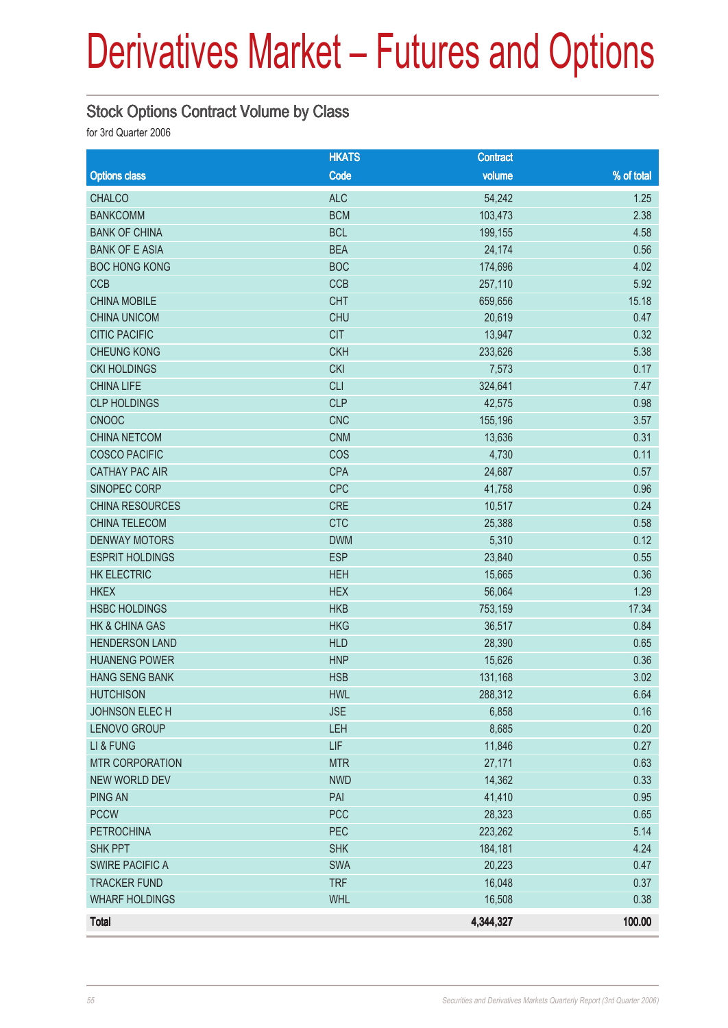# Derivatives Market – Futures and Options

## Stock Options Contract Volume by Class

for 3rd Quarter 2006

| Options class | HKATS Code | Contract volume | % of total |
|---|---|---|---|
| CHALCO | ALC | 54,242 | 1.25 |
| BANKCOMM | BCM | 103,473 | 2.38 |
| BANK OF CHINA | BCL | 199,155 | 4.58 |
| BANK OF E ASIA | BEA | 24,174 | 0.56 |
| BOC HONG KONG | BOC | 174,696 | 4.02 |
| CCB | CCB | 257,110 | 5.92 |
| CHINA MOBILE | CHT | 659,656 | 15.18 |
| CHINA UNICOM | CHU | 20,619 | 0.47 |
| CITIC PACIFIC | CIT | 13,947 | 0.32 |
| CHEUNG KONG | CKH | 233,626 | 5.38 |
| CKI HOLDINGS | CKI | 7,573 | 0.17 |
| CHINA LIFE | CLI | 324,641 | 7.47 |
| CLP HOLDINGS | CLP | 42,575 | 0.98 |
| CNOOC | CNC | 155,196 | 3.57 |
| CHINA NETCOM | CNM | 13,636 | 0.31 |
| COSCO PACIFIC | COS | 4,730 | 0.11 |
| CATHAY PAC AIR | CPA | 24,687 | 0.57 |
| SINOPEC CORP | CPC | 41,758 | 0.96 |
| CHINA RESOURCES | CRE | 10,517 | 0.24 |
| CHINA TELECOM | CTC | 25,388 | 0.58 |
| DENWAY MOTORS | DWM | 5,310 | 0.12 |
| ESPRIT HOLDINGS | ESP | 23,840 | 0.55 |
| HK ELECTRIC | HEH | 15,665 | 0.36 |
| HKEX | HEX | 56,064 | 1.29 |
| HSBC HOLDINGS | HKB | 753,159 | 17.34 |
| HK & CHINA GAS | HKG | 36,517 | 0.84 |
| HENDERSON LAND | HLD | 28,390 | 0.65 |
| HUANENG POWER | HNP | 15,626 | 0.36 |
| HANG SENG BANK | HSB | 131,168 | 3.02 |
| HUTCHISON | HWL | 288,312 | 6.64 |
| JOHNSON ELEC H | JSE | 6,858 | 0.16 |
| LENOVO GROUP | LEH | 8,685 | 0.20 |
| LI & FUNG | LIF | 11,846 | 0.27 |
| MTR CORPORATION | MTR | 27,171 | 0.63 |
| NEW WORLD DEV | NWD | 14,362 | 0.33 |
| PING AN | PAI | 41,410 | 0.95 |
| PCCW | PCC | 28,323 | 0.65 |
| PETROCHINA | PEC | 223,262 | 5.14 |
| SHK PPT | SHK | 184,181 | 4.24 |
| SWIRE PACIFIC A | SWA | 20,223 | 0.47 |
| TRACKER FUND | TRF | 16,048 | 0.37 |
| WHARF HOLDINGS | WHL | 16,508 | 0.38 |
| **Total** | | **4,344,327** | **100.00** |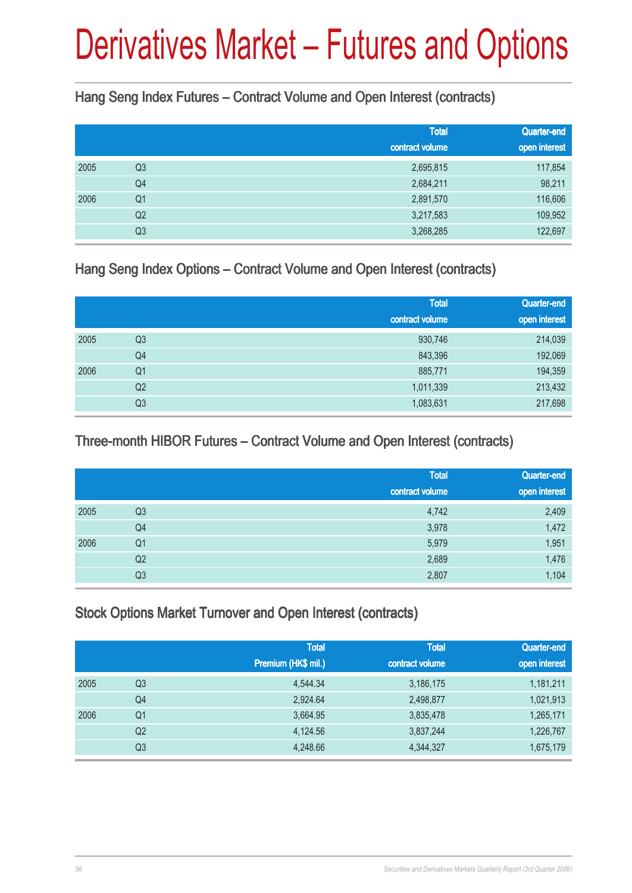# Derivatives Market – Futures and Options

## Hang Seng Index Futures – Contract Volume and Open Interest (contracts)

| | | Total contract volume | Quarter-end open interest |
|---|---|---|---|
| 2005 | Q3 | 2,695,815 | 117,854 |
| | Q4 | 2,684,211 | 98,211 |
| 2006 | Q1 | 2,891,570 | 116,606 |
| | Q2 | 3,217,583 | 109,952 |
| | Q3 | 3,268,285 | 122,697 |

## Hang Seng Index Options – Contract Volume and Open Interest (contracts)

| | | Total contract volume | Quarter-end open interest |
|---|---|---|---|
| 2005 | Q3 | 930,746 | 214,039 |
| | Q4 | 843,396 | 192,069 |
| 2006 | Q1 | 885,771 | 194,359 |
| | Q2 | 1,011,339 | 213,432 |
| | Q3 | 1,083,631 | 217,698 |

## Three-month HIBOR Futures – Contract Volume and Open Interest (contracts)

| | | Total contract volume | Quarter-end open interest |
|---|---|---|---|
| 2005 | Q3 | 4,742 | 2,409 |
| | Q4 | 3,978 | 1,472 |
| 2006 | Q1 | 5,979 | 1,951 |
| | Q2 | 2,689 | 1,476 |
| | Q3 | 2,807 | 1,104 |

## Stock Options Market Turnover and Open Interest (contracts)

| | | Total Premium (HK$ mil.) | Total contract volume | Quarter-end open interest |
|---|---|---|---|---|
| 2005 | Q3 | 4,544.34 | 3,186,175 | 1,181,211 |
| | Q4 | 2,924.64 | 2,498,877 | 1,021,913 |
| 2006 | Q1 | 3,664.95 | 3,835,478 | 1,265,171 |
| | Q2 | 4,124.56 | 3,837,244 | 1,226,767 |
| | Q3 | 4,248.66 | 4,344,327 | 1,675,179 |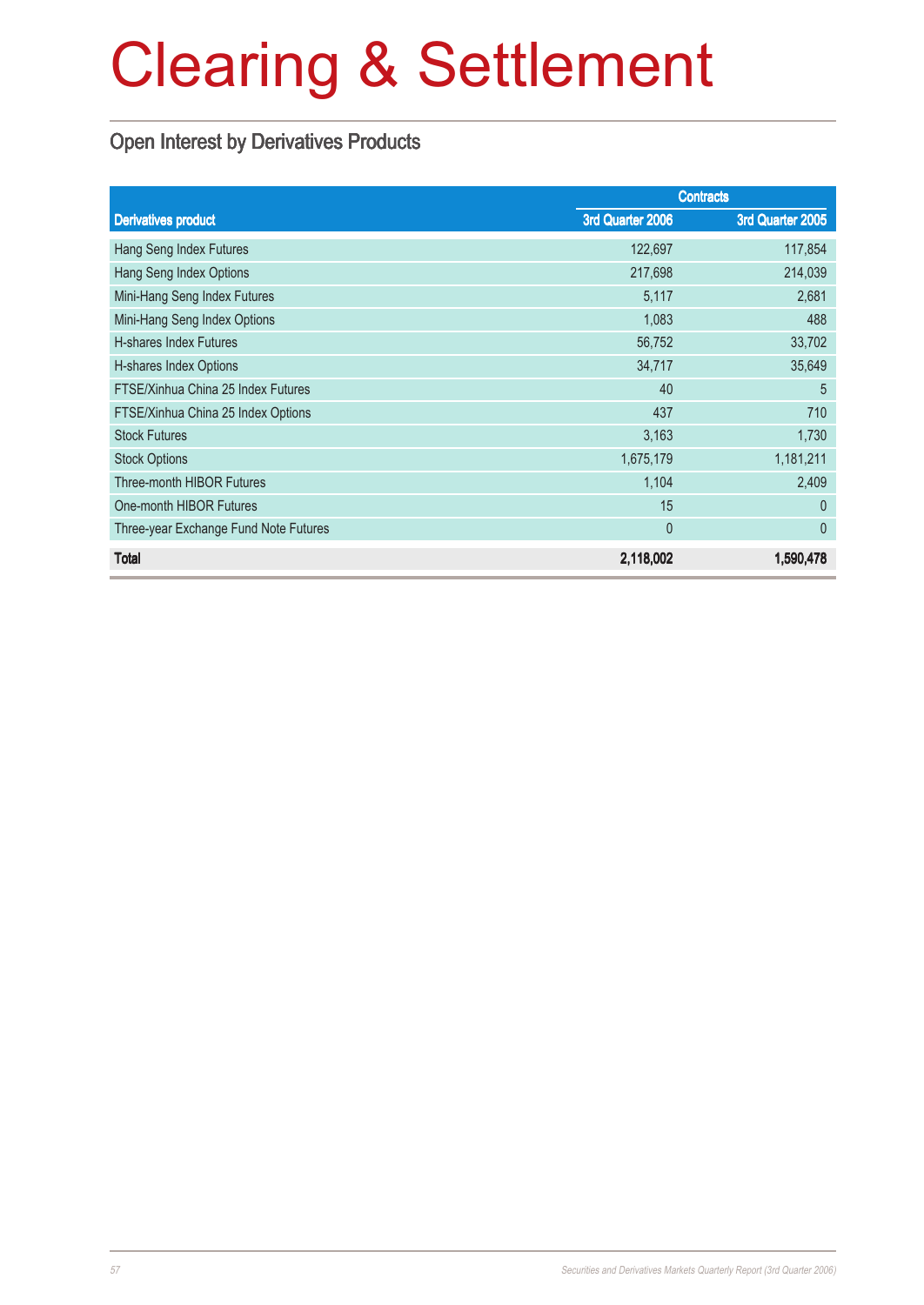# Clearing & Settlement

## Open Interest by Derivatives Products

| Derivatives product | Contracts | |
|---|---|---|
| | 3rd Quarter 2006 | 3rd Quarter 2005 |
| Hang Seng Index Futures | 122,697 | 117,854 |
| Hang Seng Index Options | 217,698 | 214,039 |
| Mini-Hang Seng Index Futures | 5,117 | 2,681 |
| Mini-Hang Seng Index Options | 1,083 | 488 |
| H-shares Index Futures | 56,752 | 33,702 |
| H-shares Index Options | 34,717 | 35,649 |
| FTSE/Xinhua China 25 Index Futures | 40 | 5 |
| FTSE/Xinhua China 25 Index Options | 437 | 710 |
| Stock Futures | 3,163 | 1,730 |
| Stock Options | 1,675,179 | 1,181,211 |
| Three-month HIBOR Futures | 1,104 | 2,409 |
| One-month HIBOR Futures | 15 | 0 |
| Three-year Exchange Fund Note Futures | 0 | 0 |
| **Total** | **2,118,002** | **1,590,478** |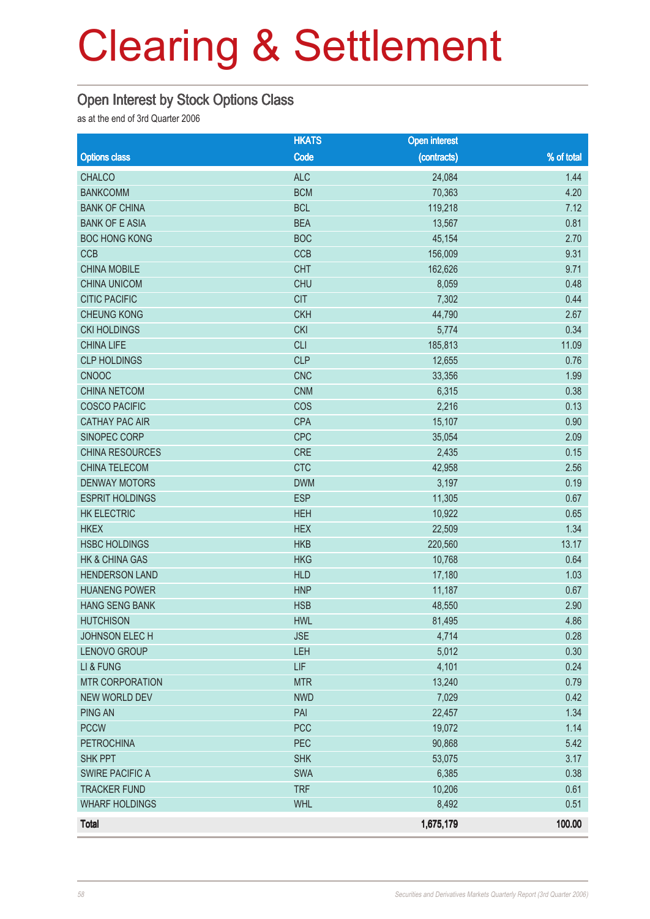# Clearing & Settlement

## Open Interest by Stock Options Class

as at the end of 3rd Quarter 2006

| Options class | HKATS Code | Open interest (contracts) | % of total |
|---|---|---|---|
| CHALCO | ALC | 24,084 | 1.44 |
| BANKCOMM | BCM | 70,363 | 4.20 |
| BANK OF CHINA | BCL | 119,218 | 7.12 |
| BANK OF E ASIA | BEA | 13,567 | 0.81 |
| BOC HONG KONG | BOC | 45,154 | 2.70 |
| CCB | CCB | 156,009 | 9.31 |
| CHINA MOBILE | CHT | 162,626 | 9.71 |
| CHINA UNICOM | CHU | 8,059 | 0.48 |
| CITIC PACIFIC | CIT | 7,302 | 0.44 |
| CHEUNG KONG | CKH | 44,790 | 2.67 |
| CKI HOLDINGS | CKI | 5,774 | 0.34 |
| CHINA LIFE | CLI | 185,813 | 11.09 |
| CLP HOLDINGS | CLP | 12,655 | 0.76 |
| CNOOC | CNC | 33,356 | 1.99 |
| CHINA NETCOM | CNM | 6,315 | 0.38 |
| COSCO PACIFIC | COS | 2,216 | 0.13 |
| CATHAY PAC AIR | CPA | 15,107 | 0.90 |
| SINOPEC CORP | CPC | 35,054 | 2.09 |
| CHINA RESOURCES | CRE | 2,435 | 0.15 |
| CHINA TELECOM | CTC | 42,958 | 2.56 |
| DENWAY MOTORS | DWM | 3,197 | 0.19 |
| ESPRIT HOLDINGS | ESP | 11,305 | 0.67 |
| HK ELECTRIC | HEH | 10,922 | 0.65 |
| HKEX | HEX | 22,509 | 1.34 |
| HSBC HOLDINGS | HKB | 220,560 | 13.17 |
| HK & CHINA GAS | HKG | 10,768 | 0.64 |
| HENDERSON LAND | HLD | 17,180 | 1.03 |
| HUANENG POWER | HNP | 11,187 | 0.67 |
| HANG SENG BANK | HSB | 48,550 | 2.90 |
| HUTCHISON | HWL | 81,495 | 4.86 |
| JOHNSON ELEC H | JSE | 4,714 | 0.28 |
| LENOVO GROUP | LEH | 5,012 | 0.30 |
| LI & FUNG | LIF | 4,101 | 0.24 |
| MTR CORPORATION | MTR | 13,240 | 0.79 |
| NEW WORLD DEV | NWD | 7,029 | 0.42 |
| PING AN | PAI | 22,457 | 1.34 |
| PCCW | PCC | 19,072 | 1.14 |
| PETROCHINA | PEC | 90,868 | 5.42 |
| SHK PPT | SHK | 53,075 | 3.17 |
| SWIRE PACIFIC A | SWA | 6,385 | 0.38 |
| TRACKER FUND | TRF | 10,206 | 0.61 |
| WHARF HOLDINGS | WHL | 8,492 | 0.51 |
| **Total** | | **1,675,179** | **100.00** |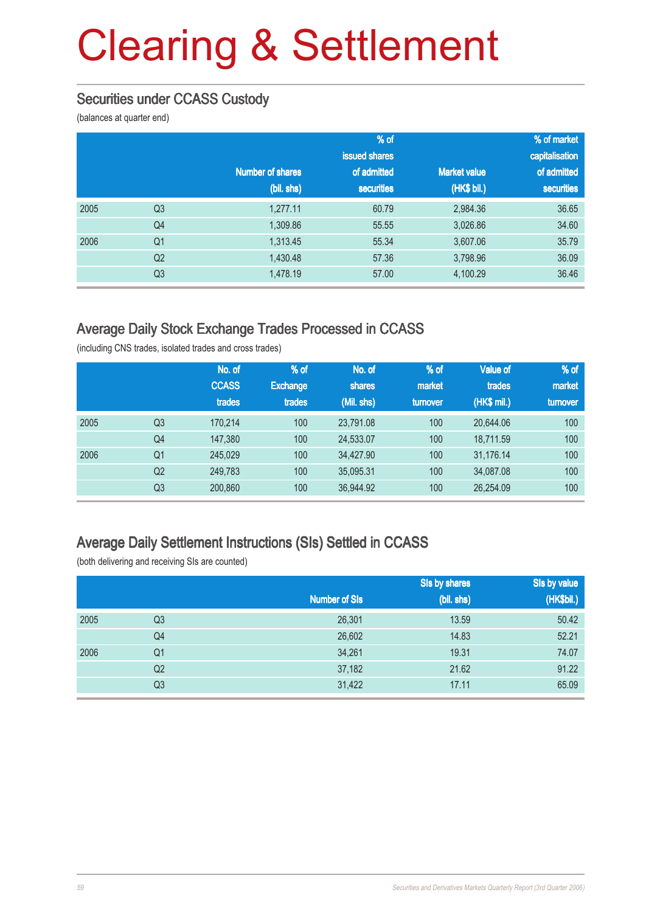# Clearing & Settlement

## Securities under CCASS Custody

(balances at quarter end)

| | | Number of shares (bil. shs) | % of issued shares of admitted securities | Market value (HK$ bil.) | % of market capitalisation of admitted securities |
|---|---|---|---|---|---|
| 2005 | Q3 | 1,277.11 | 60.79 | 2,984.36 | 36.65 |
| | Q4 | 1,309.86 | 55.55 | 3,026.86 | 34.60 |
| 2006 | Q1 | 1,313.45 | 55.34 | 3,607.06 | 35.79 |
| | Q2 | 1,430.48 | 57.36 | 3,798.96 | 36.09 |
| | Q3 | 1,478.19 | 57.00 | 4,100.29 | 36.46 |

## Average Daily Stock Exchange Trades Processed in CCASS

(including CNS trades, isolated trades and cross trades)

| | | No. of CCASS trades | % of Exchange trades | No. of shares (Mil. shs) | % of market turnover | Value of trades (HK$ mil.) | % of market turnover |
|---|---|---|---|---|---|---|---|
| 2005 | Q3 | 170,214 | 100 | 23,791.08 | 100 | 20,644.06 | 100 |
| | Q4 | 147,380 | 100 | 24,533.07 | 100 | 18,711.59 | 100 |
| 2006 | Q1 | 245,029 | 100 | 34,427.90 | 100 | 31,176.14 | 100 |
| | Q2 | 249,783 | 100 | 35,095.31 | 100 | 34,087.08 | 100 |
| | Q3 | 200,860 | 100 | 36,944.92 | 100 | 26,254.09 | 100 |

## Average Daily Settlement Instructions (SIs) Settled in CCASS

(both delivering and receiving SIs are counted)

| | | Number of SIs | SIs by shares (bil. shs) | SIs by value (HK$bil.) |
|---|---|---|---|---|
| 2005 | Q3 | 26,301 | 13.59 | 50.42 |
| | Q4 | 26,602 | 14.83 | 52.21 |
| 2006 | Q1 | 34,261 | 19.31 | 74.07 |
| | Q2 | 37,182 | 21.62 | 91.22 |
| | Q3 | 31,422 | 17.11 | 65.09 |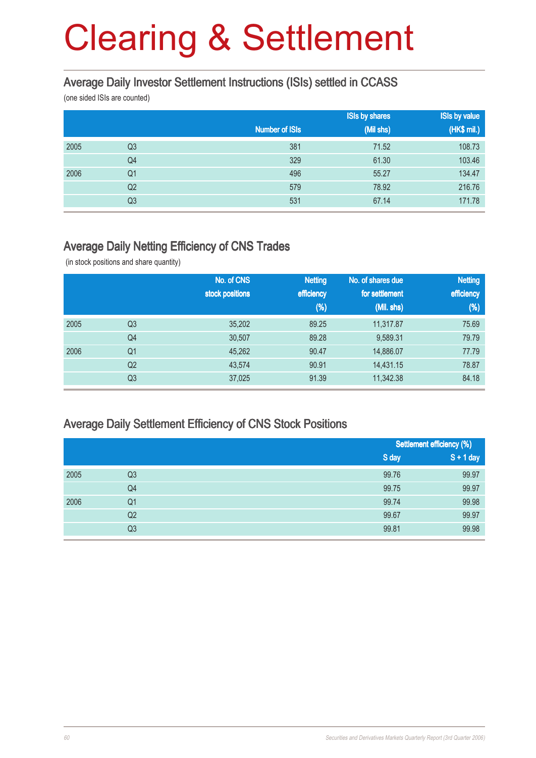# Clearing & Settlement

## Average Daily Investor Settlement Instructions (ISIs) settled in CCASS

(one sided ISIs are counted)

| | | Number of ISIs | ISIs by shares (Mil shs) | ISIs by value (HK$ mil.) |
|---|---|---|---|---|
| 2005 | Q3 | 381 | 71.52 | 108.73 |
| | Q4 | 329 | 61.30 | 103.46 |
| 2006 | Q1 | 496 | 55.27 | 134.47 |
| | Q2 | 579 | 78.92 | 216.76 |
| | Q3 | 531 | 67.14 | 171.78 |

## Average Daily Netting Efficiency of CNS Trades

(in stock positions and share quantity)

| | | No. of CNS stock positions | Netting efficiency (%) | No. of shares due for settlement (Mil. shs) | Netting efficiency (%) |
|---|---|---|---|---|---|
| 2005 | Q3 | 35,202 | 89.25 | 11,317.87 | 75.69 |
| | Q4 | 30,507 | 89.28 | 9,589.31 | 79.79 |
| 2006 | Q1 | 45,262 | 90.47 | 14,886.07 | 77.79 |
| | Q2 | 43,574 | 90.91 | 14,431.15 | 78.87 |
| | Q3 | 37,025 | 91.39 | 11,342.38 | 84.18 |

## Average Daily Settlement Efficiency of CNS Stock Positions

| | | Settlement efficiency (%) | |
|---|---|---|---|
| | | S day | S + 1 day |
| 2005 | Q3 | 99.76 | 99.97 |
| | Q4 | 99.75 | 99.97 |
| 2006 | Q1 | 99.74 | 99.98 |
| | Q2 | 99.67 | 99.97 |
| | Q3 | 99.81 | 99.98 |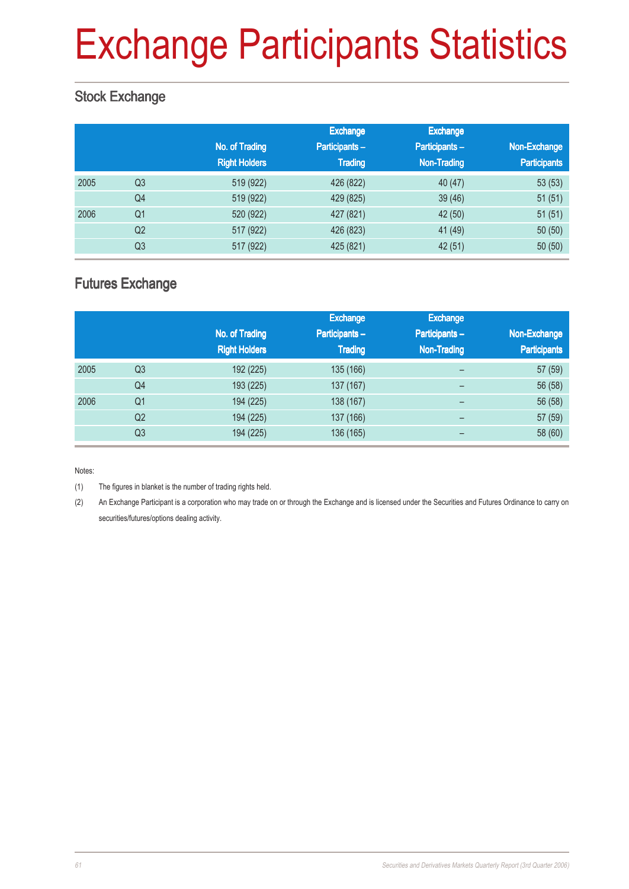# Exchange Participants Statistics

## Stock Exchange

| | | No. of Trading Right Holders | Exchange Participants – Trading | Exchange Participants – Non-Trading | Non-Exchange Participants |
|---|---|---|---|---|---|
| 2005 | Q3 | 519 (922) | 426 (822) | 40 (47) | 53 (53) |
| | Q4 | 519 (922) | 429 (825) | 39 (46) | 51 (51) |
| 2006 | Q1 | 520 (922) | 427 (821) | 42 (50) | 51 (51) |
| | Q2 | 517 (922) | 426 (823) | 41 (49) | 50 (50) |
| | Q3 | 517 (922) | 425 (821) | 42 (51) | 50 (50) |

## Futures Exchange

| | | No. of Trading Right Holders | Exchange Participants – Trading | Exchange Participants – Non-Trading | Non-Exchange Participants |
|---|---|---|---|---|---|
| 2005 | Q3 | 192 (225) | 135 (166) | – | 57 (59) |
| | Q4 | 193 (225) | 137 (167) | – | 56 (58) |
| 2006 | Q1 | 194 (225) | 138 (167) | – | 56 (58) |
| | Q2 | 194 (225) | 137 (166) | – | 57 (59) |
| | Q3 | 194 (225) | 136 (165) | – | 58 (60) |

Notes:

(1) The figures in blanket is the number of trading rights held.

(2) An Exchange Participant is a corporation who may trade on or through the Exchange and is licensed under the Securities and Futures Ordinance to carry on securities/futures/options dealing activity.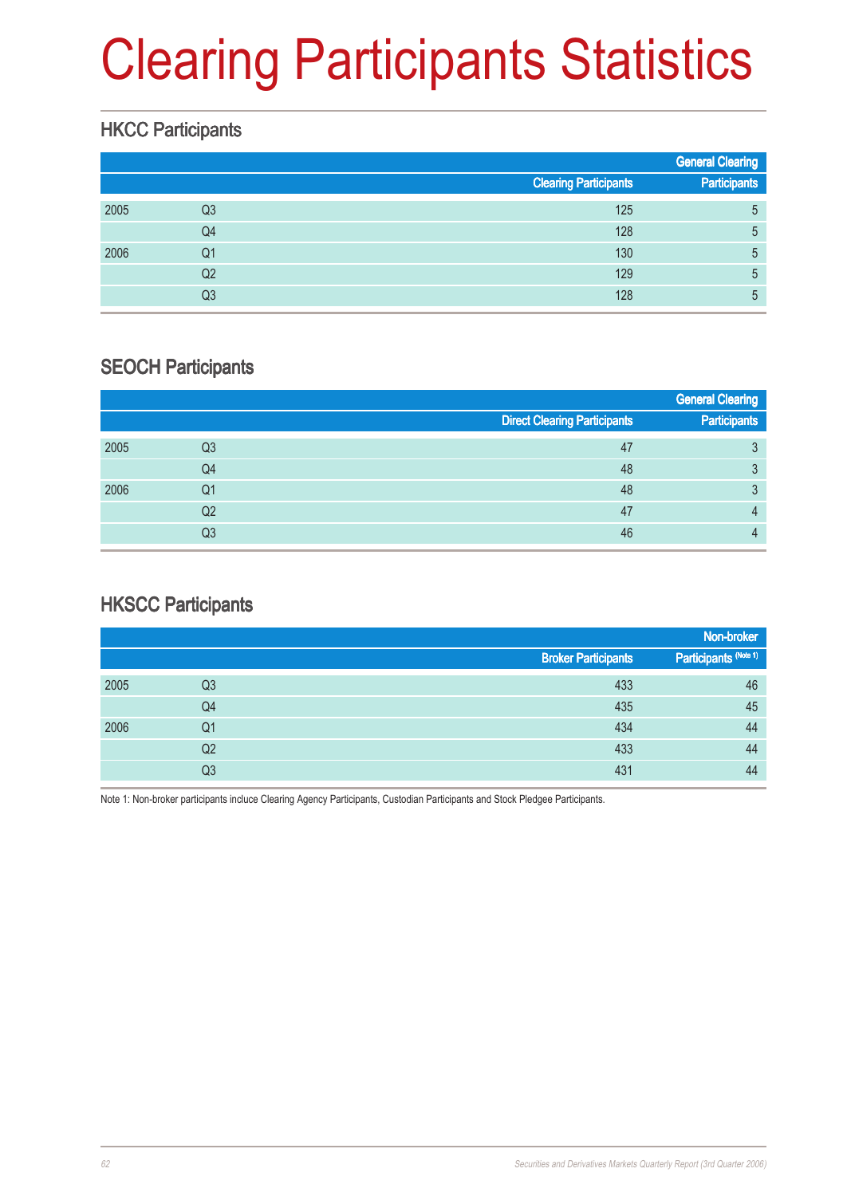# Clearing Participants Statistics

## HKCC Participants

| | | Clearing Participants | General Clearing Participants |
|---|---|---|---|
| 2005 | Q3 | 125 | 5 |
| | Q4 | 128 | 5 |
| 2006 | Q1 | 130 | 5 |
| | Q2 | 129 | 5 |
| | Q3 | 128 | 5 |

## SEOCH Participants

| | | Direct Clearing Participants | General Clearing Participants |
|---|---|---|---|
| 2005 | Q3 | 47 | 3 |
| | Q4 | 48 | 3 |
| 2006 | Q1 | 48 | 3 |
| | Q2 | 47 | 4 |
| | Q3 | 46 | 4 |

## HKSCC Participants

| | | Broker Participants | Non-broker Participants (Note 1) |
|---|---|---|---|
| 2005 | Q3 | 433 | 46 |
| | Q4 | 435 | 45 |
| 2006 | Q1 | 434 | 44 |
| | Q2 | 433 | 44 |
| | Q3 | 431 | 44 |

Note 1: Non-broker participants incluce Clearing Agency Participants, Custodian Participants and Stock Pledgee Participants.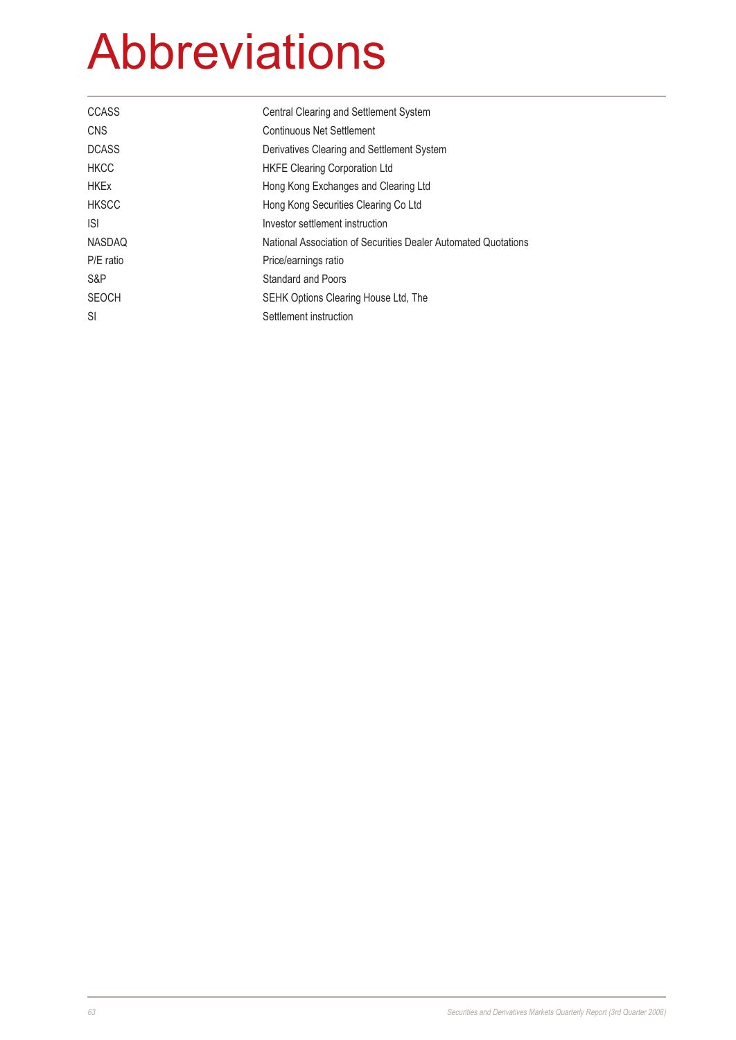# Abbreviations

| | |
|---|---|
| CCASS | Central Clearing and Settlement System |
| CNS | Continuous Net Settlement |
| DCASS | Derivatives Clearing and Settlement System |
| HKCC | HKFE Clearing Corporation Ltd |
| HKEx | Hong Kong Exchanges and Clearing Ltd |
| HKSCC | Hong Kong Securities Clearing Co Ltd |
| ISI | Investor settlement instruction |
| NASDAQ | National Association of Securities Dealer Automated Quotations |
| P/E ratio | Price/earnings ratio |
| S&P | Standard and Poors |
| SEOCH | SEHK Options Clearing House Ltd, The |
| SI | Settlement instruction |